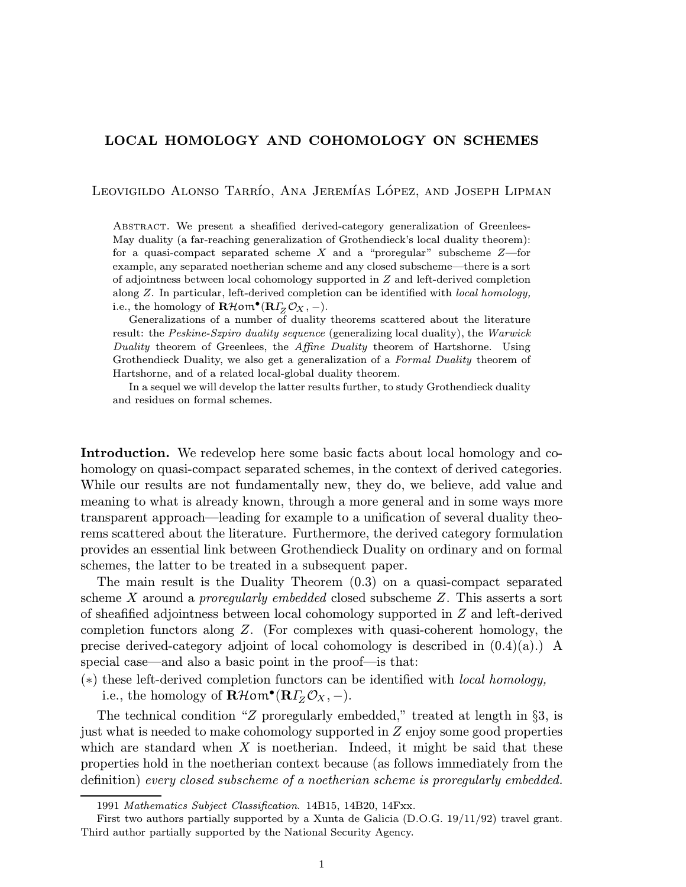# LOCAL HOMOLOGY AND COHOMOLOGY ON SCHEMES

Leovigildo Alonso Tarrío, Ana Jeremías López, and Joseph Lipman

Abstract. We present a sheafified derived-category generalization of Greenlees-May duality (a far-reaching generalization of Grothendieck's local duality theorem): for a quasi-compact separated scheme $X$ and a "proregular" subscheme $Z$—for example, any separated noetherian scheme and any closed subscheme—there is a sort of adjointness between local cohomology supported in $Z$ and left-derived completion along $Z$. In particular, left-derived completion can be identified with *local homology,* i.e., the homology of $\mathbf{R}\mathcal{H}om^{\bullet}(\mathbf{R}\varGamma_{Z}\mathcal{O}_X, -)$.

Generalizations of a number of duality theorems scattered about the literature result: the *Peskine-Szpiro duality sequence* (generalizing local duality), the *Warwick Duality* theorem of Greenlees, the *Affine Duality* theorem of Hartshorne. Using Grothendieck Duality, we also get a generalization of a *Formal Duality* theorem of Hartshorne, and of a related local-global duality theorem.

In a sequel we will develop the latter results further, to study Grothendieck duality and residues on formal schemes.

**Introduction.** We redevelop here some basic facts about local homology and cohomology on quasi-compact separated schemes, in the context of derived categories. While our results are not fundamentally new, they do, we believe, add value and meaning to what is already known, through a more general and in some ways more transparent approach—leading for example to a unification of several duality theorems scattered about the literature. Furthermore, the derived category formulation provides an essential link between Grothendieck Duality on ordinary and on formal schemes, the latter to be treated in a subsequent paper.

The main result is the Duality Theorem (0.3) on a quasi-compact separated scheme $X$ around a *proregularly embedded* closed subscheme $Z$. This asserts a sort of sheafified adjointness between local cohomology supported in $Z$ and left-derived completion functors along $Z$. (For complexes with quasi-coherent homology, the precise derived-category adjoint of local cohomology is described in (0.4)(a).) A special case—and also a basic point in the proof—is that:

(∗) these left-derived completion functors can be identified with *local homology,* i.e., the homology of $\mathbf{R}\mathcal{H}om^{\bullet}(\mathbf{R}\varGamma_{Z}\mathcal{O}_X, -)$.

The technical condition "$Z$ proregularly embedded," treated at length in §3, is just what is needed to make cohomology supported in $Z$ enjoy some good properties which are standard when $X$ is noetherian. Indeed, it might be said that these properties hold in the noetherian context because (as follows immediately from the definition) *every closed subscheme of a noetherian scheme is proregularly embedded.*

---

1991 *Mathematics Subject Classification.* 14B15, 14B20, 14Fxx.

First two authors partially supported by a Xunta de Galicia (D.O.G. 19/11/92) travel grant. Third author partially supported by the National Security Agency.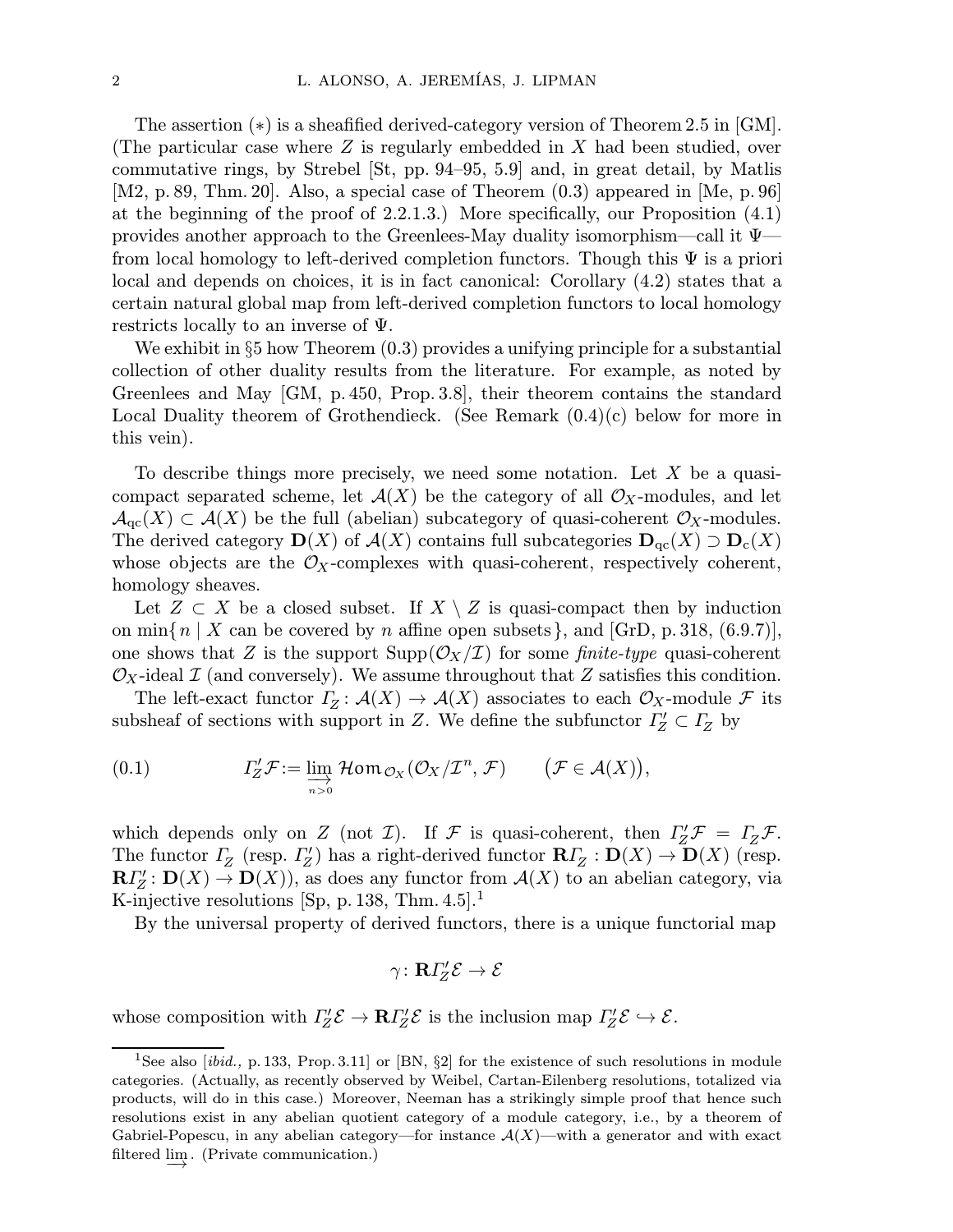The assertion (∗) is a sheafified derived-category version of Theorem 2.5 in [GM]. (The particular case where $Z$ is regularly embedded in $X$ had been studied, over commutative rings, by Strebel [St, pp. 94–95, 5.9] and, in great detail, by Matlis [M2, p. 89, Thm. 20]. Also, a special case of Theorem (0.3) appeared in [Me, p. 96] at the beginning of the proof of 2.2.1.3.) More specifically, our Proposition (4.1) provides another approach to the Greenlees-May duality isomorphism—call it $\Psi$—from local homology to left-derived completion functors. Though this $\Psi$ is a priori local and depends on choices, it is in fact canonical: Corollary (4.2) states that a certain natural global map from left-derived completion functors to local homology restricts locally to an inverse of $\Psi$.

We exhibit in §5 how Theorem (0.3) provides a unifying principle for a substantial collection of other duality results from the literature. For example, as noted by Greenlees and May [GM, p. 450, Prop. 3.8], their theorem contains the standard Local Duality theorem of Grothendieck. (See Remark (0.4)(c) below for more in this vein).

To describe things more precisely, we need some notation. Let $X$ be a quasi-compact separated scheme, let $\mathcal{A}(X)$ be the category of all $\mathcal{O}_X$-modules, and let $\mathcal{A}_{\mathrm{qc}}(X) \subset \mathcal{A}(X)$ be the full (abelian) subcategory of quasi-coherent $\mathcal{O}_X$-modules. The derived category $\mathbf{D}(X)$ of $\mathcal{A}(X)$ contains full subcategories $\mathbf{D}_{\mathrm{qc}}(X) \supset \mathbf{D}_{\mathrm{c}}(X)$ whose objects are the $\mathcal{O}_X$-complexes with quasi-coherent, respectively coherent, homology sheaves.

Let $Z \subset X$ be a closed subset. If $X \setminus Z$ is quasi-compact then by induction on $\min\{\, n \mid X$ can be covered by $n$ affine open subsets$\,\}$, and [GrD, p. 318, (6.9.7)], one shows that $Z$ is the support $\mathrm{Supp}(\mathcal{O}_X/\mathcal{I})$ for some *finite-type* quasi-coherent $\mathcal{O}_X$-ideal $\mathcal{I}$ (and conversely). We assume throughout that $Z$ satisfies this condition.

The left-exact functor $\varGamma_Z\colon \mathcal{A}(X) \to \mathcal{A}(X)$ associates to each $\mathcal{O}_X$-module $\mathcal{F}$ its subsheaf of sections with support in $Z$. We define the subfunctor $\varGamma'_Z \subset \varGamma_Z$ by

$$\varGamma'_Z\mathcal{F} := \varinjlim_{n>0} \mathcal{H}om_{\mathcal{O}_X}(\mathcal{O}_X/\mathcal{I}^n, \mathcal{F}) \qquad \big(\mathcal{F} \in \mathcal{A}(X)\big), \tag{0.1}$$

which depends only on $Z$ (not $\mathcal{I}$). If $\mathcal{F}$ is quasi-coherent, then $\varGamma'_Z\mathcal{F} = \varGamma_Z\mathcal{F}$. The functor $\varGamma_Z$ (resp. $\varGamma'_Z$) has a right-derived functor $\mathbf{R}\varGamma_Z : \mathbf{D}(X) \to \mathbf{D}(X)$ (resp. $\mathbf{R}\varGamma'_Z : \mathbf{D}(X) \to \mathbf{D}(X)$), as does any functor from $\mathcal{A}(X)$ to an abelian category, via K-injective resolutions [Sp, p. 138, Thm. 4.5].[1]

By the universal property of derived functors, there is a unique functorial map

$$\gamma\colon \mathbf{R}\varGamma'_Z\mathcal{E} \to \mathcal{E}$$

whose composition with $\varGamma'_Z\mathcal{E} \to \mathbf{R}\varGamma'_Z\mathcal{E}$ is the inclusion map $\varGamma'_Z\mathcal{E} \hookrightarrow \mathcal{E}$.

[1] See also [*ibid.,* p. 133, Prop. 3.11] or [BN, §2] for the existence of such resolutions in module categories. (Actually, as recently observed by Weibel, Cartan-Eilenberg resolutions, totalized via products, will do in this case.) Moreover, Neeman has a strikingly simple proof that hence such resolutions exist in any abelian quotient category of a module category, i.e., by a theorem of Gabriel-Popescu, in any abelian category—for instance $\mathcal{A}(X)$—with a generator and with exact filtered $\varinjlim$. (Private communication.)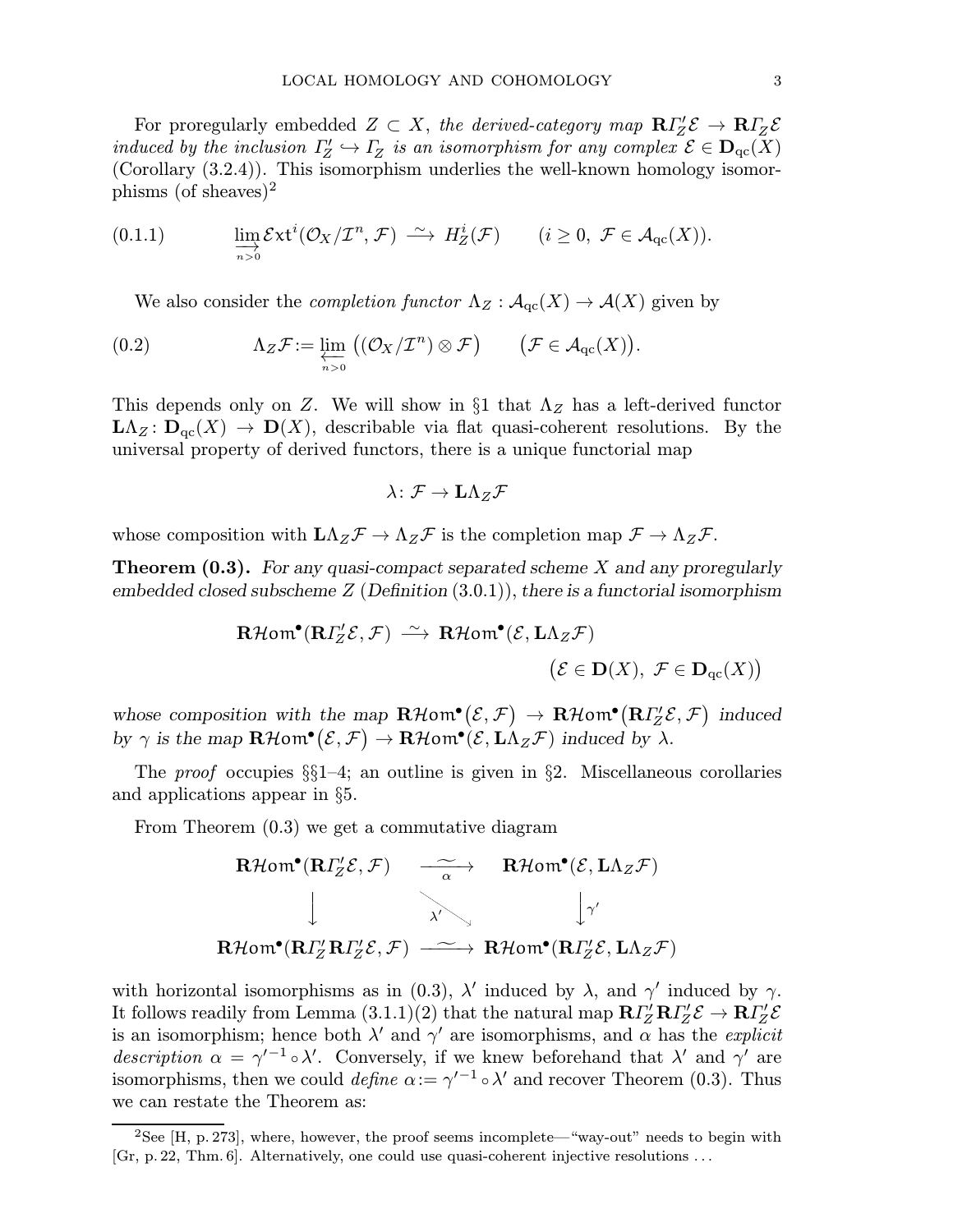For proregularly embedded $Z \subset X$, *the derived-category map* $\mathbf{R}\varGamma'_Z\mathcal{E} \to \mathbf{R}\varGamma_Z\mathcal{E}$ *induced by the inclusion* $\varGamma'_Z \hookrightarrow \varGamma_Z$ *is an isomorphism for any complex* $\mathcal{E} \in \mathbf{D}_{\mathrm{qc}}(X)$ (Corollary (3.2.4)). This isomorphism underlies the well-known homology isomorphisms (of sheaves)[2]

$$\varinjlim_{n>0} \mathcal{E}\mathrm{xt}^i(\mathcal{O}_X/\mathcal{I}^n, \mathcal{F}) \xrightarrow{\ \sim\ } H^i_Z(\mathcal{F}) \qquad (i \geq 0,\ \mathcal{F} \in \mathcal{A}_{\mathrm{qc}}(X)). \tag{0.1.1}$$

We also consider the *completion functor* $\Lambda_Z : \mathcal{A}_{\mathrm{qc}}(X) \to \mathcal{A}(X)$ given by

$$\Lambda_Z\mathcal{F} := \varprojlim_{n>0} \big((\mathcal{O}_X/\mathcal{I}^n) \otimes \mathcal{F}\big) \qquad \big(\mathcal{F} \in \mathcal{A}_{\mathrm{qc}}(X)\big). \tag{0.2}$$

This depends only on $Z$. We will show in §1 that $\Lambda_Z$ has a left-derived functor $\mathbf{L}\Lambda_Z : \mathbf{D}_{\mathrm{qc}}(X) \to \mathbf{D}(X)$, describable via flat quasi-coherent resolutions. By the universal property of derived functors, there is a unique functorial map

$$\lambda \colon \mathcal{F} \to \mathbf{L}\Lambda_Z\mathcal{F}$$

whose composition with $\mathbf{L}\Lambda_Z\mathcal{F} \to \Lambda_Z\mathcal{F}$ is the completion map $\mathcal{F} \to \Lambda_Z\mathcal{F}$.

**Theorem (0.3).** *For any quasi-compact separated scheme $X$ and any proregularly embedded closed subscheme $Z$ (Definition (3.0.1)), there is a functorial isomorphism*

$$\mathbf{R}\mathcal{H}\mathrm{om}^\bullet(\mathbf{R}\varGamma'_Z\mathcal{E}, \mathcal{F}) \xrightarrow{\ \sim\ } \mathbf{R}\mathcal{H}\mathrm{om}^\bullet(\mathcal{E}, \mathbf{L}\Lambda_Z\mathcal{F}) \qquad \big(\mathcal{E} \in \mathbf{D}(X),\ \mathcal{F} \in \mathbf{D}_{\mathrm{qc}}(X)\big)$$

*whose composition with the map* $\mathbf{R}\mathcal{H}\mathrm{om}^\bullet\big(\mathcal{E}, \mathcal{F}\big) \to \mathbf{R}\mathcal{H}\mathrm{om}^\bullet\big(\mathbf{R}\varGamma'_Z\mathcal{E}, \mathcal{F}\big)$ *induced by $\gamma$ is the map* $\mathbf{R}\mathcal{H}\mathrm{om}^\bullet\big(\mathcal{E}, \mathcal{F}\big) \to \mathbf{R}\mathcal{H}\mathrm{om}^\bullet(\mathcal{E}, \mathbf{L}\Lambda_Z\mathcal{F})$ *induced by $\lambda$.*

The *proof* occupies §§1–4; an outline is given in §2. Miscellaneous corollaries and applications appear in §5.

From Theorem (0.3) we get a commutative diagram

$$\begin{array}{ccc}
\mathbf{R}\mathcal{H}\mathrm{om}^\bullet(\mathbf{R}\varGamma'_Z\mathcal{E}, \mathcal{F}) & \xrightarrow[\alpha]{\ \sim\ } & \mathbf{R}\mathcal{H}\mathrm{om}^\bullet(\mathcal{E}, \mathbf{L}\Lambda_Z\mathcal{F}) \\
\big\downarrow & \searrow^{\lambda'} & \big\downarrow{\scriptstyle \gamma'} \\
\mathbf{R}\mathcal{H}\mathrm{om}^\bullet(\mathbf{R}\varGamma'_Z\mathbf{R}\varGamma'_Z\mathcal{E}, \mathcal{F}) & \xrightarrow{\ \sim\ } & \mathbf{R}\mathcal{H}\mathrm{om}^\bullet(\mathbf{R}\varGamma'_Z\mathcal{E}, \mathbf{L}\Lambda_Z\mathcal{F})
\end{array}$$

with horizontal isomorphisms as in (0.3), $\lambda'$ induced by $\lambda$, and $\gamma'$ induced by $\gamma$. It follows readily from Lemma (3.1.1)(2) that the natural map $\mathbf{R}\varGamma'_Z\mathbf{R}\varGamma'_Z\mathcal{E} \to \mathbf{R}\varGamma'_Z\mathcal{E}$ is an isomorphism; hence both $\lambda'$ and $\gamma'$ are isomorphisms, and $\alpha$ has the *explicit description* $\alpha = {\gamma'}^{-1} \circ \lambda'$. Conversely, if we knew beforehand that $\lambda'$ and $\gamma'$ are isomorphisms, then we could *define* $\alpha := {\gamma'}^{-1} \circ \lambda'$ and recover Theorem (0.3). Thus we can restate the Theorem as:

[2] See [H, p. 273], where, however, the proof seems incomplete—"way-out" needs to begin with [Gr, p. 22, Thm. 6]. Alternatively, one could use quasi-coherent injective resolutions ...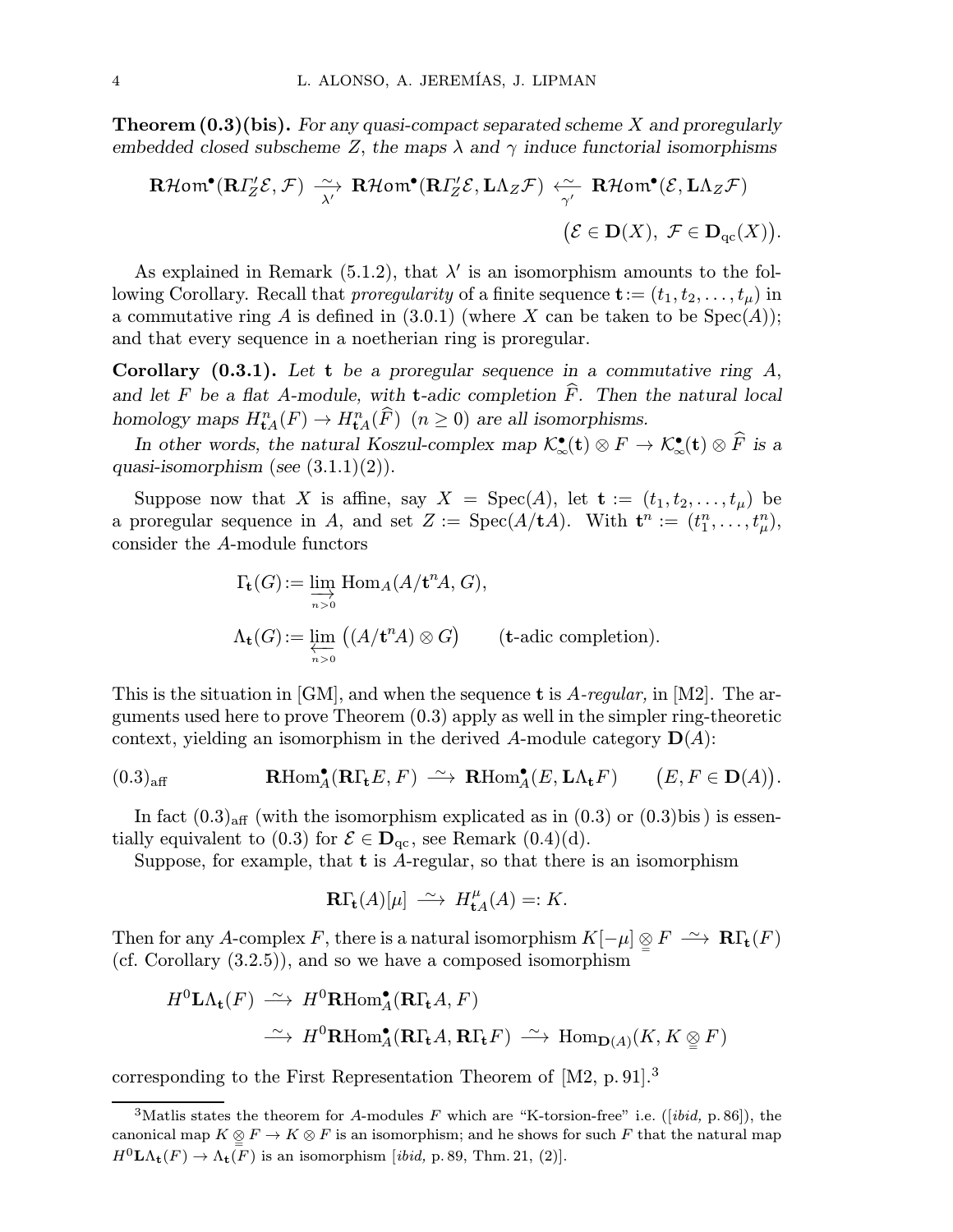**Theorem (0.3)(bis).** *For any quasi-compact separated scheme $X$ and proregularly embedded closed subscheme $Z$, the maps $\lambda$ and $\gamma$ induce functorial isomorphisms*

$$\mathbf{R}\mathcal{H}om^\bullet(\mathbf{R}\mathit{\Gamma}'_Z\mathcal{E},\mathcal{F}) \underset{\lambda'}{\xrightarrow{\sim}} \mathbf{R}\mathcal{H}om^\bullet(\mathbf{R}\mathit{\Gamma}'_Z\mathcal{E},\mathbf{L}\Lambda_Z\mathcal{F}) \underset{\gamma'}{\xleftarrow{\sim}} \mathbf{R}\mathcal{H}om^\bullet(\mathcal{E},\mathbf{L}\Lambda_Z\mathcal{F})$$

$$\big(\mathcal{E}\in\mathbf{D}(X),\ \mathcal{F}\in\mathbf{D}_{\mathrm{qc}}(X)\big).$$

As explained in Remark (5.1.2), that $\lambda'$ is an isomorphism amounts to the following Corollary. Recall that *proregularity* of a finite sequence $\mathbf{t}:=(t_1,t_2,\dots,t_\mu)$ in a commutative ring $A$ is defined in (3.0.1) (where $X$ can be taken to be $\mathrm{Spec}(A)$); and that every sequence in a noetherian ring is proregular.

**Corollary (0.3.1).** *Let $\mathbf{t}$ be a proregular sequence in a commutative ring $A$, and let $F$ be a flat $A$-module, with $\mathbf{t}$-adic completion $\widehat{F}$. Then the natural local homology maps $H^n_{\mathbf{t}A}(F)\to H^n_{\mathbf{t}A}(\widehat{F})$ $(n\ge 0)$ are all isomorphisms.*

*In other words, the natural Koszul-complex map $\mathcal{K}^\bullet_\infty(\mathbf{t})\otimes F\to\mathcal{K}^\bullet_\infty(\mathbf{t})\otimes\widehat{F}$ is a quasi-isomorphism (see (3.1.1)(2)).*

Suppose now that $X$ is affine, say $X=\mathrm{Spec}(A)$, let $\mathbf{t}:=(t_1,t_2,\dots,t_\mu)$ be a proregular sequence in $A$, and set $Z:=\mathrm{Spec}(A/\mathbf{t}A)$. With $\mathbf{t}^n:=(t_1^n,\dots,t_\mu^n)$, consider the $A$-module functors

$$\Gamma_{\mathbf{t}}(G):=\varinjlim_{n>0}\mathrm{Hom}_A(A/\mathbf{t}^nA,G),$$

$$\Lambda_{\mathbf{t}}(G):=\varprojlim_{n>0}\big((A/\mathbf{t}^nA)\otimes G\big)\qquad(\mathbf{t}\text{-adic completion}).$$

This is the situation in [GM], and when the sequence $\mathbf{t}$ is *$A$-regular,* in [M2]. The arguments used here to prove Theorem (0.3) apply as well in the simpler ring-theoretic context, yielding an isomorphism in the derived $A$-module category $\mathbf{D}(A)$:

$$(0.3)_{\mathrm{aff}}\qquad \mathbf{R}\mathrm{Hom}^\bullet_A(\mathbf{R}\Gamma_{\mathbf{t}}E,F)\xrightarrow{\sim}\mathbf{R}\mathrm{Hom}^\bullet_A(E,\mathbf{L}\Lambda_{\mathbf{t}}F)\qquad\big(E,F\in\mathbf{D}(A)\big).$$

In fact $(0.3)_{\mathrm{aff}}$ (with the isomorphism explicated as in (0.3) or (0.3)bis ) is essentially equivalent to (0.3) for $\mathcal{E}\in\mathbf{D}_{\mathrm{qc}}$, see Remark (0.4)(d).

Suppose, for example, that $\mathbf{t}$ is $A$-regular, so that there is an isomorphism

$$\mathbf{R}\Gamma_{\mathbf{t}}(A)[\mu]\xrightarrow{\sim}H^\mu_{\mathbf{t}A}(A)=:K.$$

Then for any $A$-complex $F$, there is a natural isomorphism $K[-\mu]\underset{=}{\otimes}F\xrightarrow{\sim}\mathbf{R}\Gamma_{\mathbf{t}}(F)$ (cf. Corollary (3.2.5)), and so we have a composed isomorphism

$$\begin{aligned}H^0\mathbf{L}\Lambda_{\mathbf{t}}(F)&\xrightarrow{\sim}H^0\mathbf{R}\mathrm{Hom}^\bullet_A(\mathbf{R}\Gamma_{\mathbf{t}}A,F)\\&\xrightarrow{\sim}H^0\mathbf{R}\mathrm{Hom}^\bullet_A(\mathbf{R}\Gamma_{\mathbf{t}}A,\mathbf{R}\Gamma_{\mathbf{t}}F)\xrightarrow{\sim}\mathrm{Hom}_{\mathbf{D}(A)}(K,K\underset{=}{\otimes}F)\end{aligned}$$

corresponding to the First Representation Theorem of [M2, p. 91].[3]

[3] Matlis states the theorem for $A$-modules $F$ which are "K-torsion-free" i.e. ([*ibid,* p. 86]), the canonical map $K\underset{=}{\otimes}F\to K\otimes F$ is an isomorphism; and he shows for such $F$ that the natural map $H^0\mathbf{L}\Lambda_{\mathbf{t}}(F)\to\Lambda_{\mathbf{t}}(F)$ is an isomorphism [*ibid,* p. 89, Thm. 21, (2)].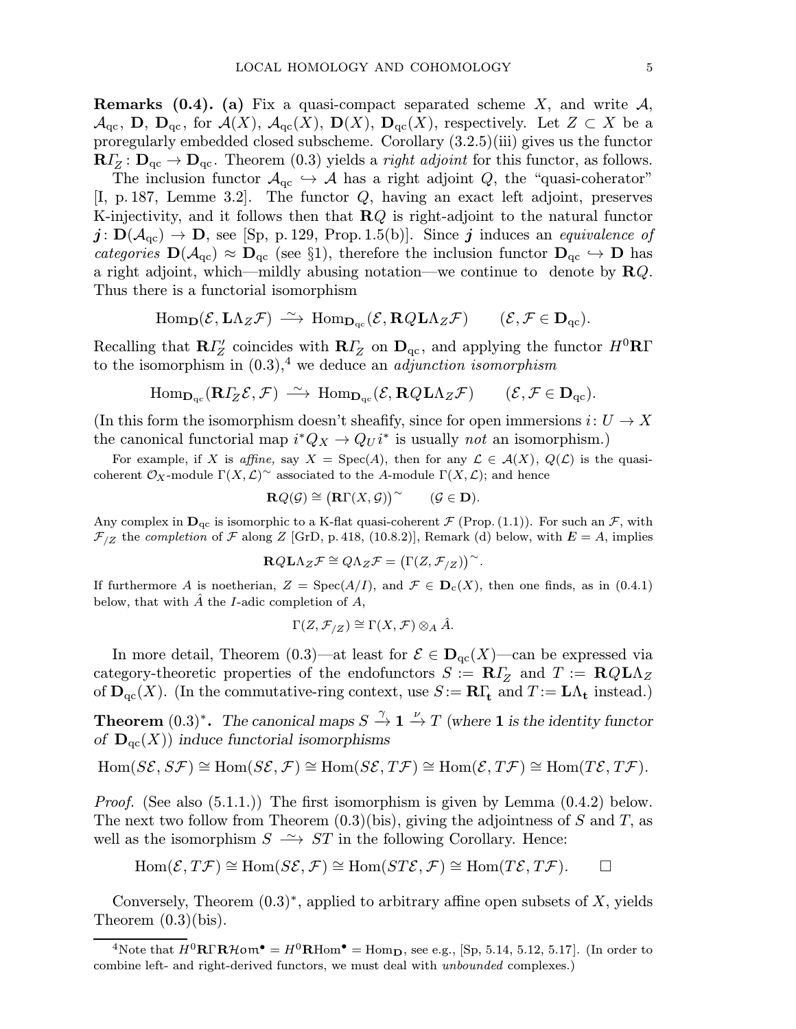**Remarks (0.4). (a)** Fix a quasi-compact separated scheme $X$, and write $\mathcal{A}$, $\mathcal{A}_{\mathrm{qc}}$, $\mathbf{D}$, $\mathbf{D}_{\mathrm{qc}}$, for $\mathcal{A}(X)$, $\mathcal{A}_{\mathrm{qc}}(X)$, $\mathbf{D}(X)$, $\mathbf{D}_{\mathrm{qc}}(X)$, respectively. Let $Z \subset X$ be a proregularly embedded closed subscheme. Corollary (3.2.5)(iii) gives us the functor $\mathbf{R}\varGamma_Z\colon \mathbf{D}_{\mathrm{qc}} \to \mathbf{D}_{\mathrm{qc}}$. Theorem (0.3) yields a *right adjoint* for this functor, as follows.

The inclusion functor $\mathcal{A}_{\mathrm{qc}} \hookrightarrow \mathcal{A}$ has a right adjoint $Q$, the "quasi-coherator" [I, p. 187, Lemme 3.2]. The functor $Q$, having an exact left adjoint, preserves K-injectivity, and it follows then that $\mathbf{R}Q$ is right-adjoint to the natural functor $\boldsymbol{j}\colon \mathbf{D}(\mathcal{A}_{\mathrm{qc}}) \to \mathbf{D}$, see [Sp, p. 129, Prop. 1.5(b)]. Since $\boldsymbol{j}$ induces an *equivalence of categories* $\mathbf{D}(\mathcal{A}_{\mathrm{qc}}) \approx \mathbf{D}_{\mathrm{qc}}$ (see §1), therefore the inclusion functor $\mathbf{D}_{\mathrm{qc}} \hookrightarrow \mathbf{D}$ has a right adjoint, which—mildly abusing notation—we continue to denote by $\mathbf{R}Q$. Thus there is a functorial isomorphism

$$\mathrm{Hom}_{\mathbf{D}}(\mathcal{E}, \mathbf{L}\Lambda_Z\mathcal{F}) \xrightarrow{\ \sim\ } \mathrm{Hom}_{\mathbf{D}_{\mathrm{qc}}}(\mathcal{E}, \mathbf{R}Q\mathbf{L}\Lambda_Z\mathcal{F}) \qquad (\mathcal{E}, \mathcal{F} \in \mathbf{D}_{\mathrm{qc}}).$$

Recalling that $\mathbf{R}\varGamma'_Z$ coincides with $\mathbf{R}\varGamma_Z$ on $\mathbf{D}_{\mathrm{qc}}$, and applying the functor $H^0\mathbf{R}\Gamma$ to the isomorphism in (0.3),[4] we deduce an *adjunction isomorphism*

$$\mathrm{Hom}_{\mathbf{D}_{\mathrm{qc}}}(\mathbf{R}\varGamma_Z\mathcal{E}, \mathcal{F}) \xrightarrow{\ \sim\ } \mathrm{Hom}_{\mathbf{D}_{\mathrm{qc}}}(\mathcal{E}, \mathbf{R}Q\mathbf{L}\Lambda_Z\mathcal{F}) \qquad (\mathcal{E}, \mathcal{F} \in \mathbf{D}_{\mathrm{qc}}).$$

(In this form the isomorphism doesn't sheafify, since for open immersions $i\colon U \to X$ the canonical functorial map $i^*Q_X \to Q_U i^*$ is usually *not* an isomorphism.)

For example, if $X$ is *affine,* say $X = \mathrm{Spec}(A)$, then for any $\mathcal{L} \in \mathcal{A}(X)$, $Q(\mathcal{L})$ is the quasi-coherent $\mathcal{O}_X$-module $\Gamma(X,\mathcal{L})^\sim$ associated to the $A$-module $\Gamma(X,\mathcal{L})$; and hence

$$\mathbf{R}Q(\mathcal{G}) \cong \big(\mathbf{R}\Gamma(X,\mathcal{G})\big)^\sim \qquad (\mathcal{G} \in \mathbf{D}).$$

Any complex in $\mathbf{D}_{\mathrm{qc}}$ is isomorphic to a K-flat quasi-coherent $\mathcal{F}$ (Prop. (1.1)). For such an $\mathcal{F}$, with $\mathcal{F}_{/Z}$ the *completion* of $\mathcal{F}$ along $Z$ [GrD, p. 418, (10.8.2)], Remark (d) below, with $\boldsymbol{E} = A$, implies

$$\mathbf{R}Q\mathbf{L}\Lambda_Z\mathcal{F} \cong Q\Lambda_Z\mathcal{F} = \big(\Gamma(Z,\mathcal{F}_{/Z})\big)^\sim.$$

If furthermore $A$ is noetherian, $Z = \mathrm{Spec}(A/I)$, and $\mathcal{F} \in \mathbf{D}_{\mathrm{c}}(X)$, then one finds, as in (0.4.1) below, that with $\hat{A}$ the $I$-adic completion of $A$,

$$\Gamma(Z,\mathcal{F}_{/Z}) \cong \Gamma(X,\mathcal{F}) \otimes_A \hat{A}.$$

In more detail, Theorem (0.3)—at least for $\mathcal{E} \in \mathbf{D}_{\mathrm{qc}}(X)$—can be expressed via category-theoretic properties of the endofunctors $S := \mathbf{R}\varGamma_Z$ and $T := \mathbf{R}Q\mathbf{L}\Lambda_Z$ of $\mathbf{D}_{\mathrm{qc}}(X)$. (In the commutative-ring context, use $S := \mathbf{R}\Gamma_{\mathbf{t}}$ and $T := \mathbf{L}\Lambda_{\mathbf{t}}$ instead.)

**Theorem** (0.3)$^*$**.** *The canonical maps $S \xrightarrow{\gamma} \mathbf{1} \xrightarrow{\nu} T$ (where $\mathbf{1}$ is the identity functor of $\mathbf{D}_{\mathrm{qc}}(X)$) induce functorial isomorphisms*

$$\mathrm{Hom}(S\mathcal{E}, S\mathcal{F}) \cong \mathrm{Hom}(S\mathcal{E}, \mathcal{F}) \cong \mathrm{Hom}(S\mathcal{E}, T\mathcal{F}) \cong \mathrm{Hom}(\mathcal{E}, T\mathcal{F}) \cong \mathrm{Hom}(T\mathcal{E}, T\mathcal{F}).$$

*Proof.* (See also (5.1.1.)) The first isomorphism is given by Lemma (0.4.2) below. The next two follow from Theorem (0.3)(bis), giving the adjointness of $S$ and $T$, as well as the isomorphism $S \xrightarrow{\ \sim\ } ST$ in the following Corollary. Hence:

$$\mathrm{Hom}(\mathcal{E}, T\mathcal{F}) \cong \mathrm{Hom}(S\mathcal{E}, \mathcal{F}) \cong \mathrm{Hom}(ST\mathcal{E}, \mathcal{F}) \cong \mathrm{Hom}(T\mathcal{E}, T\mathcal{F}). \qquad \square$$

Conversely, Theorem (0.3)$^*$, applied to arbitrary affine open subsets of $X$, yields Theorem (0.3)(bis).

---

[4] Note that $H^0\mathbf{R}\Gamma\mathbf{R}\mathcal{H}om^\bullet = H^0\mathbf{R}\mathrm{Hom}^\bullet = \mathrm{Hom}_{\mathbf{D}}$, see e.g., [Sp, 5.14, 5.12, 5.17]. (In order to combine left- and right-derived functors, we must deal with *unbounded* complexes.)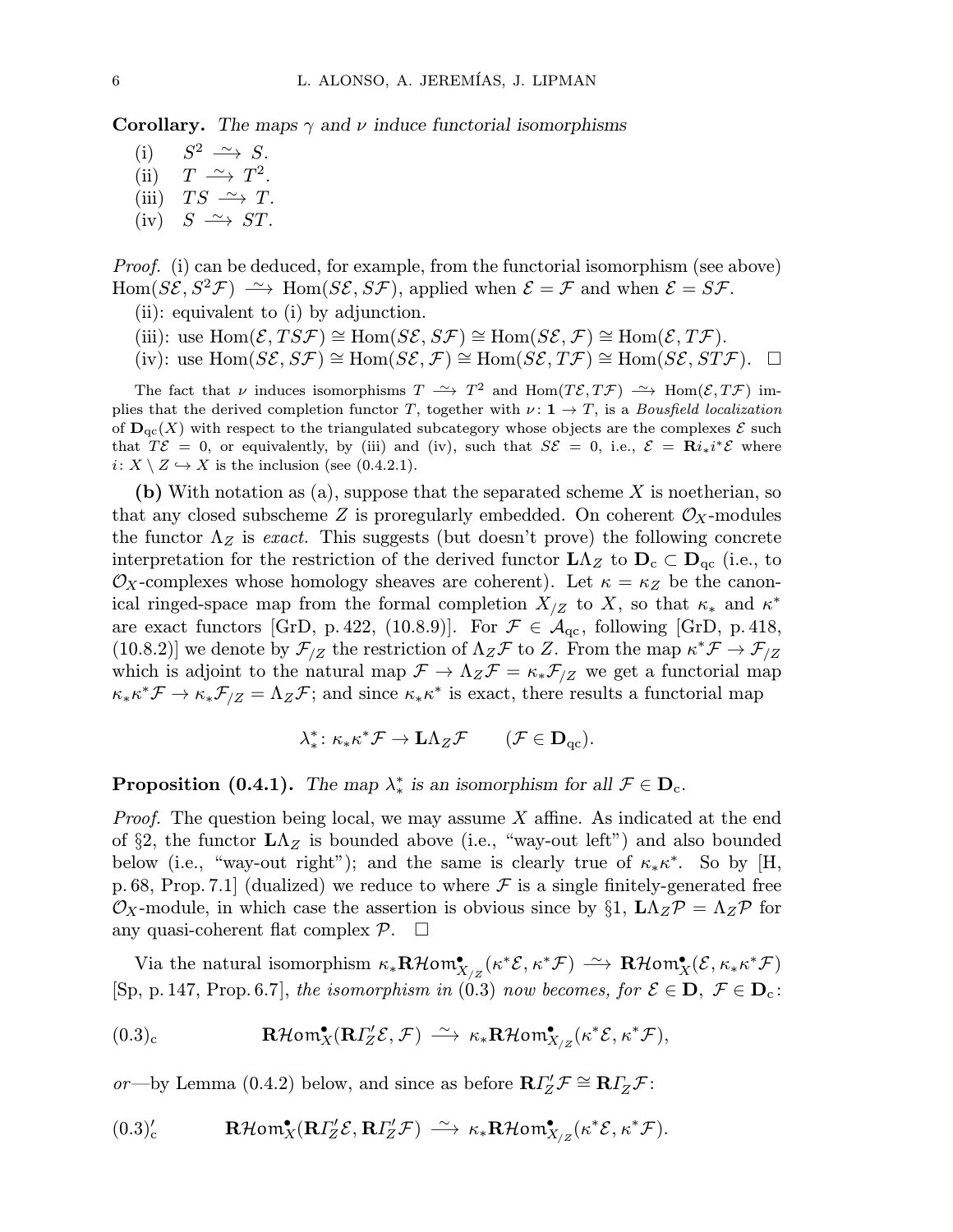**Corollary.** *The maps $\gamma$ and $\nu$ induce functorial isomorphisms*

(i) $S^2 \xrightarrow{\sim} S$.
(ii) $T \xrightarrow{\sim} T^2$.
(iii) $TS \xrightarrow{\sim} T$.
(iv) $S \xrightarrow{\sim} ST$.

*Proof.* (i) can be deduced, for example, from the functorial isomorphism (see above) $\mathrm{Hom}(S\mathcal{E}, S^2\mathcal{F}) \xrightarrow{\sim} \mathrm{Hom}(S\mathcal{E}, S\mathcal{F})$, applied when $\mathcal{E} = \mathcal{F}$ and when $\mathcal{E} = S\mathcal{F}$.

(ii): equivalent to (i) by adjunction.

(iii): use $\mathrm{Hom}(\mathcal{E}, TS\mathcal{F}) \cong \mathrm{Hom}(S\mathcal{E}, S\mathcal{F}) \cong \mathrm{Hom}(S\mathcal{E}, \mathcal{F}) \cong \mathrm{Hom}(\mathcal{E}, T\mathcal{F})$.

(iv): use $\mathrm{Hom}(S\mathcal{E}, S\mathcal{F}) \cong \mathrm{Hom}(S\mathcal{E}, \mathcal{F}) \cong \mathrm{Hom}(S\mathcal{E}, T\mathcal{F}) \cong \mathrm{Hom}(S\mathcal{E}, ST\mathcal{F})$. $\square$

The fact that $\nu$ induces isomorphisms $T \xrightarrow{\sim} T^2$ and $\mathrm{Hom}(T\mathcal{E}, T\mathcal{F}) \xrightarrow{\sim} \mathrm{Hom}(\mathcal{E}, T\mathcal{F})$ implies that the derived completion functor $T$, together with $\nu\colon \mathbf{1} \to T$, is a *Bousfield localization* of $\mathbf{D}_{\mathrm{qc}}(X)$ with respect to the triangulated subcategory whose objects are the complexes $\mathcal{E}$ such that $T\mathcal{E} = 0$, or equivalently, by (iii) and (iv), such that $S\mathcal{E} = 0$, i.e., $\mathcal{E} = \mathbf{R}i_*i^*\mathcal{E}$ where $i\colon X \setminus Z \hookrightarrow X$ is the inclusion (see (0.4.2.1).

**(b)** With notation as (a), suppose that the separated scheme $X$ is noetherian, so that any closed subscheme $Z$ is proregularly embedded. On coherent $\mathcal{O}_X$-modules the functor $\Lambda_Z$ is *exact.* This suggests (but doesn't prove) the following concrete interpretation for the restriction of the derived functor $\mathbf{L}\Lambda_Z$ to $\mathbf{D}_{\mathrm{c}} \subset \mathbf{D}_{\mathrm{qc}}$ (i.e., to $\mathcal{O}_X$-complexes whose homology sheaves are coherent). Let $\kappa = \kappa_Z$ be the canonical ringed-space map from the formal completion $X_{/Z}$ to $X$, so that $\kappa_*$ and $\kappa^*$ are exact functors [GrD, p. 422, (10.8.9)]. For $\mathcal{F} \in \mathcal{A}_{\mathrm{qc}}$, following [GrD, p. 418, (10.8.2)] we denote by $\mathcal{F}_{/Z}$ the restriction of $\Lambda_Z\mathcal{F}$ to $Z$. From the map $\kappa^*\mathcal{F} \to \mathcal{F}_{/Z}$ which is adjoint to the natural map $\mathcal{F} \to \Lambda_Z\mathcal{F} = \kappa_*\mathcal{F}_{/Z}$ we get a functorial map $\kappa_*\kappa^*\mathcal{F} \to \kappa_*\mathcal{F}_{/Z} = \Lambda_Z\mathcal{F}$; and since $\kappa_*\kappa^*$ is exact, there results a functorial map

$$\lambda_*^*\colon \kappa_*\kappa^*\mathcal{F} \to \mathbf{L}\Lambda_Z\mathcal{F} \qquad (\mathcal{F} \in \mathbf{D}_{\mathrm{qc}}).$$

**Proposition (0.4.1).** *The map $\lambda_*^*$ is an isomorphism for all $\mathcal{F} \in \mathbf{D}_{\mathrm{c}}$.*

*Proof.* The question being local, we may assume $X$ affine. As indicated at the end of §2, the functor $\mathbf{L}\Lambda_Z$ is bounded above (i.e., "way-out left") and also bounded below (i.e., "way-out right"); and the same is clearly true of $\kappa_*\kappa^*$. So by [H, p. 68, Prop. 7.1] (dualized) we reduce to where $\mathcal{F}$ is a single finitely-generated free $\mathcal{O}_X$-module, in which case the assertion is obvious since by §1, $\mathbf{L}\Lambda_Z\mathcal{P} = \Lambda_Z\mathcal{P}$ for any quasi-coherent flat complex $\mathcal{P}$. $\square$

Via the natural isomorphism $\kappa_*\mathbf{R}\mathcal{H}om^{\bullet}_{X_{/Z}}(\kappa^*\mathcal{E}, \kappa^*\mathcal{F}) \xrightarrow{\sim} \mathbf{R}\mathcal{H}om^{\bullet}_X(\mathcal{E}, \kappa_*\kappa^*\mathcal{F})$ [Sp, p. 147, Prop. 6.7], *the isomorphism in* (0.3) *now becomes, for $\mathcal{E} \in \mathbf{D}$, $\mathcal{F} \in \mathbf{D}_{\mathrm{c}}$:*

$$(0.3)_{\mathrm{c}} \qquad \mathbf{R}\mathcal{H}om^{\bullet}_X(\mathbf{R}\varGamma'_Z\mathcal{E}, \mathcal{F}) \xrightarrow{\sim} \kappa_*\mathbf{R}\mathcal{H}om^{\bullet}_{X_{/Z}}(\kappa^*\mathcal{E}, \kappa^*\mathcal{F}),$$

*or*—by Lemma (0.4.2) below, and since as before $\mathbf{R}\varGamma'_Z\mathcal{F} \cong \mathbf{R}\varGamma_Z\mathcal{F}$:

$$(0.3)'_{\mathrm{c}} \qquad \mathbf{R}\mathcal{H}om^{\bullet}_X(\mathbf{R}\varGamma'_Z\mathcal{E}, \mathbf{R}\varGamma'_Z\mathcal{F}) \xrightarrow{\sim} \kappa_*\mathbf{R}\mathcal{H}om^{\bullet}_{X_{/Z}}(\kappa^*\mathcal{E}, \kappa^*\mathcal{F}).$$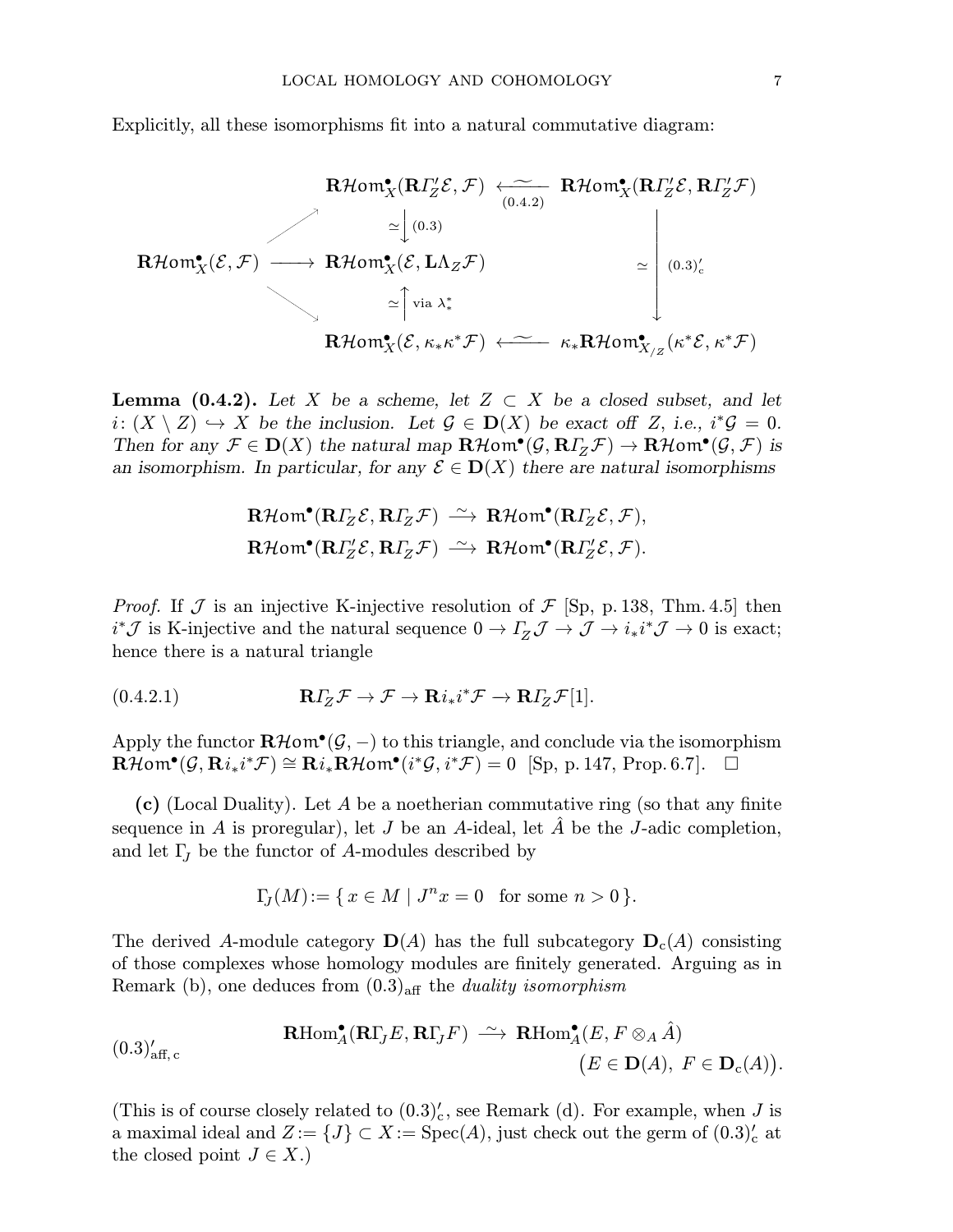Explicitly, all these isomorphisms fit into a natural commutative diagram:

$$
\begin{array}{ccccc}
 & & \mathbf{R}\mathcal{H}om^\bullet_X(\mathbf{R}\mathit{\Gamma}'_Z\mathcal{E},\mathcal{F}) & \xleftarrow[(0.4.2)]{\sim} & \mathbf{R}\mathcal{H}om^\bullet_X(\mathbf{R}\mathit{\Gamma}'_Z\mathcal{E},\mathbf{R}\mathit{\Gamma}'_Z\mathcal{F}) \\
 & \nearrow & \simeq\big\downarrow (0.3) & & \\
\mathbf{R}\mathcal{H}om^\bullet_X(\mathcal{E},\mathcal{F}) & \longrightarrow & \mathbf{R}\mathcal{H}om^\bullet_X(\mathcal{E},\mathbf{L}\Lambda_Z\mathcal{F}) & & \simeq\big\downarrow (0.3)'_{\mathrm{c}} \\
 & \searrow & \simeq\big\uparrow \text{via } \lambda^*_* & & \\
 & & \mathbf{R}\mathcal{H}om^\bullet_X(\mathcal{E},\kappa_*\kappa^*\mathcal{F}) & \xleftarrow{\sim} & \kappa_*\mathbf{R}\mathcal{H}om^\bullet_{X_{/Z}}(\kappa^*\mathcal{E},\kappa^*\mathcal{F})
\end{array}
$$

**Lemma (0.4.2).** *Let $X$ be a scheme, let $Z \subset X$ be a closed subset, and let $i\colon (X \setminus Z) \hookrightarrow X$ be the inclusion. Let $\mathcal{G} \in \mathbf{D}(X)$ be exact off $Z$, i.e., $i^*\mathcal{G} = 0$. Then for any $\mathcal{F} \in \mathbf{D}(X)$ the natural map $\mathbf{R}\mathcal{H}om^\bullet(\mathcal{G},\mathbf{R}\mathit{\Gamma}_Z\mathcal{F}) \to \mathbf{R}\mathcal{H}om^\bullet(\mathcal{G},\mathcal{F})$ is an isomorphism. In particular, for any $\mathcal{E} \in \mathbf{D}(X)$ there are natural isomorphisms*

$$
\mathbf{R}\mathcal{H}om^\bullet(\mathbf{R}\mathit{\Gamma}_Z\mathcal{E},\mathbf{R}\mathit{\Gamma}_Z\mathcal{F}) \xrightarrow{\sim} \mathbf{R}\mathcal{H}om^\bullet(\mathbf{R}\mathit{\Gamma}_Z\mathcal{E},\mathcal{F}),
$$
$$
\mathbf{R}\mathcal{H}om^\bullet(\mathbf{R}\mathit{\Gamma}'_Z\mathcal{E},\mathbf{R}\mathit{\Gamma}_Z\mathcal{F}) \xrightarrow{\sim} \mathbf{R}\mathcal{H}om^\bullet(\mathbf{R}\mathit{\Gamma}'_Z\mathcal{E},\mathcal{F}).
$$

*Proof.* If $\mathcal{J}$ is an injective K-injective resolution of $\mathcal{F}$ [Sp, p. 138, Thm. 4.5] then $i^*\mathcal{J}$ is K-injective and the natural sequence $0 \to \mathit{\Gamma}_Z\mathcal{J} \to \mathcal{J} \to i_*i^*\mathcal{J} \to 0$ is exact; hence there is a natural triangle

$$
\mathbf{R}\mathit{\Gamma}_Z\mathcal{F} \to \mathcal{F} \to \mathbf{R}i_*i^*\mathcal{F} \to \mathbf{R}\mathit{\Gamma}_Z\mathcal{F}[1]. \tag{0.4.2.1}
$$

Apply the functor $\mathbf{R}\mathcal{H}om^\bullet(\mathcal{G},-)$ to this triangle, and conclude via the isomorphism $\mathbf{R}\mathcal{H}om^\bullet(\mathcal{G},\mathbf{R}i_*i^*\mathcal{F}) \cong \mathbf{R}i_*\mathbf{R}\mathcal{H}om^\bullet(i^*\mathcal{G},i^*\mathcal{F}) = 0$ [Sp, p. 147, Prop. 6.7]. $\square$

**(c)** (Local Duality). Let $A$ be a noetherian commutative ring (so that any finite sequence in $A$ is proregular), let $J$ be an $A$-ideal, let $\hat{A}$ be the $J$-adic completion, and let $\Gamma_J$ be the functor of $A$-modules described by

$$
\Gamma_J(M) := \{\, x \in M \mid J^n x = 0 \quad \text{for some } n > 0 \,\}.
$$

The derived $A$-module category $\mathbf{D}(A)$ has the full subcategory $\mathbf{D}_{\mathrm{c}}(A)$ consisting of those complexes whose homology modules are finitely generated. Arguing as in Remark (b), one deduces from $(0.3)_{\mathrm{aff}}$ the *duality isomorphism*

$$
\mathbf{R}\mathrm{Hom}^\bullet_A(\mathbf{R}\Gamma_J E,\mathbf{R}\Gamma_J F) \xrightarrow{\sim} \mathbf{R}\mathrm{Hom}^\bullet_A(E, F\otimes_A \hat{A}) \qquad \big(E \in \mathbf{D}(A),\ F \in \mathbf{D}_{\mathrm{c}}(A)\big). \tag{$(0.3)'_{\mathrm{aff,\,c}}$}
$$

(This is of course closely related to $(0.3)'_{\mathrm{c}}$, see Remark (d). For example, when $J$ is a maximal ideal and $Z := \{J\} \subset X := \mathrm{Spec}(A)$, just check out the germ of $(0.3)'_{\mathrm{c}}$ at the closed point $J \in X$.)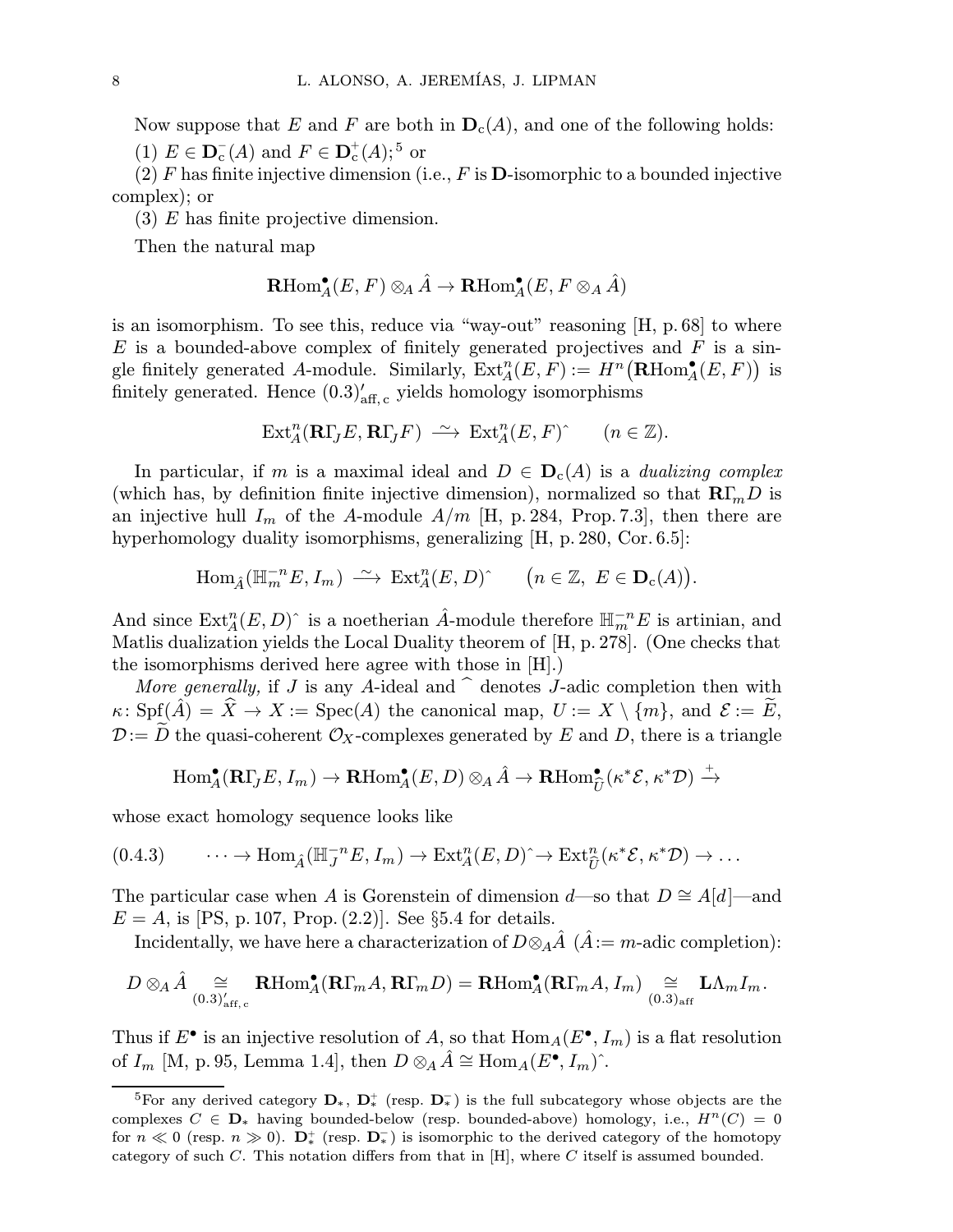Now suppose that $E$ and $F$ are both in $\mathbf{D}_{\mathrm{c}}(A)$, and one of the following holds:

(1) $E \in \mathbf{D}_{\mathrm{c}}^{-}(A)$ and $F \in \mathbf{D}_{\mathrm{c}}^{+}(A)$;[5] or

(2) $F$ has finite injective dimension (i.e., $F$ is $\mathbf{D}$-isomorphic to a bounded injective complex); or

(3) $E$ has finite projective dimension.

Then the natural map

$$\mathbf{R}\mathrm{Hom}^{\bullet}_A(E, F) \otimes_A \hat{A} \to \mathbf{R}\mathrm{Hom}^{\bullet}_A(E, F \otimes_A \hat{A})$$

is an isomorphism. To see this, reduce via "way-out" reasoning [H, p. 68] to where $E$ is a bounded-above complex of finitely generated projectives and $F$ is a single finitely generated $A$-module. Similarly, $\mathrm{Ext}^n_A(E, F) := H^n\big(\mathbf{R}\mathrm{Hom}^{\bullet}_A(E, F)\big)$ is finitely generated. Hence $(0.3)'_{\mathrm{aff,\,c}}$ yields homology isomorphisms

$$\mathrm{Ext}^n_A(\mathbf{R}\Gamma_{\!J} E, \mathbf{R}\Gamma_{\!J} F) \xrightarrow{\ \sim\ } \mathrm{Ext}^n_A(E, F)\hat{}\qquad (n \in \mathbb{Z}).$$

In particular, if $m$ is a maximal ideal and $D \in \mathbf{D}_{\mathrm{c}}(A)$ is a *dualizing complex* (which has, by definition finite injective dimension), normalized so that $\mathbf{R}\Gamma_{\!m} D$ is an injective hull $I_m$ of the $A$-module $A/m$ [H, p. 284, Prop. 7.3], then there are hyperhomology duality isomorphisms, generalizing [H, p. 280, Cor. 6.5]:

$$\mathrm{Hom}_{\hat{A}}(\mathbb{H}^{-n}_m E, I_m) \xrightarrow{\ \sim\ } \mathrm{Ext}^n_A(E, D)\hat{}\qquad \big(n \in \mathbb{Z},\ E \in \mathbf{D}_{\mathrm{c}}(A)\big).$$

And since $\mathrm{Ext}^n_A(E, D)\hat{}$ is a noetherian $\hat{A}$-module therefore $\mathbb{H}^{-n}_m E$ is artinian, and Matlis dualization yields the Local Duality theorem of [H, p. 278]. (One checks that the isomorphisms derived here agree with those in [H].)

*More generally,* if $J$ is any $A$-ideal and $\widehat{\ }$ denotes $J$-adic completion then with $\kappa\colon \mathrm{Spf}(\hat{A}) = \widehat{X} \to X := \mathrm{Spec}(A)$ the canonical map, $U := X \setminus \{m\}$, and $\mathcal{E} := \widetilde{E}$, $\mathcal{D} := \widetilde{D}$ the quasi-coherent $\mathcal{O}_X$-complexes generated by $E$ and $D$, there is a triangle

$$\mathrm{Hom}^{\bullet}_A(\mathbf{R}\Gamma_{\!J} E, I_m) \to \mathbf{R}\mathrm{Hom}^{\bullet}_A(E, D) \otimes_A \hat{A} \to \mathbf{R}\mathrm{Hom}^{\bullet}_{\widehat{U}}(\kappa^*\mathcal{E}, \kappa^*\mathcal{D}) \xrightarrow{+}$$

whose exact homology sequence looks like

$$(0.4.3)\qquad \cdots \to \mathrm{Hom}_{\hat{A}}(\mathbb{H}^{-n}_J E, I_m) \to \mathrm{Ext}^n_A(E, D)\hat{}\to \mathrm{Ext}^n_{\widehat{U}}(\kappa^*\mathcal{E}, \kappa^*\mathcal{D}) \to \dots$$

The particular case when $A$ is Gorenstein of dimension $d$—so that $D \cong A[d]$—and $E = A$, is [PS, p. 107, Prop. (2.2)]. See §5.4 for details.

Incidentally, we have here a characterization of $D \otimes_A \hat{A}$ ($\hat{A} := m$-adic completion):

$$D \otimes_A \hat{A} \underset{(0.3)'_{\mathrm{aff,\,c}}}{\cong} \mathbf{R}\mathrm{Hom}^{\bullet}_A(\mathbf{R}\Gamma_{\!m} A, \mathbf{R}\Gamma_{\!m} D) = \mathbf{R}\mathrm{Hom}^{\bullet}_A(\mathbf{R}\Gamma_{\!m} A, I_m) \underset{(0.3)_{\mathrm{aff}}}{\cong} \mathbf{L}\Lambda_m I_m.$$

Thus if $E^{\bullet}$ is an injective resolution of $A$, so that $\mathrm{Hom}_A(E^{\bullet}, I_m)$ is a flat resolution of $I_m$ [M, p. 95, Lemma 1.4], then $D \otimes_A \hat{A} \cong \mathrm{Hom}_A(E^{\bullet}, I_m)\hat{}$.

---

[5] For any derived category $\mathbf{D}_*$, $\mathbf{D}^+_*$ (resp. $\mathbf{D}^-_*$) is the full subcategory whose objects are the complexes $C \in \mathbf{D}_*$ having bounded-below (resp. bounded-above) homology, i.e., $H^n(C) = 0$ for $n \ll 0$ (resp. $n \gg 0$). $\mathbf{D}^+_*$ (resp. $\mathbf{D}^-_*$) is isomorphic to the derived category of the homotopy category of such $C$. This notation differs from that in [H], where $C$ itself is assumed bounded.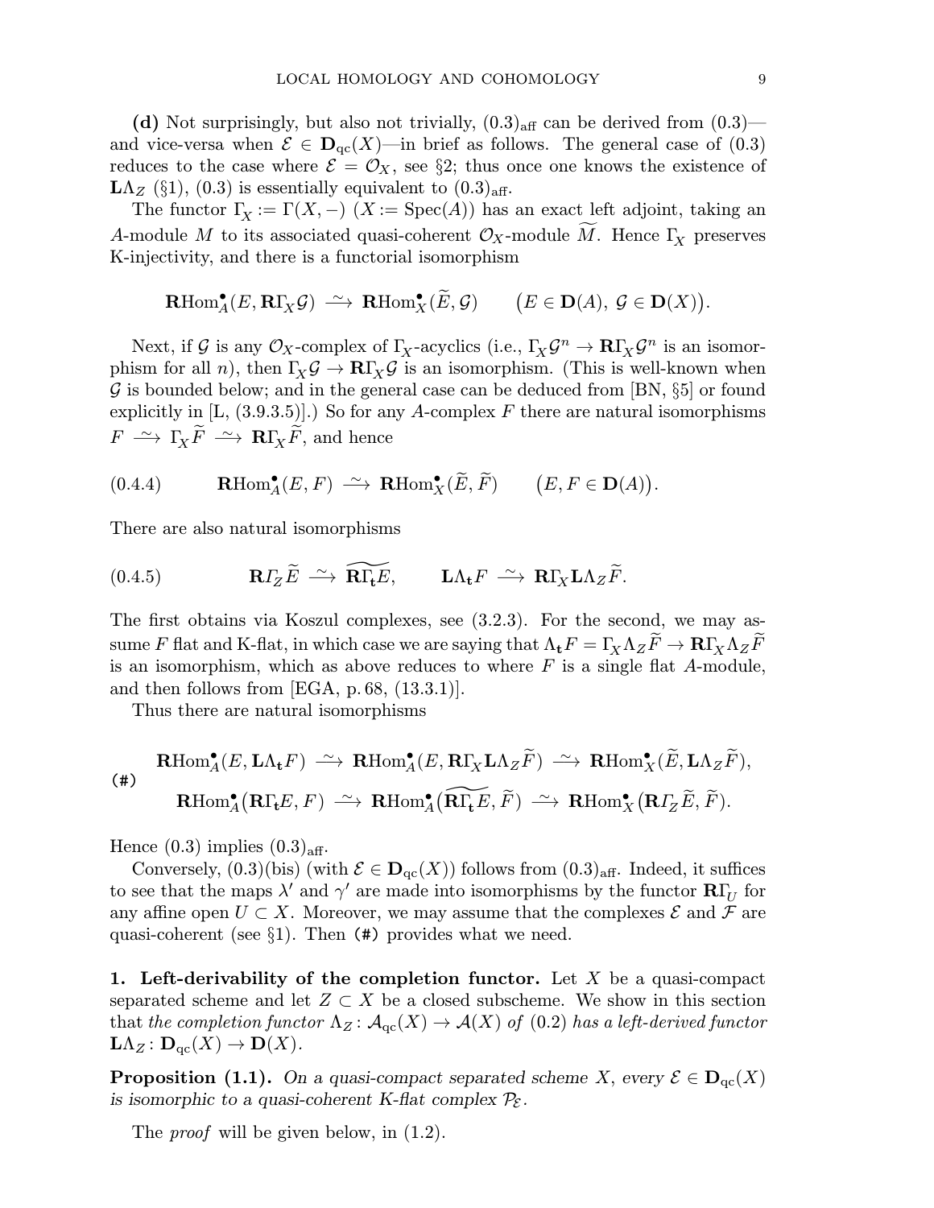**(d)** Not surprisingly, but also not trivially, $(0.3)_{\text{aff}}$ can be derived from (0.3)—and vice-versa when $\mathcal{E} \in \mathbf{D}_{\text{qc}}(X)$—in brief as follows. The general case of (0.3) reduces to the case where $\mathcal{E} = \mathcal{O}_X$, see §2; thus once one knows the existence of $\mathbf{L}\Lambda_Z$ (§1), (0.3) is essentially equivalent to $(0.3)_{\text{aff}}$.

The functor $\Gamma_X := \Gamma(X, -)$ $(X := \operatorname{Spec}(A))$ has an exact left adjoint, taking an $A$-module $M$ to its associated quasi-coherent $\mathcal{O}_X$-module $\widetilde{M}$. Hence $\Gamma_X$ preserves K-injectivity, and there is a functorial isomorphism

$$\mathbf{R}\mathrm{Hom}^\bullet_A(E, \mathbf{R}\Gamma_X\mathcal{G}) \xrightarrow{\ \sim\ } \mathbf{R}\mathrm{Hom}^\bullet_X(\widetilde{E}, \mathcal{G}) \qquad \big(E \in \mathbf{D}(A),\ \mathcal{G} \in \mathbf{D}(X)\big).$$

Next, if $\mathcal{G}$ is any $\mathcal{O}_X$-complex of $\Gamma_X$-acyclics (i.e., $\Gamma_X\mathcal{G}^n \to \mathbf{R}\Gamma_X\mathcal{G}^n$ is an isomorphism for all $n$), then $\Gamma_X\mathcal{G} \to \mathbf{R}\Gamma_X\mathcal{G}$ is an isomorphism. (This is well-known when $\mathcal{G}$ is bounded below; and in the general case can be deduced from [BN, §5] or found explicitly in [L, (3.9.3.5)].) So for any $A$-complex $F$ there are natural isomorphisms $F \xrightarrow{\ \sim\ } \Gamma_X\widetilde{F} \xrightarrow{\ \sim\ } \mathbf{R}\Gamma_X\widetilde{F}$, and hence

$$\mathbf{R}\mathrm{Hom}^\bullet_A(E, F) \xrightarrow{\ \sim\ } \mathbf{R}\mathrm{Hom}^\bullet_X(\widetilde{E}, \widetilde{F}) \qquad \big(E, F \in \mathbf{D}(A)\big). \tag{0.4.4}$$

There are also natural isomorphisms

$$\mathbf{R}\varGamma_Z\widetilde{E} \xrightarrow{\ \sim\ } \widetilde{\mathbf{R}\Gamma_{\mathbf{t}}E}, \qquad \mathbf{L}\Lambda_{\mathbf{t}}F \xrightarrow{\ \sim\ } \mathbf{R}\Gamma_X\mathbf{L}\Lambda_Z\widetilde{F}. \tag{0.4.5}$$

The first obtains via Koszul complexes, see (3.2.3). For the second, we may assume $F$ flat and K-flat, in which case we are saying that $\Lambda_{\mathbf{t}}F = \Gamma_X\Lambda_Z\widetilde{F} \to \mathbf{R}\Gamma_X\Lambda_Z\widetilde{F}$ is an isomorphism, which as above reduces to where $F$ is a single flat $A$-module, and then follows from [EGA, p. 68, (13.3.1)].

Thus there are natural isomorphisms

$$\begin{aligned}
&\mathbf{R}\mathrm{Hom}^\bullet_A(E, \mathbf{L}\Lambda_{\mathbf{t}}F) \xrightarrow{\ \sim\ } \mathbf{R}\mathrm{Hom}^\bullet_A(E, \mathbf{R}\Gamma_X\mathbf{L}\Lambda_Z\widetilde{F}) \xrightarrow{\ \sim\ } \mathbf{R}\mathrm{Hom}^\bullet_X(\widetilde{E}, \mathbf{L}\Lambda_Z\widetilde{F}),\\
&\mathbf{R}\mathrm{Hom}^\bullet_A\big(\mathbf{R}\Gamma_{\mathbf{t}}E, F\big) \xrightarrow{\ \sim\ } \mathbf{R}\mathrm{Hom}^\bullet_A\big(\widetilde{\mathbf{R}\Gamma_{\mathbf{t}}E}, \widetilde{F}\big) \xrightarrow{\ \sim\ } \mathbf{R}\mathrm{Hom}^\bullet_X\big(\mathbf{R}\varGamma_Z\widetilde{E}, \widetilde{F}\big).
\end{aligned} \tag{\#}$$

Hence (0.3) implies $(0.3)_{\text{aff}}$.

Conversely, (0.3)(bis) (with $\mathcal{E} \in \mathbf{D}_{\text{qc}}(X)$) follows from $(0.3)_{\text{aff}}$. Indeed, it suffices to see that the maps $\lambda'$ and $\gamma'$ are made into isomorphisms by the functor $\mathbf{R}\Gamma_U$ for any affine open $U \subset X$. Moreover, we may assume that the complexes $\mathcal{E}$ and $\mathcal{F}$ are quasi-coherent (see §1). Then (#) provides what we need.

## 1. Left-derivability of the completion functor.

Let $X$ be a quasi-compact separated scheme and let $Z \subset X$ be a closed subscheme. We show in this section that *the completion functor* $\Lambda_Z\colon \mathcal{A}_{\text{qc}}(X) \to \mathcal{A}(X)$ *of* (0.2) *has a left-derived functor* $\mathbf{L}\Lambda_Z\colon \mathbf{D}_{\text{qc}}(X) \to \mathbf{D}(X)$.

**Proposition (1.1).** *On a quasi-compact separated scheme $X$, every $\mathcal{E} \in \mathbf{D}_{\text{qc}}(X)$ is isomorphic to a quasi-coherent K-flat complex $\mathcal{P}_{\mathcal{E}}$.*

The *proof* will be given below, in (1.2).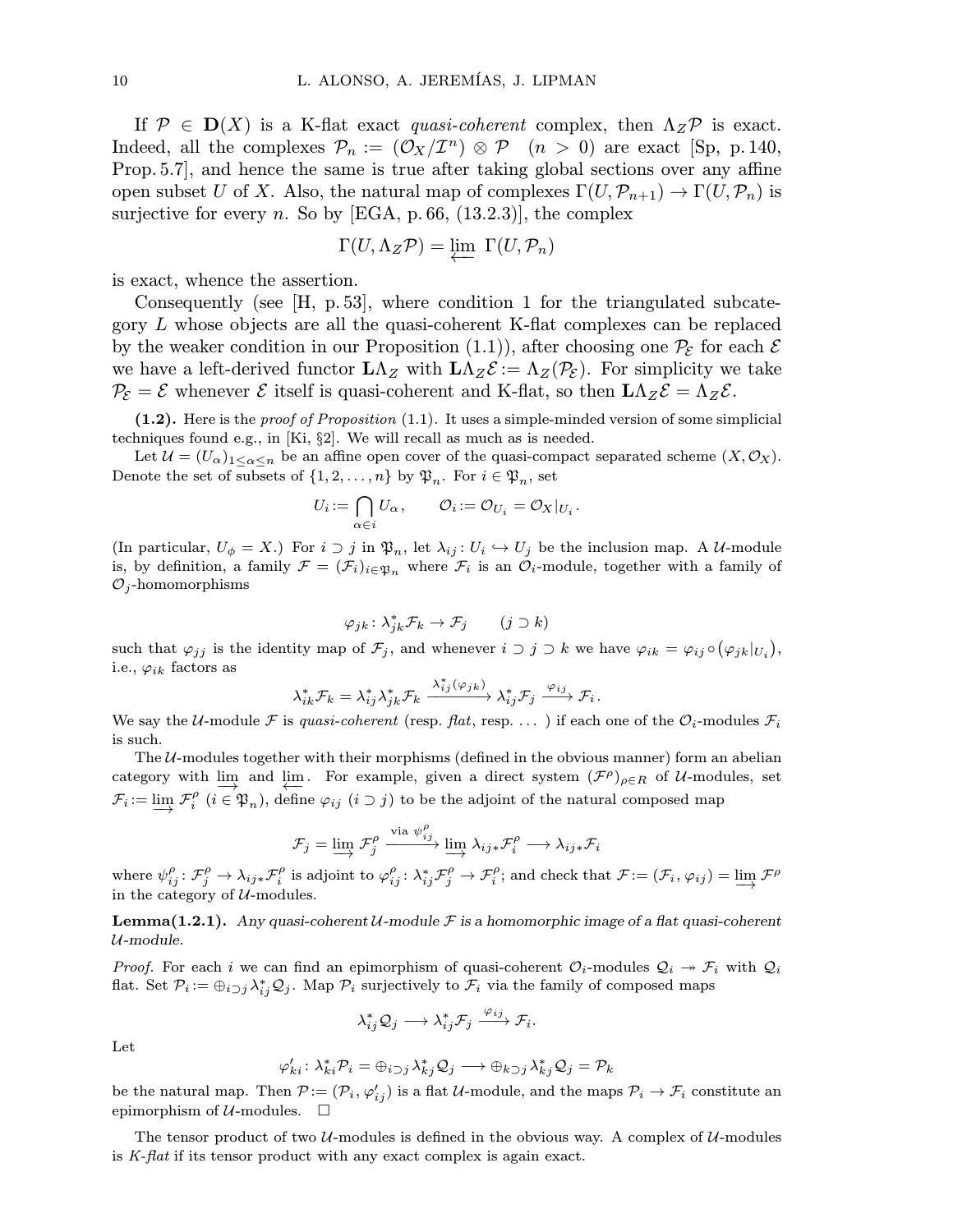If $\mathcal{P} \in \mathbf{D}(X)$ is a K-flat exact *quasi-coherent* complex, then $\Lambda_Z\mathcal{P}$ is exact. Indeed, all the complexes $\mathcal{P}_n := (\mathcal{O}_X/\mathcal{I}^n) \otimes \mathcal{P} \quad (n > 0)$ are exact [Sp, p. 140, Prop. 5.7], and hence the same is true after taking global sections over any affine open subset $U$ of $X$. Also, the natural map of complexes $\Gamma(U, \mathcal{P}_{n+1}) \to \Gamma(U, \mathcal{P}_n)$ is surjective for every $n$. So by [EGA, p. 66, (13.2.3)], the complex

$$\Gamma(U, \Lambda_Z\mathcal{P}) = \varprojlim \ \Gamma(U, \mathcal{P}_n)$$

is exact, whence the assertion.

Consequently (see [H, p. 53], where condition 1 for the triangulated subcategory $L$ whose objects are all the quasi-coherent K-flat complexes can be replaced by the weaker condition in our Proposition (1.1)), after choosing one $\mathcal{P}_\mathcal{E}$ for each $\mathcal{E}$ we have a left-derived functor $\mathbf{L}\Lambda_Z$ with $\mathbf{L}\Lambda_Z\mathcal{E} := \Lambda_Z(\mathcal{P}_\mathcal{E})$. For simplicity we take $\mathcal{P}_\mathcal{E} = \mathcal{E}$ whenever $\mathcal{E}$ itself is quasi-coherent and K-flat, so then $\mathbf{L}\Lambda_Z\mathcal{E} = \Lambda_Z\mathcal{E}$.

**(1.2).** Here is the *proof of Proposition* (1.1). It uses a simple-minded version of some simplicial techniques found e.g., in [Ki, §2]. We will recall as much as is needed.

Let $\mathcal{U} = (U_\alpha)_{1\le\alpha\le n}$ be an affine open cover of the quasi-compact separated scheme $(X, \mathcal{O}_X)$. Denote the set of subsets of $\{1, 2, \dots, n\}$ by $\mathfrak{P}_n$. For $i \in \mathfrak{P}_n$, set

$$U_i := \bigcap_{\alpha\in i} U_\alpha, \qquad \mathcal{O}_i := \mathcal{O}_{U_i} = \mathcal{O}_X|_{U_i}.$$

(In particular, $U_\phi = X$.) For $i \supset j$ in $\mathfrak{P}_n$, let $\lambda_{ij} \colon U_i \hookrightarrow U_j$ be the inclusion map. A $\mathcal{U}$-module is, by definition, a family $\mathcal{F} = (\mathcal{F}_i)_{i\in\mathfrak{P}_n}$ where $\mathcal{F}_i$ is an $\mathcal{O}_i$-module, together with a family of $\mathcal{O}_j$-homomorphisms

$$\varphi_{jk} \colon \lambda^*_{jk}\mathcal{F}_k \to \mathcal{F}_j \qquad (j \supset k)$$

such that $\varphi_{jj}$ is the identity map of $\mathcal{F}_j$, and whenever $i \supset j \supset k$ we have $\varphi_{ik} = \varphi_{ij} \circ (\varphi_{jk}|_{U_i})$, i.e., $\varphi_{ik}$ factors as

$$\lambda^*_{ik}\mathcal{F}_k = \lambda^*_{ij}\lambda^*_{jk}\mathcal{F}_k \xrightarrow{\lambda^*_{ij}(\varphi_{jk})} \lambda^*_{ij}\mathcal{F}_j \xrightarrow{\varphi_{ij}} \mathcal{F}_i.$$

We say the $\mathcal{U}$-module $\mathcal{F}$ is *quasi-coherent* (resp. *flat*, resp. ... ) if each one of the $\mathcal{O}_i$-modules $\mathcal{F}_i$ is such.

The $\mathcal{U}$-modules together with their morphisms (defined in the obvious manner) form an abelian category with $\varinjlim$ and $\varprojlim$. For example, given a direct system $(\mathcal{F}^\rho)_{\rho\in R}$ of $\mathcal{U}$-modules, set $\mathcal{F}_i := \varinjlim \mathcal{F}^\rho_i$ $(i \in \mathfrak{P}_n)$, define $\varphi_{ij}$ $(i \supset j)$ to be the adjoint of the natural composed map

$$\mathcal{F}_j = \varinjlim \mathcal{F}^\rho_j \xrightarrow{\text{via } \psi^\rho_{ij}} \varinjlim \lambda_{ij*}\mathcal{F}^\rho_i \longrightarrow \lambda_{ij*}\mathcal{F}_i$$

where $\psi^\rho_{ij} \colon \mathcal{F}^\rho_j \to \lambda_{ij*}\mathcal{F}^\rho_i$ is adjoint to $\varphi^\rho_{ij} \colon \lambda^*_{ij}\mathcal{F}^\rho_j \to \mathcal{F}^\rho_i$; and check that $\mathcal{F} := (\mathcal{F}_i, \varphi_{ij}) = \varinjlim \mathcal{F}^\rho$ in the category of $\mathcal{U}$-modules.

**Lemma(1.2.1).** *Any quasi-coherent $\mathcal{U}$-module $\mathcal{F}$ is a homomorphic image of a flat quasi-coherent $\mathcal{U}$-module.*

*Proof.* For each $i$ we can find an epimorphism of quasi-coherent $\mathcal{O}_i$-modules $\mathcal{Q}_i \twoheadrightarrow \mathcal{F}_i$ with $\mathcal{Q}_i$ flat. Set $\mathcal{P}_i := \oplus_{i\supset j}\lambda^*_{ij}\mathcal{Q}_j$. Map $\mathcal{P}_i$ surjectively to $\mathcal{F}_i$ via the family of composed maps

$$\lambda^*_{ij}\mathcal{Q}_j \longrightarrow \lambda^*_{ij}\mathcal{F}_j \xrightarrow{\varphi_{ij}} \mathcal{F}_i.$$

Let

$$\varphi'_{ki} \colon \lambda^*_{ki}\mathcal{P}_i = \oplus_{i\supset j}\lambda^*_{kj}\mathcal{Q}_j \longrightarrow \oplus_{k\supset j}\lambda^*_{kj}\mathcal{Q}_j = \mathcal{P}_k$$

be the natural map. Then $\mathcal{P} := (\mathcal{P}_i, \varphi'_{ij})$ is a flat $\mathcal{U}$-module, and the maps $\mathcal{P}_i \to \mathcal{F}_i$ constitute an epimorphism of $\mathcal{U}$-modules. $\square$

The tensor product of two $\mathcal{U}$-modules is defined in the obvious way. A complex of $\mathcal{U}$-modules is *K-flat* if its tensor product with any exact complex is again exact.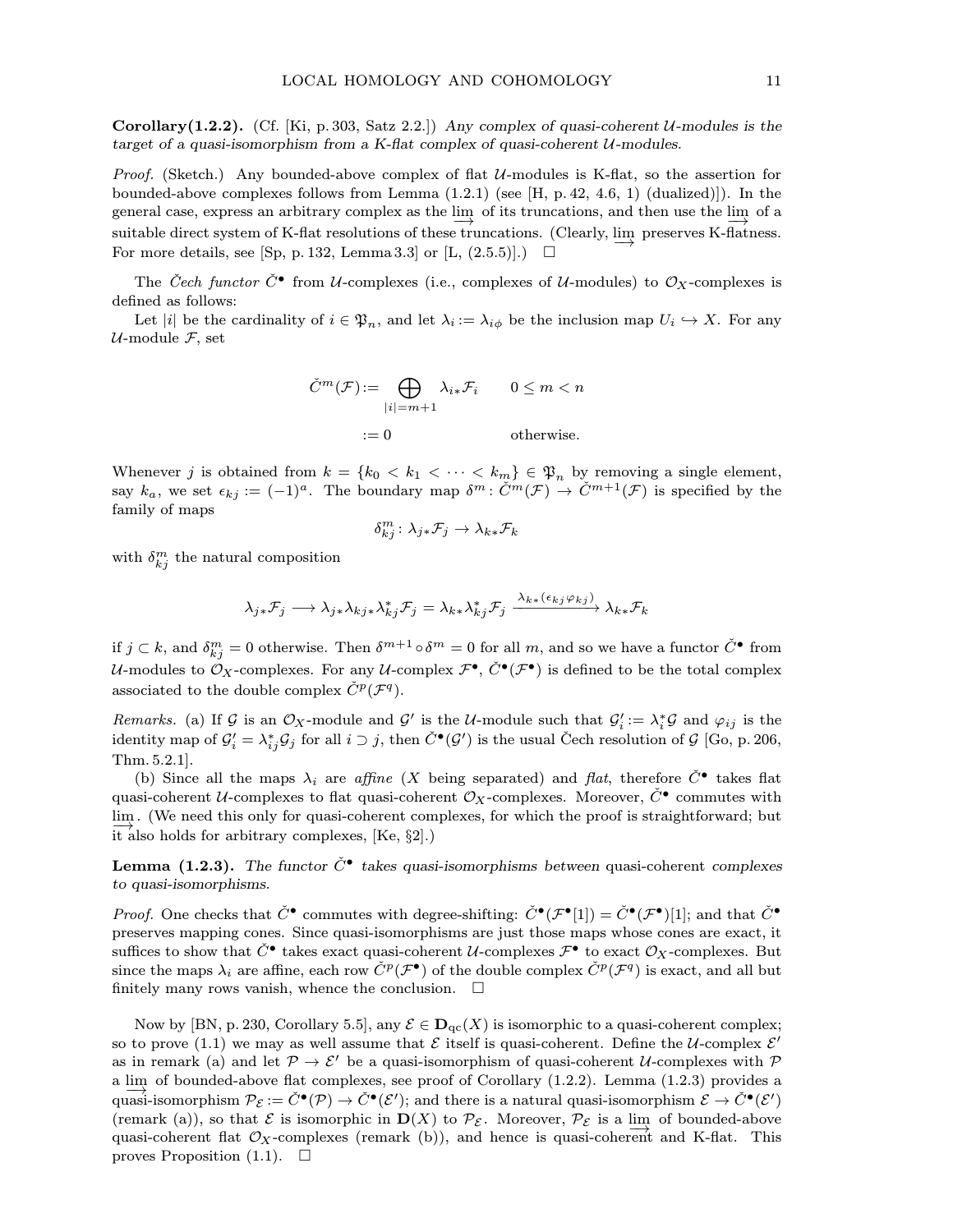**Corollary(1.2.2).** (Cf. [Ki, p. 303, Satz 2.2.]) *Any complex of quasi-coherent $\mathcal{U}$-modules is the target of a quasi-isomorphism from a K-flat complex of quasi-coherent $\mathcal{U}$-modules.*

*Proof.* (Sketch.) Any bounded-above complex of flat $\mathcal{U}$-modules is K-flat, so the assertion for bounded-above complexes follows from Lemma (1.2.1) (see [H, p. 42, 4.6, 1) (dualized)]). In the general case, express an arbitrary complex as the $\varinjlim$ of its truncations, and then use the $\varinjlim$ of a suitable direct system of K-flat resolutions of these truncations. (Clearly, $\varinjlim$ preserves K-flatness. For more details, see [Sp, p. 132, Lemma 3.3] or [L, (2.5.5)].) $\square$

The *Čech functor* $\check{C}^\bullet$ from $\mathcal{U}$-complexes (i.e., complexes of $\mathcal{U}$-modules) to $\mathcal{O}_X$-complexes is defined as follows:

Let $|i|$ be the cardinality of $i \in \mathfrak{P}_n$, and let $\lambda_i := \lambda_{i\phi}$ be the inclusion map $U_i \hookrightarrow X$. For any $\mathcal{U}$-module $\mathcal{F}$, set

$$\check{C}^m(\mathcal{F}) := \bigoplus_{|i|=m+1} \lambda_{i*}\mathcal{F}_i \qquad 0 \le m < n$$

$$:= 0 \qquad\qquad \text{otherwise.}$$

Whenever $j$ is obtained from $k = \{k_0 < k_1 < \cdots < k_m\} \in \mathfrak{P}_n$ by removing a single element, say $k_a$, we set $\epsilon_{kj} := (-1)^a$. The boundary map $\delta^m \colon \check{C}^m(\mathcal{F}) \to \check{C}^{m+1}(\mathcal{F})$ is specified by the family of maps

$$\delta^m_{kj} \colon \lambda_{j*}\mathcal{F}_j \to \lambda_{k*}\mathcal{F}_k$$

with $\delta^m_{kj}$ the natural composition

$$\lambda_{j*}\mathcal{F}_j \longrightarrow \lambda_{j*}\lambda_{kj*}\lambda^*_{kj}\mathcal{F}_j = \lambda_{k*}\lambda^*_{kj}\mathcal{F}_j \xrightarrow{\lambda_{k*}(\epsilon_{kj}\varphi_{kj})} \lambda_{k*}\mathcal{F}_k$$

if $j \subset k$, and $\delta^m_{kj} = 0$ otherwise. Then $\delta^{m+1} \circ \delta^m = 0$ for all $m$, and so we have a functor $\check{C}^\bullet$ from $\mathcal{U}$-modules to $\mathcal{O}_X$-complexes. For any $\mathcal{U}$-complex $\mathcal{F}^\bullet$, $\check{C}^\bullet(\mathcal{F}^\bullet)$ is defined to be the total complex associated to the double complex $\check{C}^p(\mathcal{F}^q)$.

*Remarks.* (a) If $\mathcal{G}$ is an $\mathcal{O}_X$-module and $\mathcal{G}'$ is the $\mathcal{U}$-module such that $\mathcal{G}'_i := \lambda^*_i\mathcal{G}$ and $\varphi_{ij}$ is the identity map of $\mathcal{G}'_i = \lambda^*_{ij}\mathcal{G}_j$ for all $i \supset j$, then $\check{C}^\bullet(\mathcal{G}')$ is the usual Čech resolution of $\mathcal{G}$ [Go, p. 206, Thm. 5.2.1].

(b) Since all the maps $\lambda_i$ are *affine* ($X$ being separated) and *flat*, therefore $\check{C}^\bullet$ takes flat quasi-coherent $\mathcal{U}$-complexes to flat quasi-coherent $\mathcal{O}_X$-complexes. Moreover, $\check{C}^\bullet$ commutes with $\varinjlim$. (We need this only for quasi-coherent complexes, for which the proof is straightforward; but it also holds for arbitrary complexes, [Ke, §2].)

**Lemma (1.2.3).** *The functor $\check{C}^\bullet$ takes quasi-isomorphisms between* quasi-coherent *complexes to quasi-isomorphisms.*

*Proof.* One checks that $\check{C}^\bullet$ commutes with degree-shifting: $\check{C}^\bullet(\mathcal{F}^\bullet[1]) = \check{C}^\bullet(\mathcal{F}^\bullet)[1]$; and that $\check{C}^\bullet$ preserves mapping cones. Since quasi-isomorphisms are just those maps whose cones are exact, it suffices to show that $\check{C}^\bullet$ takes exact quasi-coherent $\mathcal{U}$-complexes $\mathcal{F}^\bullet$ to exact $\mathcal{O}_X$-complexes. But since the maps $\lambda_i$ are affine, each row $\check{C}^p(\mathcal{F}^\bullet)$ of the double complex $\check{C}^p(\mathcal{F}^q)$ is exact, and all but finitely many rows vanish, whence the conclusion. $\square$

Now by [BN, p. 230, Corollary 5.5], any $\mathcal{E} \in \mathbf{D}_{\text{qc}}(X)$ is isomorphic to a quasi-coherent complex; so to prove (1.1) we may as well assume that $\mathcal{E}$ itself is quasi-coherent. Define the $\mathcal{U}$-complex $\mathcal{E}'$ as in remark (a) and let $\mathcal{P} \to \mathcal{E}'$ be a quasi-isomorphism of quasi-coherent $\mathcal{U}$-complexes with $\mathcal{P}$ a $\varinjlim$ of bounded-above flat complexes, see proof of Corollary (1.2.2). Lemma (1.2.3) provides a quasi-isomorphism $\mathcal{P}_\mathcal{E} := \check{C}^\bullet(\mathcal{P}) \to \check{C}^\bullet(\mathcal{E}')$; and there is a natural quasi-isomorphism $\mathcal{E} \to \check{C}^\bullet(\mathcal{E}')$ (remark (a)), so that $\mathcal{E}$ is isomorphic in $\mathbf{D}(X)$ to $\mathcal{P}_\mathcal{E}$. Moreover, $\mathcal{P}_\mathcal{E}$ is a $\varinjlim$ of bounded-above quasi-coherent flat $\mathcal{O}_X$-complexes (remark (b)), and hence is quasi-coherent and K-flat. This proves Proposition (1.1). $\square$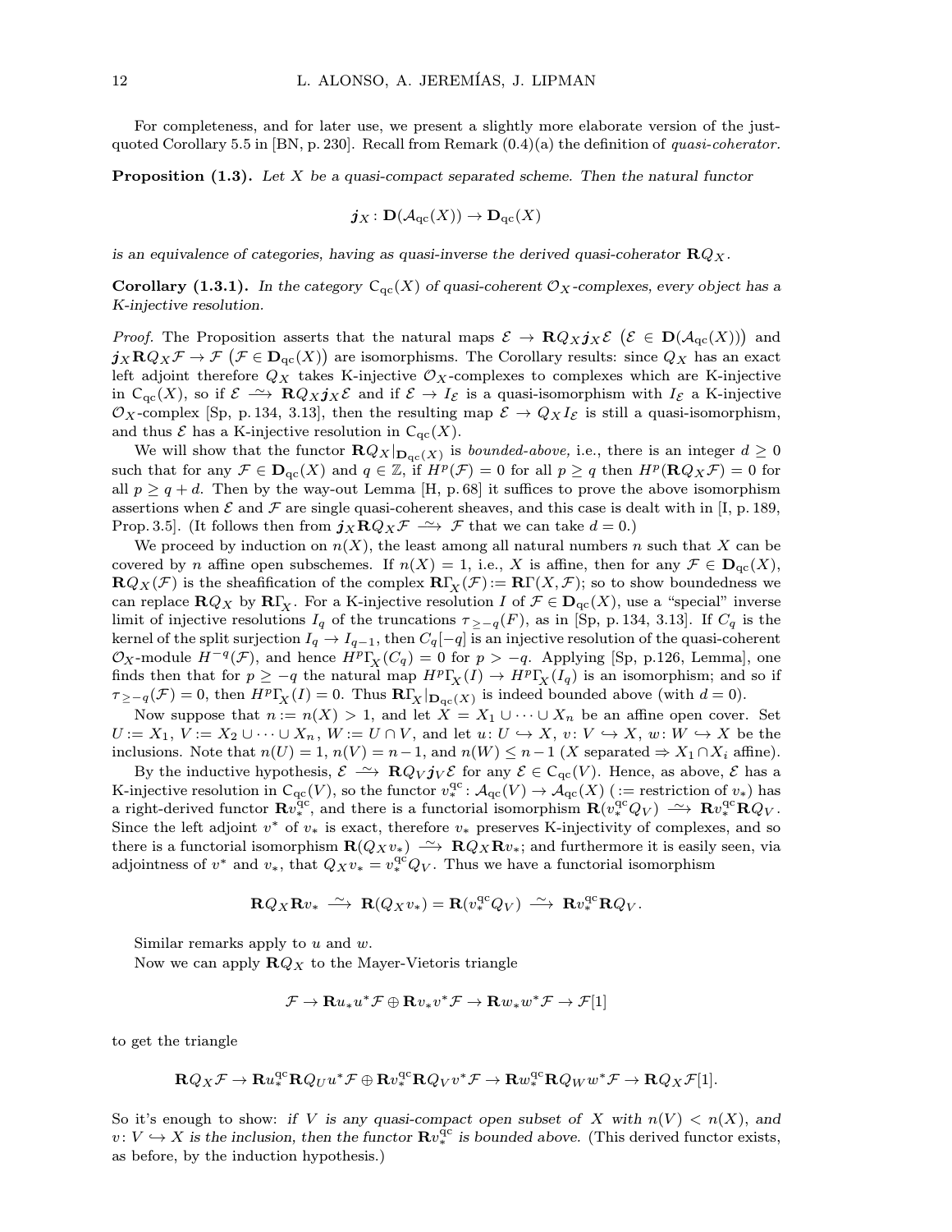For completeness, and for later use, we present a slightly more elaborate version of the just-quoted Corollary 5.5 in [BN, p. 230]. Recall from Remark (0.4)(a) the definition of *quasi-coherator.*

**Proposition (1.3).** *Let $X$ be a quasi-compact separated scheme. Then the natural functor*

$$\boldsymbol{j}_X \colon \mathbf{D}(\mathcal{A}_{\mathrm{qc}}(X)) \to \mathbf{D}_{\mathrm{qc}}(X)$$

*is an equivalence of categories, having as quasi-inverse the derived quasi-coherator $\mathbf{R}Q_X$.*

**Corollary (1.3.1).** *In the category $\mathrm{C}_{\mathrm{qc}}(X)$ of quasi-coherent $\mathcal{O}_X$-complexes, every object has a K-injective resolution.*

*Proof.* The Proposition asserts that the natural maps $\mathcal{E} \to \mathbf{R}Q_X \boldsymbol{j}_X \mathcal{E}$ $\big(\mathcal{E} \in \mathbf{D}(\mathcal{A}_{\mathrm{qc}}(X))\big)$ and $\boldsymbol{j}_X \mathbf{R}Q_X \mathcal{F} \to \mathcal{F}$ $\big(\mathcal{F} \in \mathbf{D}_{\mathrm{qc}}(X)\big)$ are isomorphisms. The Corollary results: since $Q_X$ has an exact left adjoint therefore $Q_X$ takes K-injective $\mathcal{O}_X$-complexes to complexes which are K-injective in $\mathrm{C}_{\mathrm{qc}}(X)$, so if $\mathcal{E} \xrightarrow{\sim} \mathbf{R}Q_X \boldsymbol{j}_X \mathcal{E}$ and if $\mathcal{E} \to I_{\mathcal{E}}$ is a quasi-isomorphism with $I_{\mathcal{E}}$ a K-injective $\mathcal{O}_X$-complex [Sp, p. 134, 3.13], then the resulting map $\mathcal{E} \to Q_X I_{\mathcal{E}}$ is still a quasi-isomorphism, and thus $\mathcal{E}$ has a K-injective resolution in $\mathrm{C}_{\mathrm{qc}}(X)$.

We will show that the functor $\mathbf{R}Q_X|_{\mathbf{D}_{\mathrm{qc}}(X)}$ is *bounded-above,* i.e., there is an integer $d \geq 0$ such that for any $\mathcal{F} \in \mathbf{D}_{\mathrm{qc}}(X)$ and $q \in \mathbb{Z}$, if $H^p(\mathcal{F}) = 0$ for all $p \geq q$ then $H^p(\mathbf{R}Q_X \mathcal{F}) = 0$ for all $p \geq q + d$. Then by the way-out Lemma [H, p. 68] it suffices to prove the above isomorphism assertions when $\mathcal{E}$ and $\mathcal{F}$ are single quasi-coherent sheaves, and this case is dealt with in [I, p. 189, Prop. 3.5]. (It follows then from $\boldsymbol{j}_X \mathbf{R}Q_X \mathcal{F} \xrightarrow{\sim} \mathcal{F}$ that we can take $d = 0$.)

We proceed by induction on $n(X)$, the least among all natural numbers $n$ such that $X$ can be covered by $n$ affine open subschemes. If $n(X) = 1$, i.e., $X$ is affine, then for any $\mathcal{F} \in \mathbf{D}_{\mathrm{qc}}(X)$, $\mathbf{R}Q_X(\mathcal{F})$ is the sheafification of the complex $\mathbf{R}\Gamma_X(\mathcal{F}) := \mathbf{R}\Gamma(X, \mathcal{F})$; so to show boundedness we can replace $\mathbf{R}Q_X$ by $\mathbf{R}\Gamma_X$. For a K-injective resolution $I$ of $\mathcal{F} \in \mathbf{D}_{\mathrm{qc}}(X)$, use a "special" inverse limit of injective resolutions $I_q$ of the truncations $\tau_{\geq -q}(F)$, as in [Sp, p. 134, 3.13]. If $C_q$ is the kernel of the split surjection $I_q \to I_{q-1}$, then $C_q[-q]$ is an injective resolution of the quasi-coherent $\mathcal{O}_X$-module $H^{-q}(\mathcal{F})$, and hence $H^p\Gamma_X(C_q) = 0$ for $p > -q$. Applying [Sp, p.126, Lemma], one finds then that for $p \geq -q$ the natural map $H^p\Gamma_X(I) \to H^p\Gamma_X(I_q)$ is an isomorphism; and so if $\tau_{\geq -q}(\mathcal{F}) = 0$, then $H^p\Gamma_X(I) = 0$. Thus $\mathbf{R}\Gamma_X|_{\mathbf{D}_{\mathrm{qc}}(X)}$ is indeed bounded above (with $d = 0$).

Now suppose that $n := n(X) > 1$, and let $X = X_1 \cup \cdots \cup X_n$ be an affine open cover. Set $U := X_1$, $V := X_2 \cup \cdots \cup X_n$, $W := U \cap V$, and let $u \colon U \hookrightarrow X$, $v \colon V \hookrightarrow X$, $w \colon W \hookrightarrow X$ be the inclusions. Note that $n(U) = 1$, $n(V) = n - 1$, and $n(W) \leq n - 1$ ($X$ separated $\Rightarrow X_1 \cap X_i$ affine).

By the inductive hypothesis, $\mathcal{E} \xrightarrow{\sim} \mathbf{R}Q_V \boldsymbol{j}_V \mathcal{E}$ for any $\mathcal{E} \in \mathrm{C}_{\mathrm{qc}}(V)$. Hence, as above, $\mathcal{E}$ has a K-injective resolution in $\mathrm{C}_{\mathrm{qc}}(V)$, so the functor $v_*^{\mathrm{qc}} \colon \mathcal{A}_{\mathrm{qc}}(V) \to \mathcal{A}_{\mathrm{qc}}(X)$ ($:=$ restriction of $v_*$) has a right-derived functor $\mathbf{R}v_*^{\mathrm{qc}}$, and there is a functorial isomorphism $\mathbf{R}(v_*^{\mathrm{qc}} Q_V) \xrightarrow{\sim} \mathbf{R}v_*^{\mathrm{qc}} \mathbf{R}Q_V$. Since the left adjoint $v^*$ of $v_*$ is exact, therefore $v_*$ preserves K-injectivity of complexes, and so there is a functorial isomorphism $\mathbf{R}(Q_X v_*) \xrightarrow{\sim} \mathbf{R}Q_X \mathbf{R}v_*$; and furthermore it is easily seen, via adjointness of $v^*$ and $v_*$, that $Q_X v_* = v_*^{\mathrm{qc}} Q_V$. Thus we have a functorial isomorphism

$$\mathbf{R}Q_X \mathbf{R}v_* \xrightarrow{\sim} \mathbf{R}(Q_X v_*) = \mathbf{R}(v_*^{\mathrm{qc}} Q_V) \xrightarrow{\sim} \mathbf{R}v_*^{\mathrm{qc}} \mathbf{R}Q_V.$$

Similar remarks apply to $u$ and $w$.

Now we can apply $\mathbf{R}Q_X$ to the Mayer-Vietoris triangle

$$\mathcal{F} \to \mathbf{R}u_* u^* \mathcal{F} \oplus \mathbf{R}v_* v^* \mathcal{F} \to \mathbf{R}w_* w^* \mathcal{F} \to \mathcal{F}[1]$$

to get the triangle

$$\mathbf{R}Q_X \mathcal{F} \to \mathbf{R}u_*^{\mathrm{qc}} \mathbf{R}Q_U u^* \mathcal{F} \oplus \mathbf{R}v_*^{\mathrm{qc}} \mathbf{R}Q_V v^* \mathcal{F} \to \mathbf{R}w_*^{\mathrm{qc}} \mathbf{R}Q_W w^* \mathcal{F} \to \mathbf{R}Q_X \mathcal{F}[1].$$

So it's enough to show: *if $V$ is any quasi-compact open subset of $X$ with $n(V) < n(X)$, and $v \colon V \hookrightarrow X$ is the inclusion, then the functor $\mathbf{R}v_*^{\mathrm{qc}}$ is bounded above.* (This derived functor exists, as before, by the induction hypothesis.)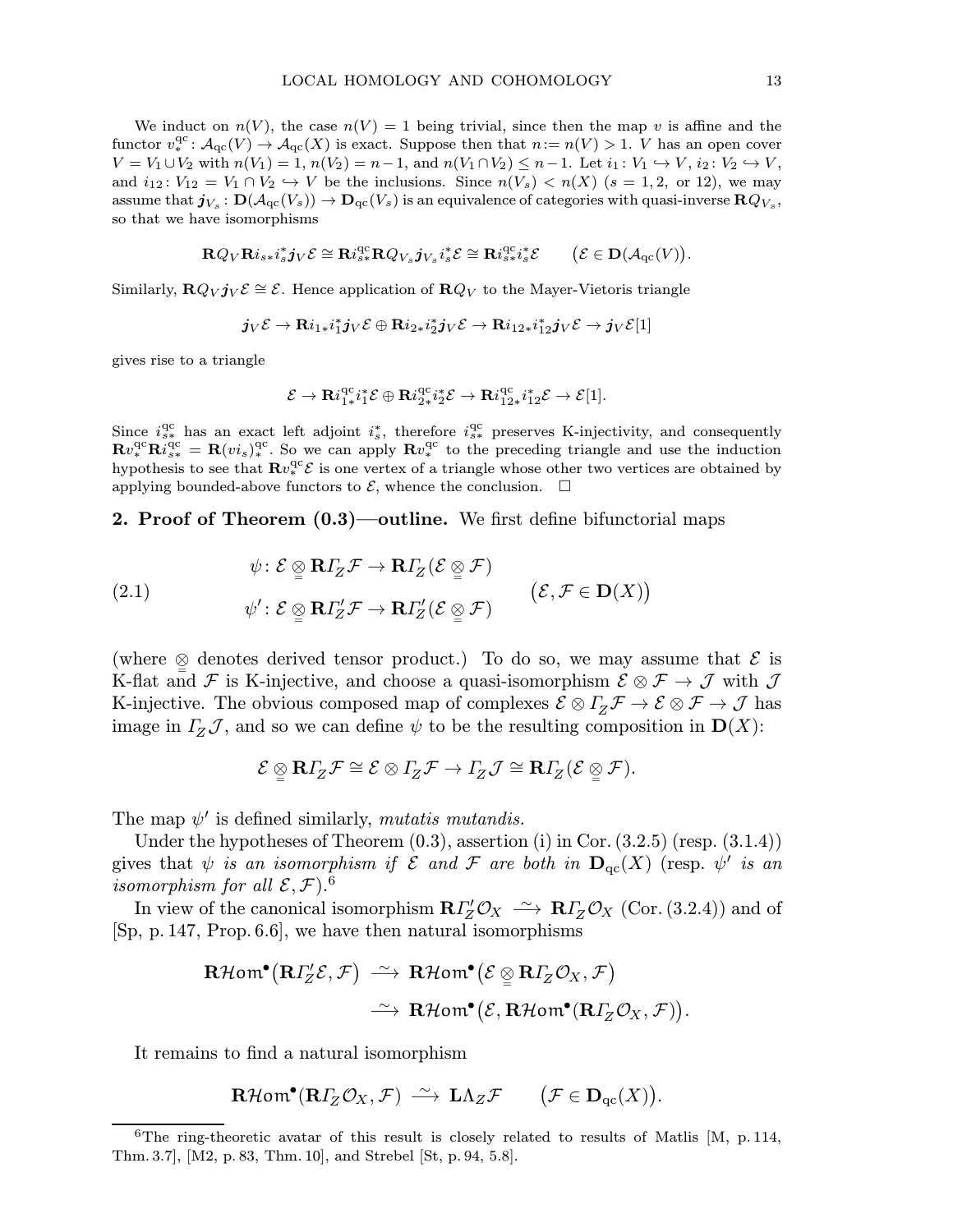We induct on $n(V)$, the case $n(V)=1$ being trivial, since then the map $v$ is affine and the functor $v_*^{\mathrm{qc}}\colon \mathcal{A}_{\mathrm{qc}}(V)\to\mathcal{A}_{\mathrm{qc}}(X)$ is exact. Suppose then that $n:=n(V)>1$. $V$ has an open cover $V=V_1\cup V_2$ with $n(V_1)=1$, $n(V_2)=n-1$, and $n(V_1\cap V_2)\le n-1$. Let $i_1\colon V_1\hookrightarrow V$, $i_2\colon V_2\hookrightarrow V$, and $i_{12}\colon V_{12}=V_1\cap V_2\hookrightarrow V$ be the inclusions. Since $n(V_s)<n(X)$ ($s=1,2$, or $12$), we may assume that $\boldsymbol{j}_{V_s}\colon \mathbf{D}(\mathcal{A}_{\mathrm{qc}}(V_s))\to\mathbf{D}_{\mathrm{qc}}(V_s)$ is an equivalence of categories with quasi-inverse $\mathbf{R}Q_{V_s}$, so that we have isomorphisms

$$\mathbf{R}Q_V\mathbf{R}i_{s*}i_s^*\boldsymbol{j}_V\mathcal{E}\cong\mathbf{R}i_{s*}^{\mathrm{qc}}\mathbf{R}Q_{V_s}\boldsymbol{j}_{V_s}i_s^*\mathcal{E}\cong\mathbf{R}i_{s*}^{\mathrm{qc}}i_s^*\mathcal{E}\qquad\big(\mathcal{E}\in\mathbf{D}(\mathcal{A}_{\mathrm{qc}}(V))\big).$$

Similarly, $\mathbf{R}Q_V\boldsymbol{j}_V\mathcal{E}\cong\mathcal{E}$. Hence application of $\mathbf{R}Q_V$ to the Mayer-Vietoris triangle

$$\boldsymbol{j}_V\mathcal{E}\to\mathbf{R}i_{1*}i_1^*\boldsymbol{j}_V\mathcal{E}\oplus\mathbf{R}i_{2*}i_2^*\boldsymbol{j}_V\mathcal{E}\to\mathbf{R}i_{12*}i_{12}^*\boldsymbol{j}_V\mathcal{E}\to\boldsymbol{j}_V\mathcal{E}[1]$$

gives rise to a triangle

$$\mathcal{E}\to\mathbf{R}i_{1*}^{\mathrm{qc}}i_1^*\mathcal{E}\oplus\mathbf{R}i_{2*}^{\mathrm{qc}}i_2^*\mathcal{E}\to\mathbf{R}i_{12*}^{\mathrm{qc}}i_{12}^*\mathcal{E}\to\mathcal{E}[1].$$

Since $i_{s*}^{\mathrm{qc}}$ has an exact left adjoint $i_s^*$, therefore $i_{s*}^{\mathrm{qc}}$ preserves K-injectivity, and consequently $\mathbf{R}v_*^{\mathrm{qc}}\mathbf{R}i_{s*}^{\mathrm{qc}}=\mathbf{R}(vi_s)_*^{\mathrm{qc}}$. So we can apply $\mathbf{R}v_*^{\mathrm{qc}}$ to the preceding triangle and use the induction hypothesis to see that $\mathbf{R}v_*^{\mathrm{qc}}\mathcal{E}$ is one vertex of a triangle whose other two vertices are obtained by applying bounded-above functors to $\mathcal{E}$, whence the conclusion. $\square$

## 2. Proof of Theorem (0.3)—outline.

We first define bifunctorial maps

$$\begin{aligned}\psi&\colon \mathcal{E}\underset{=}{\otimes}\mathbf{R}\varGamma_Z\mathcal{F}\to\mathbf{R}\varGamma_Z(\mathcal{E}\underset{=}{\otimes}\mathcal{F})\\ \psi'&\colon \mathcal{E}\underset{=}{\otimes}\mathbf{R}\varGamma'_Z\mathcal{F}\to\mathbf{R}\varGamma'_Z(\mathcal{E}\underset{=}{\otimes}\mathcal{F})\end{aligned}\qquad\big(\mathcal{E},\mathcal{F}\in\mathbf{D}(X)\big)\tag{2.1}$$

(where $\underset{=}{\otimes}$ denotes derived tensor product.) To do so, we may assume that $\mathcal{E}$ is K-flat and $\mathcal{F}$ is K-injective, and choose a quasi-isomorphism $\mathcal{E}\otimes\mathcal{F}\to\mathcal{J}$ with $\mathcal{J}$ K-injective. The obvious composed map of complexes $\mathcal{E}\otimes\varGamma_Z\mathcal{F}\to\mathcal{E}\otimes\mathcal{F}\to\mathcal{J}$ has image in $\varGamma_Z\mathcal{J}$, and so we can define $\psi$ to be the resulting composition in $\mathbf{D}(X)$:

$$\mathcal{E}\underset{=}{\otimes}\mathbf{R}\varGamma_Z\mathcal{F}\cong\mathcal{E}\otimes\varGamma_Z\mathcal{F}\to\varGamma_Z\mathcal{J}\cong\mathbf{R}\varGamma_Z(\mathcal{E}\underset{=}{\otimes}\mathcal{F}).$$

The map $\psi'$ is defined similarly, *mutatis mutandis.*

Under the hypotheses of Theorem (0.3), assertion (i) in Cor. (3.2.5) (resp. (3.1.4)) gives that *$\psi$ is an isomorphism if $\mathcal{E}$ and $\mathcal{F}$ are both in $\mathbf{D}_{\mathrm{qc}}(X)$* (resp. *$\psi'$ is an isomorphism for all $\mathcal{E},\mathcal{F}$*).[6]

In view of the canonical isomorphism $\mathbf{R}\varGamma'_Z\mathcal{O}_X\xrightarrow{\sim}\mathbf{R}\varGamma_Z\mathcal{O}_X$ (Cor. (3.2.4)) and of [Sp, p. 147, Prop. 6.6], we have then natural isomorphisms

$$\begin{aligned}\mathbf{R}\mathcal{H}om^\bullet\big(\mathbf{R}\varGamma'_Z\mathcal{E},\mathcal{F}\big)&\xrightarrow{\sim}\mathbf{R}\mathcal{H}om^\bullet\big(\mathcal{E}\underset{=}{\otimes}\mathbf{R}\varGamma_Z\mathcal{O}_X,\mathcal{F}\big)\\&\xrightarrow{\sim}\mathbf{R}\mathcal{H}om^\bullet\big(\mathcal{E},\mathbf{R}\mathcal{H}om^\bullet(\mathbf{R}\varGamma_Z\mathcal{O}_X,\mathcal{F})\big).\end{aligned}$$

It remains to find a natural isomorphism

$$\mathbf{R}\mathcal{H}om^\bullet(\mathbf{R}\varGamma_Z\mathcal{O}_X,\mathcal{F})\xrightarrow{\sim}\mathbf{L}\Lambda_Z\mathcal{F}\qquad\big(\mathcal{F}\in\mathbf{D}_{\mathrm{qc}}(X)\big).$$

[6] The ring-theoretic avatar of this result is closely related to results of Matlis [M, p. 114, Thm. 3.7], [M2, p. 83, Thm. 10], and Strebel [St, p. 94, 5.8].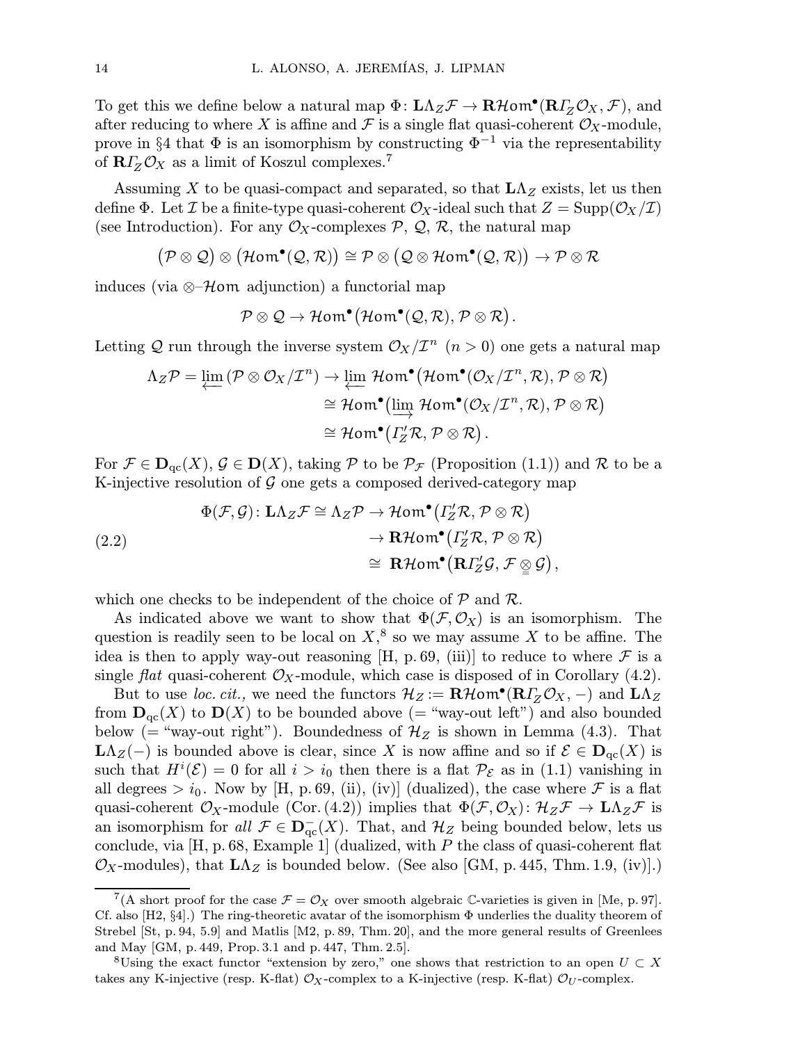To get this we define below a natural map $\Phi\colon \mathbf{L}\Lambda_Z\mathcal{F} \to \mathbf{R}\mathcal{H}om^\bullet(\mathbf{R}\varGamma_Z\mathcal{O}_X, \mathcal{F})$, and after reducing to where $X$ is affine and $\mathcal{F}$ is a single flat quasi-coherent $\mathcal{O}_X$-module, prove in §4 that $\Phi$ is an isomorphism by constructing $\Phi^{-1}$ via the representability of $\mathbf{R}\varGamma_Z\mathcal{O}_X$ as a limit of Koszul complexes.[7]

Assuming $X$ to be quasi-compact and separated, so that $\mathbf{L}\Lambda_Z$ exists, let us then define $\Phi$. Let $\mathcal{I}$ be a finite-type quasi-coherent $\mathcal{O}_X$-ideal such that $Z = \mathrm{Supp}(\mathcal{O}_X/\mathcal{I})$ (see Introduction). For any $\mathcal{O}_X$-complexes $\mathcal{P}$, $\mathcal{Q}$, $\mathcal{R}$, the natural map

$$\big(\mathcal{P}\otimes\mathcal{Q}\big)\otimes\big(\mathcal{H}om^\bullet(\mathcal{Q},\mathcal{R})\big) \cong \mathcal{P}\otimes\big(\mathcal{Q}\otimes\mathcal{H}om^\bullet(\mathcal{Q},\mathcal{R})\big) \to \mathcal{P}\otimes\mathcal{R}$$

induces (via $\otimes$–$\mathcal{H}om$ adjunction) a functorial map

$$\mathcal{P}\otimes\mathcal{Q} \to \mathcal{H}om^\bullet\big(\mathcal{H}om^\bullet(\mathcal{Q},\mathcal{R}), \mathcal{P}\otimes\mathcal{R}\big).$$

Letting $\mathcal{Q}$ run through the inverse system $\mathcal{O}_X/\mathcal{I}^n$ $(n>0)$ one gets a natural map

$$\begin{aligned}\Lambda_Z\mathcal{P} = \varprojlim\,(\mathcal{P}\otimes\mathcal{O}_X/\mathcal{I}^n) &\to \varprojlim\,\mathcal{H}om^\bullet\big(\mathcal{H}om^\bullet(\mathcal{O}_X/\mathcal{I}^n,\mathcal{R}), \mathcal{P}\otimes\mathcal{R}\big)\\ &\cong \mathcal{H}om^\bullet\big(\varinjlim\,\mathcal{H}om^\bullet(\mathcal{O}_X/\mathcal{I}^n,\mathcal{R}), \mathcal{P}\otimes\mathcal{R}\big)\\ &\cong \mathcal{H}om^\bullet\big(\varGamma'_Z\mathcal{R}, \mathcal{P}\otimes\mathcal{R}\big).\end{aligned}$$

For $\mathcal{F}\in\mathbf{D}_{\mathrm{qc}}(X)$, $\mathcal{G}\in\mathbf{D}(X)$, taking $\mathcal{P}$ to be $\mathcal{P}_\mathcal{F}$ (Proposition (1.1)) and $\mathcal{R}$ to be a K-injective resolution of $\mathcal{G}$ one gets a composed derived-category map

$$\begin{aligned}\Phi(\mathcal{F},\mathcal{G})\colon \mathbf{L}\Lambda_Z\mathcal{F} \cong \Lambda_Z\mathcal{P} &\to \mathcal{H}om^\bullet\big(\varGamma'_Z\mathcal{R}, \mathcal{P}\otimes\mathcal{R}\big)\\ &\to \mathbf{R}\mathcal{H}om^\bullet\big(\varGamma'_Z\mathcal{R}, \mathcal{P}\otimes\mathcal{R}\big)\\ &\cong\ \mathbf{R}\mathcal{H}om^\bullet\big(\mathbf{R}\varGamma'_Z\mathcal{G}, \mathcal{F}\underset{=}{\otimes}\mathcal{G}\big),\end{aligned}\tag{2.2}$$

which one checks to be independent of the choice of $\mathcal{P}$ and $\mathcal{R}$.

As indicated above we want to show that $\Phi(\mathcal{F},\mathcal{O}_X)$ is an isomorphism. The question is readily seen to be local on $X$,[8] so we may assume $X$ to be affine. The idea is then to apply way-out reasoning [H, p. 69, (iii)] to reduce to where $\mathcal{F}$ is a single *flat* quasi-coherent $\mathcal{O}_X$-module, which case is disposed of in Corollary (4.2).

But to use *loc. cit.,* we need the functors $\mathcal{H}_Z := \mathbf{R}\mathcal{H}om^\bullet(\mathbf{R}\varGamma_Z\mathcal{O}_X, -)$ and $\mathbf{L}\Lambda_Z$ from $\mathbf{D}_{\mathrm{qc}}(X)$ to $\mathbf{D}(X)$ to be bounded above (= "way-out left") and also bounded below (= "way-out right"). Boundedness of $\mathcal{H}_Z$ is shown in Lemma (4.3). That $\mathbf{L}\Lambda_Z(-)$ is bounded above is clear, since $X$ is now affine and so if $\mathcal{E}\in\mathbf{D}_{\mathrm{qc}}(X)$ is such that $H^i(\mathcal{E})=0$ for all $i>i_0$ then there is a flat $\mathcal{P}_\mathcal{E}$ as in (1.1) vanishing in all degrees $>i_0$. Now by [H, p. 69, (ii), (iv)] (dualized), the case where $\mathcal{F}$ is a flat quasi-coherent $\mathcal{O}_X$-module (Cor. (4.2)) implies that $\Phi(\mathcal{F},\mathcal{O}_X)\colon \mathcal{H}_Z\mathcal{F}\to\mathbf{L}\Lambda_Z\mathcal{F}$ is an isomorphism for *all* $\mathcal{F}\in\mathbf{D}^-_{\mathrm{qc}}(X)$. That, and $\mathcal{H}_Z$ being bounded below, lets us conclude, via [H, p. 68, Example 1] (dualized, with $P$ the class of quasi-coherent flat $\mathcal{O}_X$-modules), that $\mathbf{L}\Lambda_Z$ is bounded below. (See also [GM, p. 445, Thm. 1.9, (iv)].)

---

[7](A short proof for the case $\mathcal{F}=\mathcal{O}_X$ over smooth algebraic $\mathbb{C}$-varieties is given in [Me, p. 97]. Cf. also [H2, §4].) The ring-theoretic avatar of the isomorphism $\Phi$ underlies the duality theorem of Strebel [St, p. 94, 5.9] and Matlis [M2, p. 89, Thm. 20], and the more general results of Greenlees and May [GM, p. 449, Prop. 3.1 and p. 447, Thm. 2.5].

[8]Using the exact functor "extension by zero," one shows that restriction to an open $U\subset X$ takes any K-injective (resp. K-flat) $\mathcal{O}_X$-complex to a K-injective (resp. K-flat) $\mathcal{O}_U$-complex.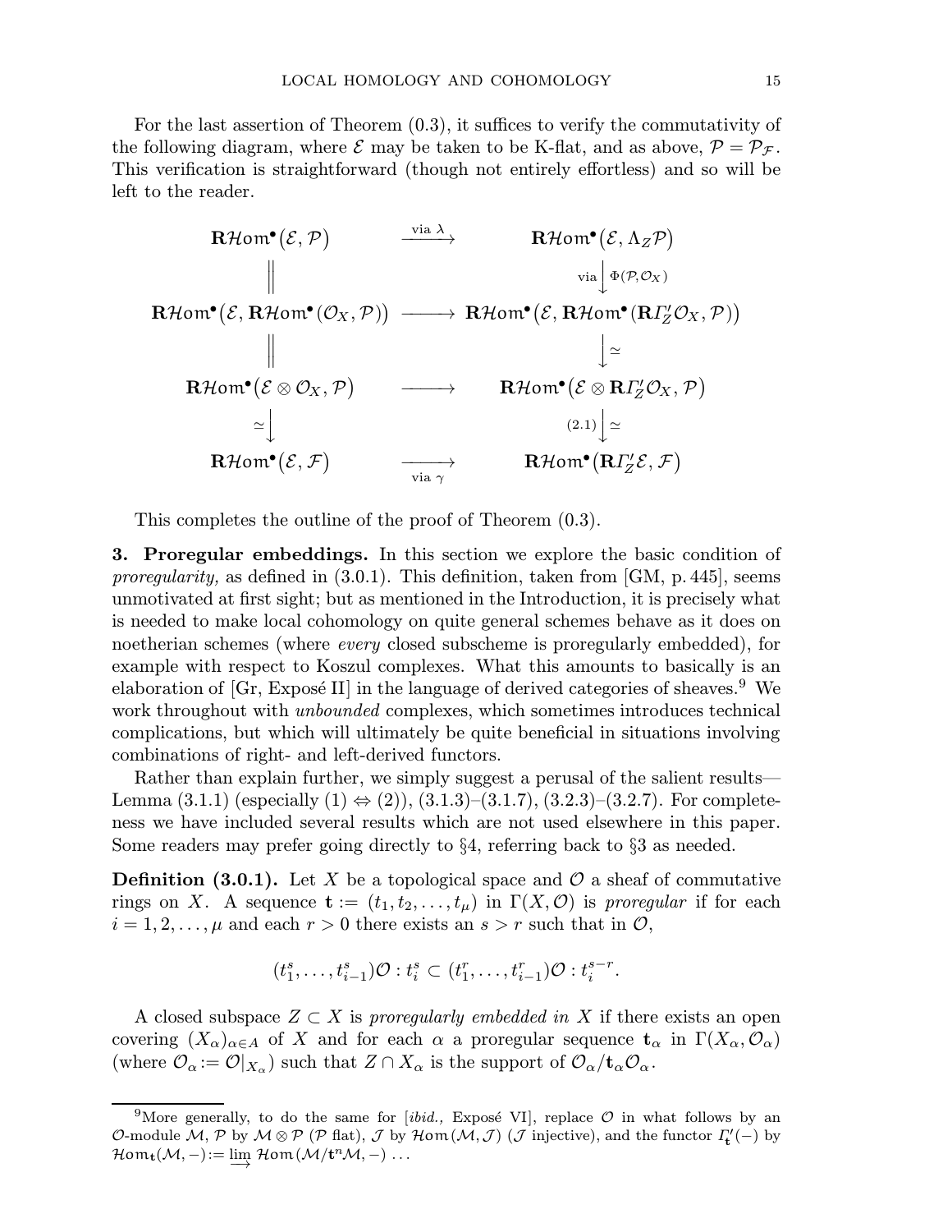For the last assertion of Theorem (0.3), it suffices to verify the commutativity of the following diagram, where $\mathcal{E}$ may be taken to be K-flat, and as above, $\mathcal{P} = \mathcal{P}_{\mathcal{F}}$. This verification is straightforward (though not entirely effortless) and so will be left to the reader.

$$
\begin{array}{ccc}
\mathbf{R}\mathcal{H}om^\bullet(\mathcal{E}, \mathcal{P}) & \xrightarrow{\text{via } \lambda} & \mathbf{R}\mathcal{H}om^\bullet(\mathcal{E}, \Lambda_Z\mathcal{P}) \\
\| & & \Big\downarrow{\scriptstyle \text{via } \Phi(\mathcal{P},\mathcal{O}_X)} \\
\mathbf{R}\mathcal{H}om^\bullet(\mathcal{E}, \mathbf{R}\mathcal{H}om^\bullet(\mathcal{O}_X, \mathcal{P})) & \longrightarrow & \mathbf{R}\mathcal{H}om^\bullet(\mathcal{E}, \mathbf{R}\mathcal{H}om^\bullet(\mathbf{R}\varGamma'_Z\mathcal{O}_X, \mathcal{P})) \\
\| & & \Big\downarrow{\scriptstyle \simeq} \\
\mathbf{R}\mathcal{H}om^\bullet(\mathcal{E}\otimes\mathcal{O}_X, \mathcal{P}) & \longrightarrow & \mathbf{R}\mathcal{H}om^\bullet(\mathcal{E}\otimes\mathbf{R}\varGamma'_Z\mathcal{O}_X, \mathcal{P}) \\
{\scriptstyle \simeq}\Big\downarrow & & {\scriptstyle (2.1)}\Big\downarrow{\scriptstyle \simeq} \\
\mathbf{R}\mathcal{H}om^\bullet(\mathcal{E}, \mathcal{F}) & \xrightarrow[\text{via } \gamma]{} & \mathbf{R}\mathcal{H}om^\bullet(\mathbf{R}\varGamma'_Z\mathcal{E}, \mathcal{F})
\end{array}
$$

This completes the outline of the proof of Theorem (0.3).

**3. Proregular embeddings.** In this section we explore the basic condition of *proregularity,* as defined in (3.0.1). This definition, taken from [GM, p. 445], seems unmotivated at first sight; but as mentioned in the Introduction, it is precisely what is needed to make local cohomology on quite general schemes behave as it does on noetherian schemes (where *every* closed subscheme is proregularly embedded), for example with respect to Koszul complexes. What this amounts to basically is an elaboration of [Gr, Exposé II] in the language of derived categories of sheaves.[9] We work throughout with *unbounded* complexes, which sometimes introduces technical complications, but which will ultimately be quite beneficial in situations involving combinations of right- and left-derived functors.

Rather than explain further, we simply suggest a perusal of the salient results—Lemma (3.1.1) (especially (1) $\Leftrightarrow$ (2)), (3.1.3)–(3.1.7), (3.2.3)–(3.2.7). For completeness we have included several results which are not used elsewhere in this paper. Some readers may prefer going directly to §4, referring back to §3 as needed.

**Definition (3.0.1).** Let $X$ be a topological space and $\mathcal{O}$ a sheaf of commutative rings on $X$. A sequence $\mathbf{t} := (t_1, t_2, \dots, t_\mu)$ in $\Gamma(X, \mathcal{O})$ is *proregular* if for each $i = 1, 2, \dots, \mu$ and each $r > 0$ there exists an $s > r$ such that in $\mathcal{O}$,

$$(t_1^s, \dots, t_{i-1}^s)\mathcal{O} : t_i^s \subset (t_1^r, \dots, t_{i-1}^r)\mathcal{O} : t_i^{s-r}.$$

A closed subspace $Z \subset X$ is *proregularly embedded in* $X$ if there exists an open covering $(X_\alpha)_{\alpha\in A}$ of $X$ and for each $\alpha$ a proregular sequence $\mathbf{t}_\alpha$ in $\Gamma(X_\alpha, \mathcal{O}_\alpha)$ (where $\mathcal{O}_\alpha := \mathcal{O}|_{X_\alpha}$) such that $Z \cap X_\alpha$ is the support of $\mathcal{O}_\alpha/\mathbf{t}_\alpha\mathcal{O}_\alpha$.

---

[9] More generally, to do the same for [*ibid.,* Exposé VI], replace $\mathcal{O}$ in what follows by an $\mathcal{O}$-module $\mathcal{M}$, $\mathcal{P}$ by $\mathcal{M}\otimes\mathcal{P}$ ($\mathcal{P}$ flat), $\mathcal{J}$ by $\mathcal{H}om(\mathcal{M}, \mathcal{J})$ ($\mathcal{J}$ injective), and the functor $\varGamma'_{\mathbf{t}}(-)$ by $\mathcal{H}om_{\mathbf{t}}(\mathcal{M}, -) := \varinjlim \mathcal{H}om(\mathcal{M}/\mathbf{t}^n\mathcal{M}, -) \dots$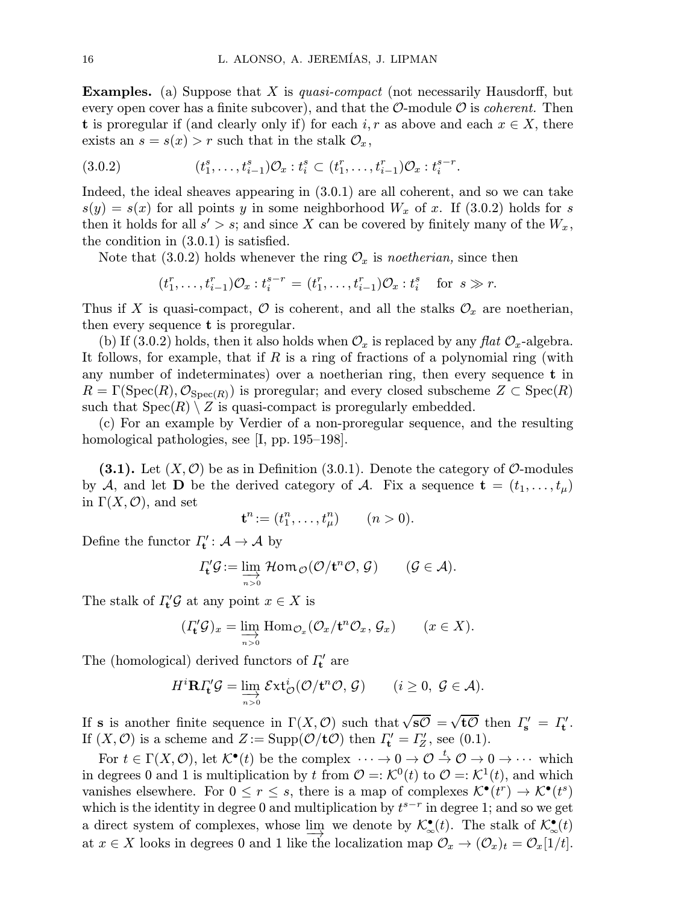**Examples.** (a) Suppose that $X$ is *quasi-compact* (not necessarily Hausdorff, but every open cover has a finite subcover), and that the $\mathcal{O}$-module $\mathcal{O}$ is *coherent.* Then $\mathbf{t}$ is proregular if (and clearly only if) for each $i, r$ as above and each $x \in X$, there exists an $s = s(x) > r$ such that in the stalk $\mathcal{O}_x$,

$$(t_1^s, \dots, t_{i-1}^s)\mathcal{O}_x : t_i^s \subset (t_1^r, \dots, t_{i-1}^r)\mathcal{O}_x : t_i^{s-r}. \tag{3.0.2}$$

Indeed, the ideal sheaves appearing in (3.0.1) are all coherent, and so we can take $s(y) = s(x)$ for all points $y$ in some neighborhood $W_x$ of $x$. If (3.0.2) holds for $s$ then it holds for all $s' > s$; and since $X$ can be covered by finitely many of the $W_x$, the condition in (3.0.1) is satisfied.

Note that (3.0.2) holds whenever the ring $\mathcal{O}_x$ is *noetherian,* since then

$$(t_1^r, \dots, t_{i-1}^r)\mathcal{O}_x : t_i^{s-r} = (t_1^r, \dots, t_{i-1}^r)\mathcal{O}_x : t_i^s \quad \text{for } s \gg r.$$

Thus if $X$ is quasi-compact, $\mathcal{O}$ is coherent, and all the stalks $\mathcal{O}_x$ are noetherian, then every sequence $\mathbf{t}$ is proregular.

(b) If (3.0.2) holds, then it also holds when $\mathcal{O}_x$ is replaced by any *flat* $\mathcal{O}_x$-algebra. It follows, for example, that if $R$ is a ring of fractions of a polynomial ring (with any number of indeterminates) over a noetherian ring, then every sequence $\mathbf{t}$ in $R = \Gamma(\mathrm{Spec}(R), \mathcal{O}_{\mathrm{Spec}(R)})$ is proregular; and every closed subscheme $Z \subset \mathrm{Spec}(R)$ such that $\mathrm{Spec}(R) \setminus Z$ is quasi-compact is proregularly embedded.

(c) For an example by Verdier of a non-proregular sequence, and the resulting homological pathologies, see [I, pp. 195–198].

**(3.1).** Let $(X, \mathcal{O})$ be as in Definition (3.0.1). Denote the category of $\mathcal{O}$-modules by $\mathcal{A}$, and let $\mathbf{D}$ be the derived category of $\mathcal{A}$. Fix a sequence $\mathbf{t} = (t_1, \dots, t_\mu)$ in $\Gamma(X, \mathcal{O})$, and set

$$\mathbf{t}^n := (t_1^n, \dots, t_\mu^n) \qquad (n > 0).$$

Define the functor $\varGamma'_{\mathbf{t}} \colon \mathcal{A} \to \mathcal{A}$ by

$$\varGamma'_{\mathbf{t}}\mathcal{G} := \varinjlim_{n>0} \mathcal{H}om_{\mathcal{O}}(\mathcal{O}/\mathbf{t}^n\mathcal{O}, \mathcal{G}) \qquad (\mathcal{G} \in \mathcal{A}).$$

The stalk of $\varGamma'_{\mathbf{t}}\mathcal{G}$ at any point $x \in X$ is

$$(\varGamma'_{\mathbf{t}}\mathcal{G})_x = \varinjlim_{n>0} \mathrm{Hom}_{\mathcal{O}_x}(\mathcal{O}_x/\mathbf{t}^n\mathcal{O}_x, \mathcal{G}_x) \qquad (x \in X).$$

The (homological) derived functors of $\varGamma'_{\mathbf{t}}$ are

$$H^i\mathbf{R}\varGamma'_{\mathbf{t}}\mathcal{G} = \varinjlim_{n>0} \mathcal{E}xt^i_{\mathcal{O}}(\mathcal{O}/\mathbf{t}^n\mathcal{O}, \mathcal{G}) \qquad (i \ge 0,\ \mathcal{G} \in \mathcal{A}).$$

If $\mathbf{s}$ is another finite sequence in $\Gamma(X, \mathcal{O})$ such that $\sqrt{\mathbf{s}\mathcal{O}} = \sqrt{\mathbf{t}\mathcal{O}}$ then $\varGamma'_{\mathbf{s}} = \varGamma'_{\mathbf{t}}$. If $(X, \mathcal{O})$ is a scheme and $Z := \mathrm{Supp}(\mathcal{O}/\mathbf{t}\mathcal{O})$ then $\varGamma'_{\mathbf{t}} = \varGamma'_Z$, see (0.1).

For $t \in \Gamma(X, \mathcal{O})$, let $\mathcal{K}^\bullet(t)$ be the complex $\cdots \to 0 \to \mathcal{O} \xrightarrow{t} \mathcal{O} \to 0 \to \cdots$ which in degrees 0 and 1 is multiplication by $t$ from $\mathcal{O} =: \mathcal{K}^0(t)$ to $\mathcal{O} =: \mathcal{K}^1(t)$, and which vanishes elsewhere. For $0 \le r \le s$, there is a map of complexes $\mathcal{K}^\bullet(t^r) \to \mathcal{K}^\bullet(t^s)$ which is the identity in degree 0 and multiplication by $t^{s-r}$ in degree 1; and so we get a direct system of complexes, whose $\varinjlim$ we denote by $\mathcal{K}^\bullet_\infty(t)$. The stalk of $\mathcal{K}^\bullet_\infty(t)$ at $x \in X$ looks in degrees 0 and 1 like the localization map $\mathcal{O}_x \to (\mathcal{O}_x)_t = \mathcal{O}_x[1/t]$.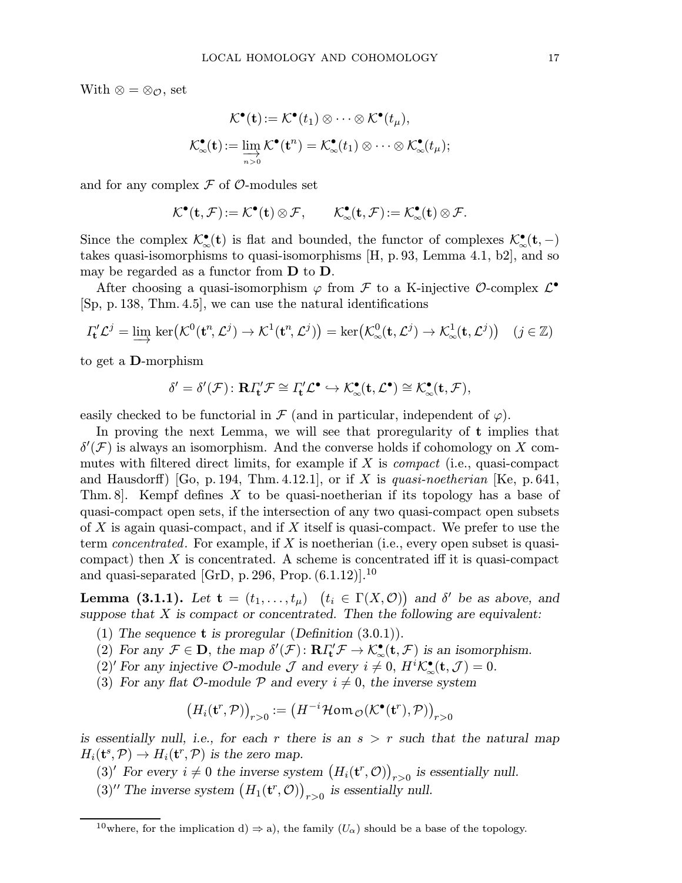With $\otimes = \otimes_{\mathcal{O}}$, set

$$\mathcal{K}^\bullet(\mathbf{t}) := \mathcal{K}^\bullet(t_1) \otimes \cdots \otimes \mathcal{K}^\bullet(t_\mu),$$

$$\mathcal{K}^\bullet_\infty(\mathbf{t}) := \varinjlim_{n>0} \mathcal{K}^\bullet(\mathbf{t}^n) = \mathcal{K}^\bullet_\infty(t_1) \otimes \cdots \otimes \mathcal{K}^\bullet_\infty(t_\mu);$$

and for any complex $\mathcal{F}$ of $\mathcal{O}$-modules set

$$\mathcal{K}^\bullet(\mathbf{t}, \mathcal{F}) := \mathcal{K}^\bullet(\mathbf{t}) \otimes \mathcal{F}, \qquad \mathcal{K}^\bullet_\infty(\mathbf{t}, \mathcal{F}) := \mathcal{K}^\bullet_\infty(\mathbf{t}) \otimes \mathcal{F}.$$

Since the complex $\mathcal{K}^\bullet_\infty(\mathbf{t})$ is flat and bounded, the functor of complexes $\mathcal{K}^\bullet_\infty(\mathbf{t}, -)$ takes quasi-isomorphisms to quasi-isomorphisms [H, p. 93, Lemma 4.1, b2], and so may be regarded as a functor from $\mathbf{D}$ to $\mathbf{D}$.

After choosing a quasi-isomorphism $\varphi$ from $\mathcal{F}$ to a K-injective $\mathcal{O}$-complex $\mathcal{L}^\bullet$ [Sp, p. 138, Thm. 4.5], we can use the natural identifications

$$\varGamma'_{\mathbf{t}} \mathcal{L}^j = \varinjlim \ker\big(\mathcal{K}^0(\mathbf{t}^n, \mathcal{L}^j) \to \mathcal{K}^1(\mathbf{t}^n, \mathcal{L}^j)\big) = \ker\big(\mathcal{K}^0_\infty(\mathbf{t}, \mathcal{L}^j) \to \mathcal{K}^1_\infty(\mathbf{t}, \mathcal{L}^j)\big) \quad (j \in \mathbb{Z})$$

to get a $\mathbf{D}$-morphism

$$\delta' = \delta'(\mathcal{F}) \colon \mathbf{R}\varGamma'_{\mathbf{t}} \mathcal{F} \cong \varGamma'_{\mathbf{t}} \mathcal{L}^\bullet \hookrightarrow \mathcal{K}^\bullet_\infty(\mathbf{t}, \mathcal{L}^\bullet) \cong \mathcal{K}^\bullet_\infty(\mathbf{t}, \mathcal{F}),$$

easily checked to be functorial in $\mathcal{F}$ (and in particular, independent of $\varphi$).

In proving the next Lemma, we will see that proregularity of $\mathbf{t}$ implies that $\delta'(\mathcal{F})$ is always an isomorphism. And the converse holds if cohomology on $X$ commutes with filtered direct limits, for example if $X$ is *compact* (i.e., quasi-compact and Hausdorff) [Go, p. 194, Thm. 4.12.1], or if $X$ is *quasi-noetherian* [Ke, p. 641, Thm. 8]. Kempf defines $X$ to be quasi-noetherian if its topology has a base of quasi-compact open sets, if the intersection of any two quasi-compact open subsets of $X$ is again quasi-compact, and if $X$ itself is quasi-compact. We prefer to use the term *concentrated*. For example, if $X$ is noetherian (i.e., every open subset is quasi-compact) then $X$ is concentrated. A scheme is concentrated iff it is quasi-compact and quasi-separated [GrD, p. 296, Prop. (6.1.12)].[10]

**Lemma (3.1.1).** *Let* $\mathbf{t} = (t_1, \dots, t_\mu)$ $\big(t_i \in \Gamma(X, \mathcal{O})\big)$ *and* $\delta'$ *be as above, and suppose that* $X$ *is compact or concentrated. Then the following are equivalent:*

(1) *The sequence* $\mathbf{t}$ *is proregular* (*Definition* (3.0.1)).

(2) *For any* $\mathcal{F} \in \mathbf{D}$*, the map* $\delta'(\mathcal{F}) \colon \mathbf{R}\varGamma'_{\mathbf{t}} \mathcal{F} \to \mathcal{K}^\bullet_\infty(\mathbf{t}, \mathcal{F})$ *is an isomorphism.*

(2)$'$ *For any injective* $\mathcal{O}$*-module* $\mathcal{J}$ *and every* $i \neq 0$*,* $H^i \mathcal{K}^\bullet_\infty(\mathbf{t}, \mathcal{J}) = 0$*.*

(3) *For any flat* $\mathcal{O}$*-module* $\mathcal{P}$ *and every* $i \neq 0$*, the inverse system*

$$\big(H_i(\mathbf{t}^r, \mathcal{P})\big)_{r>0} := \big(H^{-i}\mathcal{H}om_{\mathcal{O}}(\mathcal{K}^\bullet(\mathbf{t}^r), \mathcal{P})\big)_{r>0}$$

*is essentially null, i.e., for each* $r$ *there is an* $s > r$ *such that the natural map* $H_i(\mathbf{t}^s, \mathcal{P}) \to H_i(\mathbf{t}^r, \mathcal{P})$ *is the zero map.*

(3)$'$ *For every* $i \neq 0$ *the inverse system* $\big(H_i(\mathbf{t}^r, \mathcal{O})\big)_{r>0}$ *is essentially null.*

(3)$''$ *The inverse system* $\big(H_1(\mathbf{t}^r, \mathcal{O})\big)_{r>0}$ *is essentially null.*

---

[10] where, for the implication d) ⇒ a), the family $(U_\alpha)$ should be a base of the topology.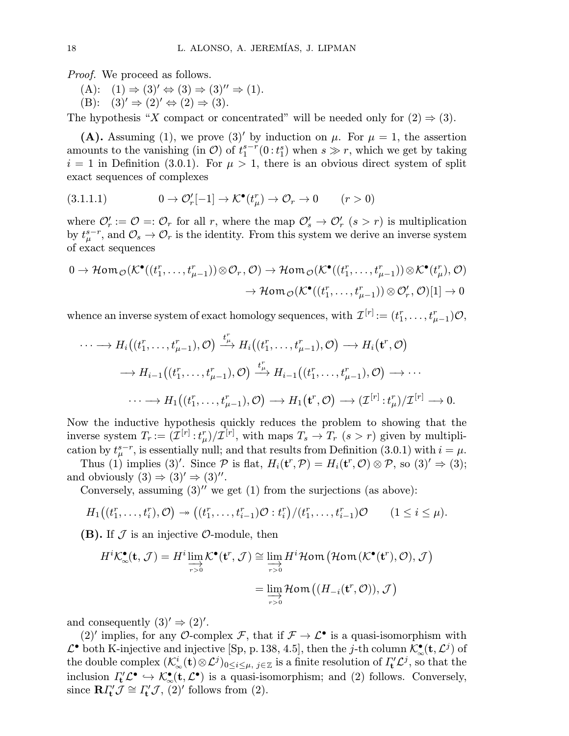*Proof.* We proceed as follows.

(A): $(1) \Rightarrow (3)' \Leftrightarrow (3) \Rightarrow (3)'' \Rightarrow (1)$.

(B): $(3)' \Rightarrow (2)' \Leftrightarrow (2) \Rightarrow (3)$.

The hypothesis "$X$ compact or concentrated" will be needed only for $(2) \Rightarrow (3)$.

**(A).** Assuming (1), we prove $(3)'$ by induction on $\mu$. For $\mu = 1$, the assertion amounts to the vanishing (in $\mathcal{O}$) of $t_1^{s-r}(0 : t_1^s)$ when $s \gg r$, which we get by taking $i = 1$ in Definition (3.0.1). For $\mu > 1$, there is an obvious direct system of split exact sequences of complexes

$$
0 \to \mathcal{O}'_r[-1] \to \mathcal{K}^\bullet(t_\mu^r) \to \mathcal{O}_r \to 0 \qquad (r > 0) \tag{3.1.1.1}
$$

where $\mathcal{O}'_r := \mathcal{O} =: \mathcal{O}_r$ for all $r$, where the map $\mathcal{O}'_s \to \mathcal{O}'_r$ $(s > r)$ is multiplication by $t_\mu^{s-r}$, and $\mathcal{O}_s \to \mathcal{O}_r$ is the identity. From this system we derive an inverse system of exact sequences

$$
\begin{aligned}
0 \to \mathcal{H}om_{\mathcal{O}}(\mathcal{K}^\bullet((t_1^r, \dots, t_{\mu-1}^r)) \otimes \mathcal{O}_r, \mathcal{O}) \to \mathcal{H}om_{\mathcal{O}}(\mathcal{K}^\bullet((t_1^r, \dots, t_{\mu-1}^r)) \otimes \mathcal{K}^\bullet(t_\mu^r), \mathcal{O}) \\
\to \mathcal{H}om_{\mathcal{O}}(\mathcal{K}^\bullet((t_1^r, \dots, t_{\mu-1}^r)) \otimes \mathcal{O}'_r, \mathcal{O})[1] \to 0
\end{aligned}
$$

whence an inverse system of exact homology sequences, with $\mathcal{I}^{[r]} := (t_1^r, \dots, t_{\mu-1}^r)\mathcal{O}$,

$$
\begin{aligned}
\cdots \longrightarrow H_i\big((t_1^r, \dots, t_{\mu-1}^r), \mathcal{O}\big) &\xrightarrow{t_\mu^r} H_i\big((t_1^r, \dots, t_{\mu-1}^r), \mathcal{O}\big) \longrightarrow H_i\big(\mathbf{t}^r, \mathcal{O}\big) \\
\longrightarrow H_{i-1}\big((t_1^r, \dots, t_{\mu-1}^r), \mathcal{O}\big) &\xrightarrow{t_\mu^r} H_{i-1}\big((t_1^r, \dots, t_{\mu-1}^r), \mathcal{O}\big) \longrightarrow \cdots \\
\cdots \longrightarrow H_1\big((t_1^r, \dots, t_{\mu-1}^r), \mathcal{O}\big) &\longrightarrow H_1\big(\mathbf{t}^r, \mathcal{O}\big) \longrightarrow (\mathcal{I}^{[r]} : t_\mu^r)/\mathcal{I}^{[r]} \longrightarrow 0.
\end{aligned}
$$

Now the inductive hypothesis quickly reduces the problem to showing that the inverse system $T_r := (\mathcal{I}^{[r]} : t_\mu^r)/\mathcal{I}^{[r]}$, with maps $T_s \to T_r$ $(s > r)$ given by multiplication by $t_\mu^{s-r}$, is essentially null; and that results from Definition (3.0.1) with $i = \mu$.

Thus (1) implies $(3)'$. Since $\mathcal{P}$ is flat, $H_i(\mathbf{t}^r, \mathcal{P}) = H_i(\mathbf{t}^r, \mathcal{O}) \otimes \mathcal{P}$, so $(3)' \Rightarrow (3)$; and obviously $(3) \Rightarrow (3)' \Rightarrow (3)''$.

Conversely, assuming $(3)''$ we get (1) from the surjections (as above):

$$
H_1\big((t_1^r, \dots, t_i^r), \mathcal{O}\big) \twoheadrightarrow \big((t_1^r, \dots, t_{i-1}^r)\mathcal{O} : t_i^r\big)/(t_1^r, \dots, t_{i-1}^r)\mathcal{O} \qquad (1 \le i \le \mu).
$$

**(B).** If $\mathcal{J}$ is an injective $\mathcal{O}$-module, then

$$
\begin{aligned}
H^i \mathcal{K}_\infty^\bullet(\mathbf{t}, \mathcal{J}) = H^i \varinjlim_{r>0} \mathcal{K}^\bullet(\mathbf{t}^r, \mathcal{J}) &\cong \varinjlim_{r>0} H^i \mathcal{H}om\big(\mathcal{H}om(\mathcal{K}^\bullet(\mathbf{t}^r), \mathcal{O}), \mathcal{J}\big) \\
&= \varinjlim_{r>0} \mathcal{H}om\big((H_{-i}(\mathbf{t}^r, \mathcal{O})), \mathcal{J}\big)
\end{aligned}
$$

and consequently $(3)' \Rightarrow (2)'$.

$(2)'$ implies, for any $\mathcal{O}$-complex $\mathcal{F}$, that if $\mathcal{F} \to \mathcal{L}^\bullet$ is a quasi-isomorphism with $\mathcal{L}^\bullet$ both K-injective and injective [Sp, p. 138, 4.5], then the $j$-th column $\mathcal{K}_\infty^\bullet(\mathbf{t}, \mathcal{L}^j)$ of the double complex $(\mathcal{K}_\infty^i(\mathbf{t}) \otimes \mathcal{L}^j)_{0 \le i \le \mu,\, j \in \mathbb{Z}}$ is a finite resolution of $\varGamma'_{\mathbf{t}} \mathcal{L}^j$, so that the inclusion $\varGamma'_{\mathbf{t}} \mathcal{L}^\bullet \hookrightarrow \mathcal{K}_\infty^\bullet(\mathbf{t}, \mathcal{L}^\bullet)$ is a quasi-isomorphism; and (2) follows. Conversely, since $\mathbf{R}\varGamma'_{\mathbf{t}} \mathcal{J} \cong \varGamma'_{\mathbf{t}} \mathcal{J}$, $(2)'$ follows from (2).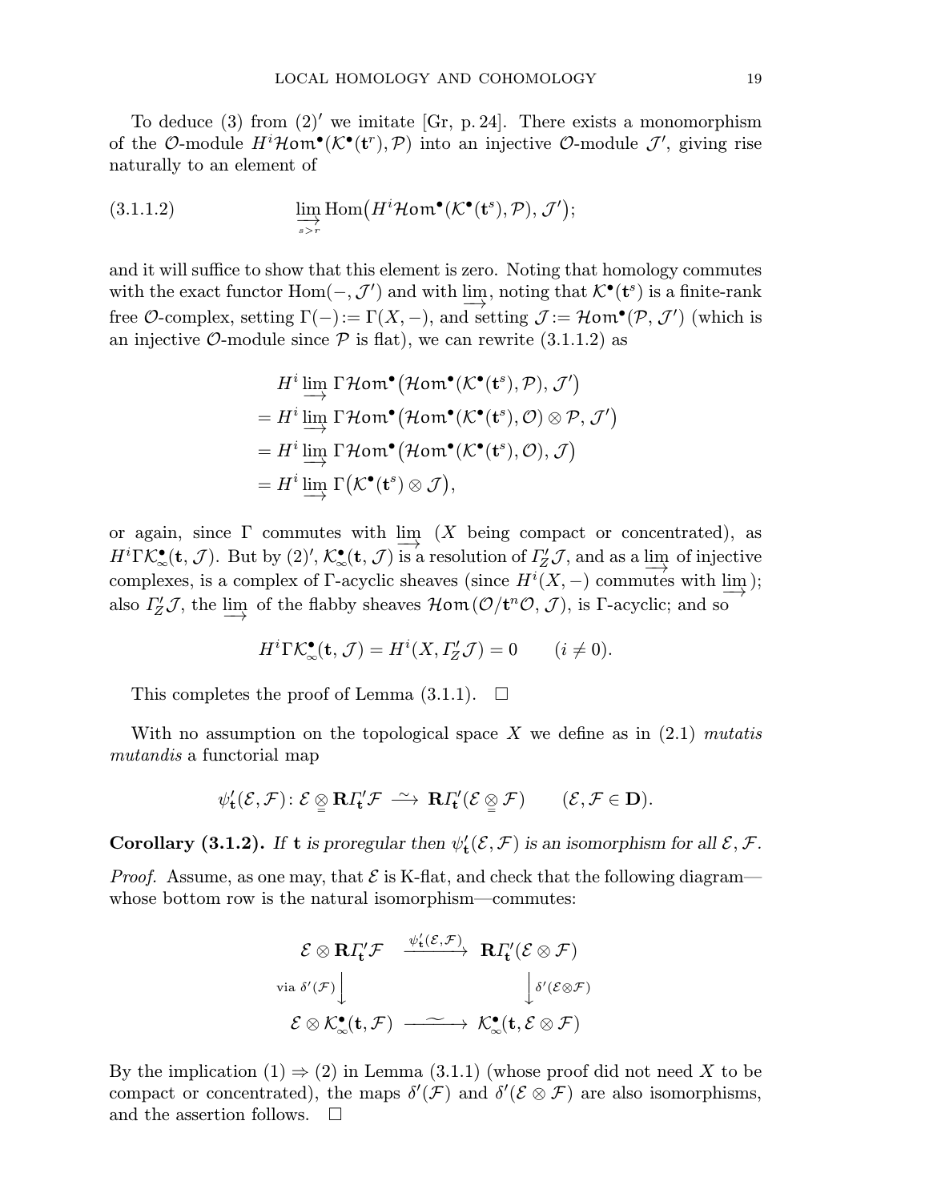To deduce (3) from (2)$'$ we imitate [Gr, p. 24]. There exists a monomorphism of the $\mathcal{O}$-module $H^i\mathcal{H}om^\bullet(\mathcal{K}^\bullet(\mathbf{t}^r),\mathcal{P})$ into an injective $\mathcal{O}$-module $\mathcal{J}'$, giving rise naturally to an element of

$$\varinjlim_{s>r} \operatorname{Hom}\big(H^i\mathcal{H}om^\bullet(\mathcal{K}^\bullet(\mathbf{t}^s),\mathcal{P}),\mathcal{J}'\big); \tag{3.1.1.2}$$

and it will suffice to show that this element is zero. Noting that homology commutes with the exact functor $\operatorname{Hom}(-,\mathcal{J}')$ and with $\varinjlim$, noting that $\mathcal{K}^\bullet(\mathbf{t}^s)$ is a finite-rank free $\mathcal{O}$-complex, setting $\Gamma(-):=\Gamma(X,-)$, and setting $\mathcal{J}:=\mathcal{H}om^\bullet(\mathcal{P},\mathcal{J}')$ (which is an injective $\mathcal{O}$-module since $\mathcal{P}$ is flat), we can rewrite (3.1.1.2) as

$$\begin{aligned}
&H^i \varinjlim \Gamma\mathcal{H}om^\bullet\big(\mathcal{H}om^\bullet(\mathcal{K}^\bullet(\mathbf{t}^s),\mathcal{P}),\mathcal{J}'\big)\\
&= H^i \varinjlim \Gamma\mathcal{H}om^\bullet\big(\mathcal{H}om^\bullet(\mathcal{K}^\bullet(\mathbf{t}^s),\mathcal{O})\otimes\mathcal{P},\mathcal{J}'\big)\\
&= H^i \varinjlim \Gamma\mathcal{H}om^\bullet\big(\mathcal{H}om^\bullet(\mathcal{K}^\bullet(\mathbf{t}^s),\mathcal{O}),\mathcal{J}\big)\\
&= H^i \varinjlim \Gamma\big(\mathcal{K}^\bullet(\mathbf{t}^s)\otimes\mathcal{J}\big),
\end{aligned}$$

or again, since $\Gamma$ commutes with $\varinjlim$ ($X$ being compact or concentrated), as $H^i\Gamma\mathcal{K}^\bullet_\infty(\mathbf{t},\mathcal{J})$. But by (2)$'$, $\mathcal{K}^\bullet_\infty(\mathbf{t},\mathcal{J})$ is a resolution of $\varGamma'_Z\mathcal{J}$, and as a $\varinjlim$ of injective complexes, is a complex of $\Gamma$-acyclic sheaves (since $H^i(X,-)$ commutes with $\varinjlim$); also $\varGamma'_Z\mathcal{J}$, the $\varinjlim$ of the flabby sheaves $\mathcal{H}om(\mathcal{O}/\mathbf{t}^n\mathcal{O},\mathcal{J})$, is $\Gamma$-acyclic; and so

$$H^i\Gamma\mathcal{K}^\bullet_\infty(\mathbf{t},\mathcal{J}) = H^i(X,\varGamma'_Z\mathcal{J}) = 0 \qquad (i\neq 0).$$

This completes the proof of Lemma (3.1.1). $\square$

With no assumption on the topological space $X$ we define as in (2.1) *mutatis mutandis* a functorial map

$$\psi'_{\mathbf{t}}(\mathcal{E},\mathcal{F})\colon \mathcal{E}\underset{=}{\otimes}\mathbf{R}\varGamma'_{\mathbf{t}}\mathcal{F} \xrightarrow{\ \sim\ } \mathbf{R}\varGamma'_{\mathbf{t}}(\mathcal{E}\underset{=}{\otimes}\mathcal{F}) \qquad (\mathcal{E},\mathcal{F}\in\mathbf{D}).$$

**Corollary (3.1.2).** *If $\mathbf{t}$ is proregular then $\psi'_{\mathbf{t}}(\mathcal{E},\mathcal{F})$ is an isomorphism for all $\mathcal{E},\mathcal{F}$.*

*Proof.* Assume, as one may, that $\mathcal{E}$ is K-flat, and check that the following diagram—whose bottom row is the natural isomorphism—commutes:

$$\begin{array}{ccc}
\mathcal{E}\otimes\mathbf{R}\varGamma'_{\mathbf{t}}\mathcal{F} & \xrightarrow{\ \psi'_{\mathbf{t}}(\mathcal{E},\mathcal{F})\ } & \mathbf{R}\varGamma'_{\mathbf{t}}(\mathcal{E}\otimes\mathcal{F})\\
{\scriptstyle \text{via }\delta'(\mathcal{F})}\big\downarrow & & \big\downarrow{\scriptstyle \delta'(\mathcal{E}\otimes\mathcal{F})}\\
\mathcal{E}\otimes\mathcal{K}^\bullet_\infty(\mathbf{t},\mathcal{F}) & \xrightarrow{\ \sim\ } & \mathcal{K}^\bullet_\infty(\mathbf{t},\mathcal{E}\otimes\mathcal{F})
\end{array}$$

By the implication (1) $\Rightarrow$ (2) in Lemma (3.1.1) (whose proof did not need $X$ to be compact or concentrated), the maps $\delta'(\mathcal{F})$ and $\delta'(\mathcal{E}\otimes\mathcal{F})$ are also isomorphisms, and the assertion follows. $\square$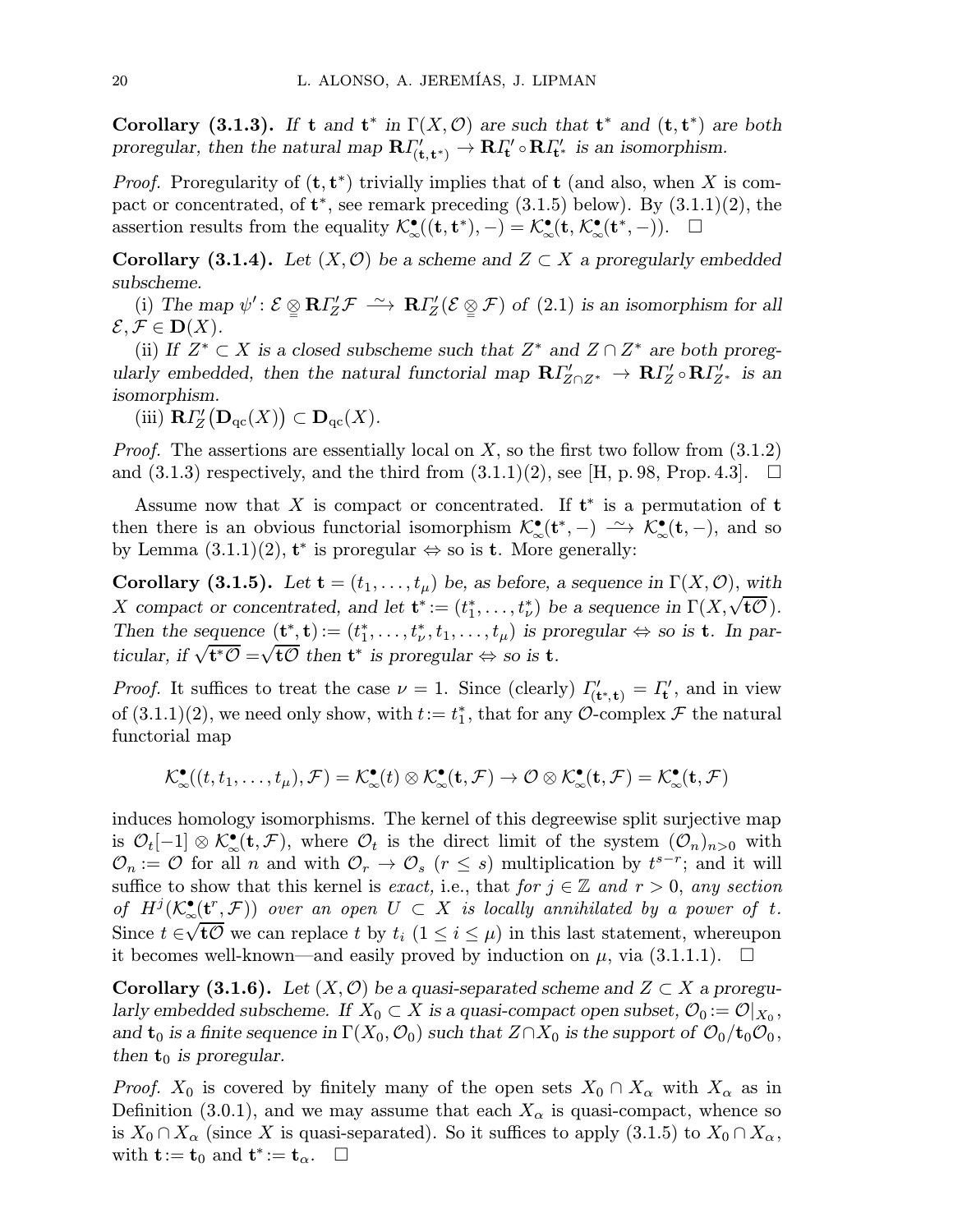**Corollary (3.1.3).** *If* $\mathbf{t}$ *and* $\mathbf{t}^*$ *in* $\Gamma(X,\mathcal{O})$ *are such that* $\mathbf{t}^*$ *and* $(\mathbf{t},\mathbf{t}^*)$ *are both proregular, then the natural map* $\mathbf{R}\varGamma'_{(\mathbf{t},\mathbf{t}^*)} \to \mathbf{R}\varGamma'_{\mathbf{t}} \circ \mathbf{R}\varGamma'_{\mathbf{t}^*}$ *is an isomorphism.*

*Proof.* Proregularity of $(\mathbf{t},\mathbf{t}^*)$ trivially implies that of $\mathbf{t}$ (and also, when $X$ is compact or concentrated, of $\mathbf{t}^*$, see remark preceding (3.1.5) below). By (3.1.1)(2), the assertion results from the equality $\mathcal{K}^\bullet_\infty((\mathbf{t},\mathbf{t}^*),-) = \mathcal{K}^\bullet_\infty(\mathbf{t},\mathcal{K}^\bullet_\infty(\mathbf{t}^*,-))$. $\square$

**Corollary (3.1.4).** *Let* $(X,\mathcal{O})$ *be a scheme and* $Z\subset X$ *a proregularly embedded subscheme.*

(i) *The map* $\psi'\colon \mathcal{E}\underset{=}{\otimes}\mathbf{R}\varGamma'_Z\mathcal{F} \xrightarrow{\ \sim\ } \mathbf{R}\varGamma'_Z(\mathcal{E}\underset{=}{\otimes}\mathcal{F})$ *of* (2.1) *is an isomorphism for all* $\mathcal{E},\mathcal{F}\in\mathbf{D}(X)$.

(ii) *If* $Z^*\subset X$ *is a closed subscheme such that* $Z^*$ *and* $Z\cap Z^*$ *are both proregularly embedded, then the natural functorial map* $\mathbf{R}\varGamma'_{Z\cap Z^*} \to \mathbf{R}\varGamma'_Z\circ\mathbf{R}\varGamma'_{Z^*}$ *is an isomorphism.*

(iii) $\mathbf{R}\varGamma'_Z\big(\mathbf{D}_{\mathrm{qc}}(X)\big)\subset\mathbf{D}_{\mathrm{qc}}(X)$.

*Proof.* The assertions are essentially local on $X$, so the first two follow from (3.1.2) and (3.1.3) respectively, and the third from (3.1.1)(2), see [H, p. 98, Prop. 4.3]. $\square$

Assume now that $X$ is compact or concentrated. If $\mathbf{t}^*$ is a permutation of $\mathbf{t}$ then there is an obvious functorial isomorphism $\mathcal{K}^\bullet_\infty(\mathbf{t}^*,-)\xrightarrow{\ \sim\ }\mathcal{K}^\bullet_\infty(\mathbf{t},-)$, and so by Lemma (3.1.1)(2), $\mathbf{t}^*$ is proregular $\Leftrightarrow$ so is $\mathbf{t}$. More generally:

**Corollary (3.1.5).** *Let* $\mathbf{t}=(t_1,\dots,t_\mu)$ *be, as before, a sequence in* $\Gamma(X,\mathcal{O})$, *with* $X$ *compact or concentrated, and let* $\mathbf{t}^*:=(t^*_1,\dots,t^*_\nu)$ *be a sequence in* $\Gamma(X,\sqrt{\mathbf{t}\mathcal{O}})$. *Then the sequence* $(\mathbf{t}^*,\mathbf{t}):=(t^*_1,\dots,t^*_\nu,t_1,\dots,t_\mu)$ *is proregular* $\Leftrightarrow$ *so is* $\mathbf{t}$. *In particular, if* $\sqrt{\mathbf{t}^*\mathcal{O}}=\sqrt{\mathbf{t}\mathcal{O}}$ *then* $\mathbf{t}^*$ *is proregular* $\Leftrightarrow$ *so is* $\mathbf{t}$.

*Proof.* It suffices to treat the case $\nu=1$. Since (clearly) $\varGamma'_{(\mathbf{t}^*,\mathbf{t})}=\varGamma'_{\mathbf{t}}$, and in view of (3.1.1)(2), we need only show, with $t:=t^*_1$, that for any $\mathcal{O}$-complex $\mathcal{F}$ the natural functorial map

$$\mathcal{K}^\bullet_\infty((t,t_1,\dots,t_\mu),\mathcal{F})=\mathcal{K}^\bullet_\infty(t)\otimes\mathcal{K}^\bullet_\infty(\mathbf{t},\mathcal{F})\to\mathcal{O}\otimes\mathcal{K}^\bullet_\infty(\mathbf{t},\mathcal{F})=\mathcal{K}^\bullet_\infty(\mathbf{t},\mathcal{F})$$

induces homology isomorphisms. The kernel of this degreewise split surjective map is $\mathcal{O}_t[-1]\otimes\mathcal{K}^\bullet_\infty(\mathbf{t},\mathcal{F})$, where $\mathcal{O}_t$ is the direct limit of the system $(\mathcal{O}_n)_{n>0}$ with $\mathcal{O}_n:=\mathcal{O}$ for all $n$ and with $\mathcal{O}_r\to\mathcal{O}_s$ $(r\le s)$ multiplication by $t^{s-r}$; and it will suffice to show that this kernel is *exact,* i.e., that *for* $j\in\mathbb{Z}$ *and* $r>0$, *any section of* $H^j(\mathcal{K}^\bullet_\infty(\mathbf{t}^r,\mathcal{F}))$ *over an open* $U\subset X$ *is locally annihilated by a power of* $t$. Since $t\in\sqrt{\mathbf{t}\mathcal{O}}$ we can replace $t$ by $t_i$ $(1\le i\le\mu)$ in this last statement, whereupon it becomes well-known—and easily proved by induction on $\mu$, via (3.1.1.1). $\square$

**Corollary (3.1.6).** *Let* $(X,\mathcal{O})$ *be a quasi-separated scheme and* $Z\subset X$ *a proregularly embedded subscheme. If* $X_0\subset X$ *is a quasi-compact open subset,* $\mathcal{O}_0:=\mathcal{O}|_{X_0}$, *and* $\mathbf{t}_0$ *is a finite sequence in* $\Gamma(X_0,\mathcal{O}_0)$ *such that* $Z\cap X_0$ *is the support of* $\mathcal{O}_0/\mathbf{t}_0\mathcal{O}_0$, *then* $\mathbf{t}_0$ *is proregular.*

*Proof.* $X_0$ is covered by finitely many of the open sets $X_0\cap X_\alpha$ with $X_\alpha$ as in Definition (3.0.1), and we may assume that each $X_\alpha$ is quasi-compact, whence so is $X_0\cap X_\alpha$ (since $X$ is quasi-separated). So it suffices to apply (3.1.5) to $X_0\cap X_\alpha$, with $\mathbf{t}:=\mathbf{t}_0$ and $\mathbf{t}^*:=\mathbf{t}_\alpha$. $\square$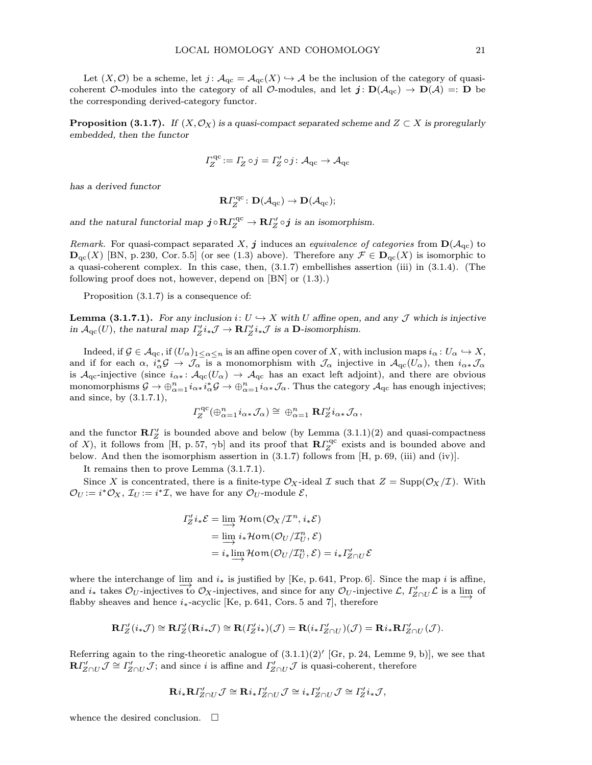Let $(X, \mathcal{O})$ be a scheme, let $j\colon \mathcal{A}_{\mathrm{qc}} = \mathcal{A}_{\mathrm{qc}}(X) \hookrightarrow \mathcal{A}$ be the inclusion of the category of quasi-coherent $\mathcal{O}$-modules into the category of all $\mathcal{O}$-modules, and let $\boldsymbol{j}\colon \mathbf{D}(\mathcal{A}_{\mathrm{qc}}) \to \mathbf{D}(\mathcal{A}) =: \mathbf{D}$ be the corresponding derived-category functor.

**Proposition (3.1.7).** *If $(X, \mathcal{O}_X)$ is a quasi-compact separated scheme and $Z \subset X$ is proregularly embedded, then the functor*

$$\varGamma_Z^{\mathrm{qc}} := \varGamma_Z \circ j = \varGamma'_Z \circ j \colon \mathcal{A}_{\mathrm{qc}} \to \mathcal{A}_{\mathrm{qc}}$$

*has a derived functor*

$$\mathbf{R}\varGamma_Z^{\mathrm{qc}} \colon \mathbf{D}(\mathcal{A}_{\mathrm{qc}}) \to \mathbf{D}(\mathcal{A}_{\mathrm{qc}});$$

*and the natural functorial map $\boldsymbol{j} \circ \mathbf{R}\varGamma_Z^{\mathrm{qc}} \to \mathbf{R}\varGamma'_Z \circ \boldsymbol{j}$ is an isomorphism.*

*Remark.* For quasi-compact separated $X$, $\boldsymbol{j}$ induces an *equivalence of categories* from $\mathbf{D}(\mathcal{A}_{\mathrm{qc}})$ to $\mathbf{D}_{\mathrm{qc}}(X)$ [BN, p. 230, Cor. 5.5] (or see (1.3) above). Therefore any $\mathcal{F} \in \mathbf{D}_{\mathrm{qc}}(X)$ is isomorphic to a quasi-coherent complex. In this case, then, (3.1.7) embellishes assertion (iii) in (3.1.4). (The following proof does not, however, depend on [BN] or (1.3).)

Proposition (3.1.7) is a consequence of:

**Lemma (3.1.7.1).** *For any inclusion $i\colon U \hookrightarrow X$ with $U$ affine open, and any $\mathcal{J}$ which is injective in $\mathcal{A}_{\mathrm{qc}}(U)$, the natural map $\varGamma'_Z i_*\mathcal{J} \to \mathbf{R}\varGamma'_Z i_*\mathcal{J}$ is a $\mathbf{D}$-isomorphism.*

Indeed, if $\mathcal{G} \in \mathcal{A}_{\mathrm{qc}}$, if $(U_\alpha)_{1 \le \alpha \le n}$ is an affine open cover of $X$, with inclusion maps $i_\alpha\colon U_\alpha \hookrightarrow X$, and if for each $\alpha$, $i_\alpha^*\mathcal{G} \to \mathcal{J}_\alpha$ is a monomorphism with $\mathcal{J}_\alpha$ injective in $\mathcal{A}_{\mathrm{qc}}(U_\alpha)$, then $i_{\alpha*}\mathcal{J}_\alpha$ is $\mathcal{A}_{\mathrm{qc}}$-injective (since $i_{\alpha*}\colon \mathcal{A}_{\mathrm{qc}}(U_\alpha) \to \mathcal{A}_{\mathrm{qc}}$ has an exact left adjoint), and there are obvious monomorphisms $\mathcal{G} \to \oplus_{\alpha=1}^n i_{\alpha*}i_\alpha^*\mathcal{G} \to \oplus_{\alpha=1}^n i_{\alpha*}\mathcal{J}_\alpha$. Thus the category $\mathcal{A}_{\mathrm{qc}}$ has enough injectives; and since, by (3.1.7.1),

$$\varGamma_Z^{\mathrm{qc}}(\oplus_{\alpha=1}^n i_{\alpha*}\mathcal{J}_\alpha) \cong \oplus_{\alpha=1}^n \mathbf{R}\varGamma'_Z i_{\alpha*}\mathcal{J}_\alpha,$$

and the functor $\mathbf{R}\varGamma'_Z$ is bounded above and below (by Lemma (3.1.1)(2) and quasi-compactness of $X$), it follows from [H, p. 57, $\gamma$b] and its proof that $\mathbf{R}\varGamma_Z^{\mathrm{qc}}$ exists and is bounded above and below. And then the isomorphism assertion in (3.1.7) follows from [H, p. 69, (iii) and (iv)].

It remains then to prove Lemma (3.1.7.1).

Since $X$ is concentrated, there is a finite-type $\mathcal{O}_X$-ideal $\mathcal{I}$ such that $Z = \mathrm{Supp}(\mathcal{O}_X/\mathcal{I})$. With $\mathcal{O}_U := i^*\mathcal{O}_X$, $\mathcal{I}_U := i^*\mathcal{I}$, we have for any $\mathcal{O}_U$-module $\mathcal{E}$,

$$\begin{aligned}
\varGamma'_Z i_*\mathcal{E} &= \varinjlim \mathcal{H}om(\mathcal{O}_X/\mathcal{I}^n, i_*\mathcal{E}) \\
&= \varinjlim i_*\mathcal{H}om(\mathcal{O}_U/\mathcal{I}_U^n, \mathcal{E}) \\
&= i_*\varinjlim \mathcal{H}om(\mathcal{O}_U/\mathcal{I}_U^n, \mathcal{E}) = i_*\varGamma'_{Z\cap U}\mathcal{E}
\end{aligned}$$

where the interchange of $\varinjlim$ and $i_*$ is justified by [Ke, p. 641, Prop. 6]. Since the map $i$ is affine, and $i_*$ takes $\mathcal{O}_U$-injectives to $\mathcal{O}_X$-injectives, and since for any $\mathcal{O}_U$-injective $\mathcal{L}$, $\varGamma'_{Z\cap U}\mathcal{L}$ is a $\varinjlim$ of flabby sheaves and hence $i_*$-acyclic [Ke, p. 641, Cors. 5 and 7], therefore

$$\mathbf{R}\varGamma'_Z(i_*\mathcal{J}) \cong \mathbf{R}\varGamma'_Z(\mathbf{R}i_*\mathcal{J}) \cong \mathbf{R}(\varGamma'_Z i_*)(\mathcal{J}) = \mathbf{R}(i_*\varGamma'_{Z\cap U})(\mathcal{J}) = \mathbf{R}i_*\mathbf{R}\varGamma'_{Z\cap U}(\mathcal{J}).$$

Referring again to the ring-theoretic analogue of (3.1.1)(2)′ [Gr, p. 24, Lemme 9, b)], we see that $\mathbf{R}\varGamma'_{Z\cap U}\mathcal{J} \cong \varGamma'_{Z\cap U}\mathcal{J}$; and since $i$ is affine and $\varGamma'_{Z\cap U}\mathcal{J}$ is quasi-coherent, therefore

$$\mathbf{R}i_*\mathbf{R}\varGamma'_{Z\cap U}\mathcal{J} \cong \mathbf{R}i_*\varGamma'_{Z\cap U}\mathcal{J} \cong i_*\varGamma'_{Z\cap U}\mathcal{J} \cong \varGamma'_Z i_*\mathcal{J},$$

whence the desired conclusion. $\square$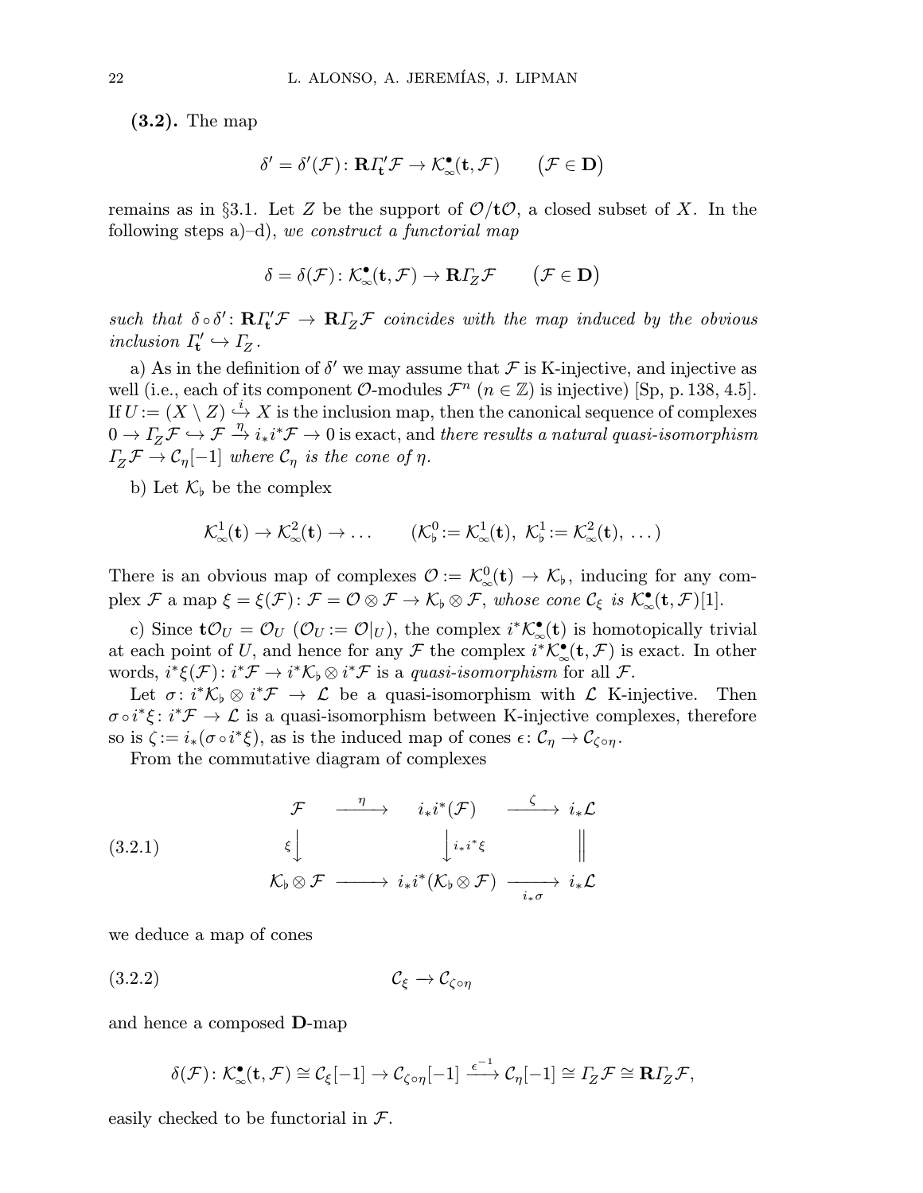**(3.2).** The map

$$\delta' = \delta'(\mathcal{F})\colon \mathbf{R}\varGamma_{\mathbf{t}}'\mathcal{F} \to \mathcal{K}^\bullet_\infty(\mathbf{t},\mathcal{F}) \qquad \big(\mathcal{F}\in\mathbf{D}\big)$$

remains as in §3.1. Let $Z$ be the support of $\mathcal{O}/\mathbf{t}\mathcal{O}$, a closed subset of $X$. In the following steps a)–d), *we construct a functorial map*

$$\delta = \delta(\mathcal{F})\colon \mathcal{K}^\bullet_\infty(\mathbf{t},\mathcal{F}) \to \mathbf{R}\varGamma_Z\mathcal{F} \qquad \big(\mathcal{F}\in\mathbf{D}\big)$$

*such that* $\delta\circ\delta'\colon \mathbf{R}\varGamma_{\mathbf{t}}'\mathcal{F} \to \mathbf{R}\varGamma_Z\mathcal{F}$ *coincides with the map induced by the obvious inclusion* $\varGamma_{\mathbf{t}}'\hookrightarrow\varGamma_Z$.

a) As in the definition of $\delta'$ we may assume that $\mathcal{F}$ is K-injective, and injective as well (i.e., each of its component $\mathcal{O}$-modules $\mathcal{F}^n$ $(n\in\mathbb{Z})$ is injective) [Sp, p. 138, 4.5]. If $U := (X\setminus Z)\overset{i}{\hookrightarrow} X$ is the inclusion map, then the canonical sequence of complexes $0\to\varGamma_Z\mathcal{F}\hookrightarrow\mathcal{F}\xrightarrow{\eta} i_*i^*\mathcal{F}\to 0$ is exact, and *there results a natural quasi-isomorphism* $\varGamma_Z\mathcal{F}\to\mathcal{C}_\eta[-1]$ *where* $\mathcal{C}_\eta$ *is the cone of* $\eta$.

b) Let $\mathcal{K}_\flat$ be the complex

$$\mathcal{K}^1_\infty(\mathbf{t})\to\mathcal{K}^2_\infty(\mathbf{t})\to\dots \qquad (\mathcal{K}^0_\flat := \mathcal{K}^1_\infty(\mathbf{t}),\ \mathcal{K}^1_\flat := \mathcal{K}^2_\infty(\mathbf{t}),\ \dots)$$

There is an obvious map of complexes $\mathcal{O} := \mathcal{K}^0_\infty(\mathbf{t})\to\mathcal{K}_\flat$, inducing for any complex $\mathcal{F}$ a map $\xi=\xi(\mathcal{F})\colon \mathcal{F}=\mathcal{O}\otimes\mathcal{F}\to\mathcal{K}_\flat\otimes\mathcal{F}$, *whose cone* $\mathcal{C}_\xi$ *is* $\mathcal{K}^\bullet_\infty(\mathbf{t},\mathcal{F})[1]$.

c) Since $\mathbf{t}\mathcal{O}_U=\mathcal{O}_U$ $(\mathcal{O}_U := \mathcal{O}|_U)$, the complex $i^*\mathcal{K}^\bullet_\infty(\mathbf{t})$ is homotopically trivial at each point of $U$, and hence for any $\mathcal{F}$ the complex $i^*\mathcal{K}^\bullet_\infty(\mathbf{t},\mathcal{F})$ is exact. In other words, $i^*\xi(\mathcal{F})\colon i^*\mathcal{F}\to i^*\mathcal{K}_\flat\otimes i^*\mathcal{F}$ is a *quasi-isomorphism* for all $\mathcal{F}$.

Let $\sigma\colon i^*\mathcal{K}_\flat\otimes i^*\mathcal{F}\to\mathcal{L}$ be a quasi-isomorphism with $\mathcal{L}$ K-injective. Then $\sigma\circ i^*\xi\colon i^*\mathcal{F}\to\mathcal{L}$ is a quasi-isomorphism between K-injective complexes, therefore so is $\zeta := i_*(\sigma\circ i^*\xi)$, as is the induced map of cones $\epsilon\colon\mathcal{C}_\eta\to\mathcal{C}_{\zeta\circ\eta}$.

From the commutative diagram of complexes

$$\begin{array}{ccccc}
\mathcal{F} & \xrightarrow{\ \eta\ } & i_*i^*(\mathcal{F}) & \xrightarrow{\ \zeta\ } & i_*\mathcal{L}\\
{\scriptstyle\xi}\big\downarrow & & \big\downarrow{\scriptstyle i_*i^*\xi} & & \big\|\\
\mathcal{K}_\flat\otimes\mathcal{F} & \longrightarrow & i_*i^*(\mathcal{K}_\flat\otimes\mathcal{F}) & \xrightarrow[i_*\sigma]{} & i_*\mathcal{L}
\end{array}\tag{3.2.1}$$

we deduce a map of cones

$$\mathcal{C}_\xi\to\mathcal{C}_{\zeta\circ\eta}\tag{3.2.2}$$

and hence a composed $\mathbf{D}$-map

$$\delta(\mathcal{F})\colon \mathcal{K}^\bullet_\infty(\mathbf{t},\mathcal{F})\cong\mathcal{C}_\xi[-1]\to\mathcal{C}_{\zeta\circ\eta}[-1]\xrightarrow{\ \epsilon^{-1}\ }\mathcal{C}_\eta[-1]\cong\varGamma_Z\mathcal{F}\cong\mathbf{R}\varGamma_Z\mathcal{F},$$

easily checked to be functorial in $\mathcal{F}$.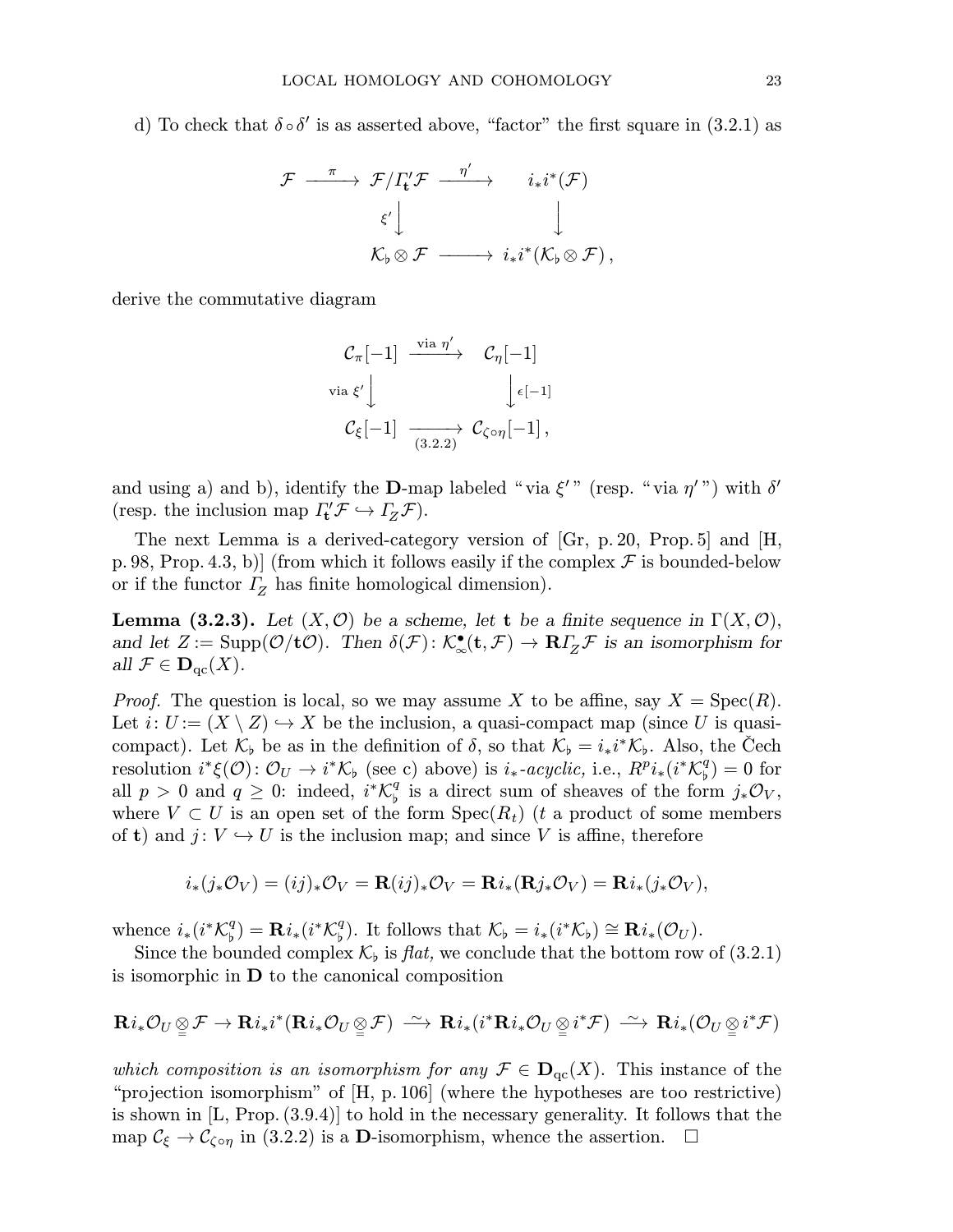d) To check that $\delta \circ \delta'$ is as asserted above, "factor" the first square in (3.2.1) as

$$\begin{array}{ccccc}
\mathcal{F} & \xrightarrow{\ \pi\ } & \mathcal{F}/\varGamma'_{\mathbf{t}}\mathcal{F} & \xrightarrow{\ \eta'\ } & i_*i^*(\mathcal{F}) \\
 & & {\scriptstyle \xi'}\big\downarrow & & \big\downarrow \\
 & & \mathcal{K}_\flat \otimes \mathcal{F} & \longrightarrow & i_*i^*(\mathcal{K}_\flat \otimes \mathcal{F})\,,
\end{array}$$

derive the commutative diagram

$$\begin{array}{ccc}
\mathcal{C}_\pi[-1] & \xrightarrow{\text{via } \eta'} & \mathcal{C}_\eta[-1] \\
{\scriptstyle \text{via } \xi'}\big\downarrow & & \big\downarrow{\scriptstyle \epsilon[-1]} \\
\mathcal{C}_\xi[-1] & \xrightarrow[(3.2.2)]{} & \mathcal{C}_{\zeta\circ\eta}[-1]\,,
\end{array}$$

and using a) and b), identify the $\mathbf{D}$-map labeled "via $\xi'$" (resp. "via $\eta'$") with $\delta'$ (resp. the inclusion map $\varGamma'_{\mathbf{t}}\mathcal{F} \hookrightarrow \varGamma_Z\mathcal{F}$).

The next Lemma is a derived-category version of [Gr, p. 20, Prop. 5] and [H, p. 98, Prop. 4.3, b)] (from which it follows easily if the complex $\mathcal{F}$ is bounded-below or if the functor $\varGamma_Z$ has finite homological dimension).

**Lemma (3.2.3).** *Let $(X, \mathcal{O})$ be a scheme, let $\mathbf{t}$ be a finite sequence in $\Gamma(X, \mathcal{O})$, and let $Z := \operatorname{Supp}(\mathcal{O}/\mathbf{t}\mathcal{O})$. Then $\delta(\mathcal{F})\colon \mathcal{K}^\bullet_\infty(\mathbf{t}, \mathcal{F}) \to \mathbf{R}\varGamma_Z\mathcal{F}$ is an isomorphism for all $\mathcal{F} \in \mathbf{D}_{\mathrm{qc}}(X)$.*

*Proof.* The question is local, so we may assume $X$ to be affine, say $X = \operatorname{Spec}(R)$. Let $i\colon U := (X \setminus Z) \hookrightarrow X$ be the inclusion, a quasi-compact map (since $U$ is quasi-compact). Let $\mathcal{K}_\flat$ be as in the definition of $\delta$, so that $\mathcal{K}_\flat = i_*i^*\mathcal{K}_\flat$. Also, the Čech resolution $i^*\xi(\mathcal{O})\colon \mathcal{O}_U \to i^*\mathcal{K}_\flat$ (see c) above) is $i_*$*-acyclic,* i.e., $R^p i_*(i^*\mathcal{K}^q_\flat) = 0$ for all $p > 0$ and $q \ge 0$: indeed, $i^*\mathcal{K}^q_\flat$ is a direct sum of sheaves of the form $j_*\mathcal{O}_V$, where $V \subset U$ is an open set of the form $\operatorname{Spec}(R_t)$ ($t$ a product of some members of $\mathbf{t}$) and $j\colon V \hookrightarrow U$ is the inclusion map; and since $V$ is affine, therefore

$$i_*(j_*\mathcal{O}_V) = (ij)_*\mathcal{O}_V = \mathbf{R}(ij)_*\mathcal{O}_V = \mathbf{R}i_*(\mathbf{R}j_*\mathcal{O}_V) = \mathbf{R}i_*(j_*\mathcal{O}_V),$$

whence $i_*(i^*\mathcal{K}^q_\flat) = \mathbf{R}i_*(i^*\mathcal{K}^q_\flat)$. It follows that $\mathcal{K}_\flat = i_*(i^*\mathcal{K}_\flat) \cong \mathbf{R}i_*(\mathcal{O}_U)$.

Since the bounded complex $\mathcal{K}_\flat$ is *flat,* we conclude that the bottom row of (3.2.1) is isomorphic in $\mathbf{D}$ to the canonical composition

$$\mathbf{R}i_*\mathcal{O}_U \underset{=}{\otimes} \mathcal{F} \to \mathbf{R}i_*i^*(\mathbf{R}i_*\mathcal{O}_U \underset{=}{\otimes} \mathcal{F}) \xrightarrow{\ \sim\ } \mathbf{R}i_*(i^*\mathbf{R}i_*\mathcal{O}_U \underset{=}{\otimes} i^*\mathcal{F}) \xrightarrow{\ \sim\ } \mathbf{R}i_*(\mathcal{O}_U \underset{=}{\otimes} i^*\mathcal{F})$$

*which composition is an isomorphism for any $\mathcal{F} \in \mathbf{D}_{\mathrm{qc}}(X)$.* This instance of the "projection isomorphism" of [H, p. 106] (where the hypotheses are too restrictive) is shown in [L, Prop. (3.9.4)] to hold in the necessary generality. It follows that the map $\mathcal{C}_\xi \to \mathcal{C}_{\zeta\circ\eta}$ in (3.2.2) is a $\mathbf{D}$-isomorphism, whence the assertion. $\square$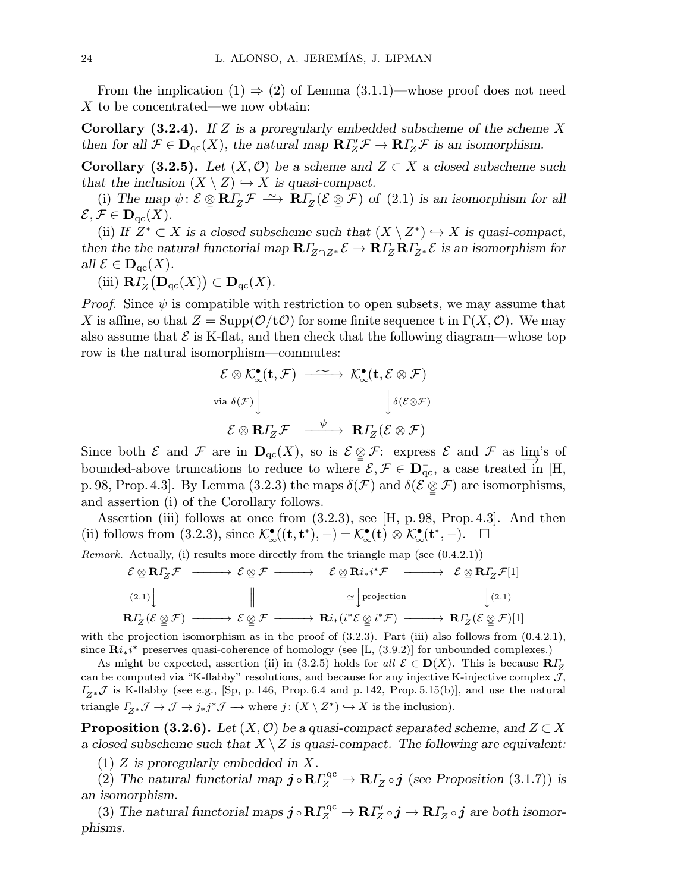From the implication (1) ⇒ (2) of Lemma (3.1.1)—whose proof does not need $X$ to be concentrated—we now obtain:

**Corollary (3.2.4).** *If $Z$ is a proregularly embedded subscheme of the scheme $X$ then for all $\mathcal{F} \in \mathbf{D}_{\mathrm{qc}}(X)$, the natural map $\mathbf{R}\varGamma'_Z\mathcal{F} \to \mathbf{R}\varGamma_Z\mathcal{F}$ is an isomorphism.*

**Corollary (3.2.5).** *Let $(X, \mathcal{O})$ be a scheme and $Z \subset X$ a closed subscheme such that the inclusion $(X \setminus Z) \hookrightarrow X$ is quasi-compact.*

(i) *The map $\psi\colon \mathcal{E} \underset{=}{\otimes} \mathbf{R}\varGamma_Z\mathcal{F} \xrightarrow{\ \sim\ } \mathbf{R}\varGamma_Z(\mathcal{E} \underset{=}{\otimes} \mathcal{F})$ of (2.1) is an isomorphism for all $\mathcal{E}, \mathcal{F} \in \mathbf{D}_{\mathrm{qc}}(X)$.*

(ii) *If $Z^* \subset X$ is a closed subscheme such that $(X \setminus Z^*) \hookrightarrow X$ is quasi-compact, then the the natural functorial map $\mathbf{R}\varGamma_{Z \cap Z^*}\mathcal{E} \to \mathbf{R}\varGamma_Z\mathbf{R}\varGamma_{Z^*}\mathcal{E}$ is an isomorphism for all $\mathcal{E} \in \mathbf{D}_{\mathrm{qc}}(X)$.*

(iii) $\mathbf{R}\varGamma_Z\big(\mathbf{D}_{\mathrm{qc}}(X)\big) \subset \mathbf{D}_{\mathrm{qc}}(X)$.

*Proof.* Since $\psi$ is compatible with restriction to open subsets, we may assume that $X$ is affine, so that $Z = \mathrm{Supp}(\mathcal{O}/\mathbf{t}\mathcal{O})$ for some finite sequence $\mathbf{t}$ in $\Gamma(X, \mathcal{O})$. We may also assume that $\mathcal{E}$ is K-flat, and then check that the following diagram—whose top row is the natural isomorphism—commutes:

$$
\begin{array}{ccc}
\mathcal{E} \otimes \mathcal{K}^\bullet_\infty(\mathbf{t}, \mathcal{F}) & \xrightarrow{\ \sim\ } & \mathcal{K}^\bullet_\infty(\mathbf{t}, \mathcal{E} \otimes \mathcal{F}) \\
{\scriptstyle \text{via } \delta(\mathcal{F})}\Big\downarrow & & \Big\downarrow{\scriptstyle \delta(\mathcal{E}\otimes\mathcal{F})} \\
\mathcal{E} \otimes \mathbf{R}\varGamma_Z\mathcal{F} & \xrightarrow{\ \psi\ } & \mathbf{R}\varGamma_Z(\mathcal{E} \otimes \mathcal{F})
\end{array}
$$

Since both $\mathcal{E}$ and $\mathcal{F}$ are in $\mathbf{D}_{\mathrm{qc}}(X)$, so is $\mathcal{E} \underset{=}{\otimes} \mathcal{F}$: express $\mathcal{E}$ and $\mathcal{F}$ as $\varinjlim$'s of bounded-above truncations to reduce to where $\mathcal{E}, \mathcal{F} \in \mathbf{D}^-_{\mathrm{qc}}$, a case treated in [H, p. 98, Prop. 4.3]. By Lemma (3.2.3) the maps $\delta(\mathcal{F})$ and $\delta(\mathcal{E} \underset{=}{\otimes} \mathcal{F})$ are isomorphisms, and assertion (i) of the Corollary follows.

Assertion (iii) follows at once from (3.2.3), see [H, p. 98, Prop. 4.3]. And then (ii) follows from (3.2.3), since $\mathcal{K}^\bullet_\infty((\mathbf{t}, \mathbf{t}^*), -) = \mathcal{K}^\bullet_\infty(\mathbf{t}) \otimes \mathcal{K}^\bullet_\infty(\mathbf{t}^*, -)$. □

*Remark.* Actually, (i) results more directly from the triangle map (see (0.4.2.1))

$$
\begin{array}{ccccccc}
\mathcal{E} \underset{=}{\otimes} \mathbf{R}\varGamma_Z\mathcal{F} & \longrightarrow & \mathcal{E} \underset{=}{\otimes} \mathcal{F} & \longrightarrow & \mathcal{E} \underset{=}{\otimes} \mathbf{R}i_*i^*\mathcal{F} & \longrightarrow & \mathcal{E} \underset{=}{\otimes} \mathbf{R}\varGamma_Z\mathcal{F}[1] \\
{\scriptstyle (2.1)}\Big\downarrow & & \Big\| & & \simeq\Big\downarrow{\scriptstyle \text{projection}} & & \Big\downarrow{\scriptstyle (2.1)} \\
\mathbf{R}\varGamma_Z(\mathcal{E} \underset{=}{\otimes} \mathcal{F}) & \longrightarrow & \mathcal{E} \underset{=}{\otimes} \mathcal{F} & \longrightarrow & \mathbf{R}i_*(i^*\mathcal{E} \underset{=}{\otimes} i^*\mathcal{F}) & \longrightarrow & \mathbf{R}\varGamma_Z(\mathcal{E} \underset{=}{\otimes} \mathcal{F})[1]
\end{array}
$$

with the projection isomorphism as in the proof of (3.2.3). Part (iii) also follows from (0.4.2.1), since $\mathbf{R}i_*i^*$ preserves quasi-coherence of homology (see [L, (3.9.2)] for unbounded complexes.)

As might be expected, assertion (ii) in (3.2.5) holds for *all* $\mathcal{E} \in \mathbf{D}(X)$. This is because $\mathbf{R}\varGamma_Z$ can be computed via "K-flabby" resolutions, and because for any injective K-injective complex $\mathcal{J}$, $\varGamma_{Z^*}\mathcal{J}$ is K-flabby (see e.g., [Sp, p. 146, Prop. 6.4 and p. 142, Prop. 5.15(b)], and use the natural triangle $\varGamma_{Z^*}\mathcal{J} \to \mathcal{J} \to j_*j^*\mathcal{J} \xrightarrow{+}$ where $j\colon (X \setminus Z^*) \hookrightarrow X$ is the inclusion).

**Proposition (3.2.6).** *Let $(X, \mathcal{O})$ be a quasi-compact separated scheme, and $Z \subset X$ a closed subscheme such that $X \setminus Z$ is quasi-compact. The following are equivalent:*

(1) *$Z$ is proregularly embedded in $X$.*

(2) *The natural functorial map $\boldsymbol{j} \circ \mathbf{R}\varGamma^{\mathrm{qc}}_Z \to \mathbf{R}\varGamma_Z \circ \boldsymbol{j}$ (see Proposition (3.1.7)) is an isomorphism.*

(3) *The natural functorial maps $\boldsymbol{j} \circ \mathbf{R}\varGamma^{\mathrm{qc}}_Z \to \mathbf{R}\varGamma'_Z \circ \boldsymbol{j} \to \mathbf{R}\varGamma_Z \circ \boldsymbol{j}$ are both isomorphisms.*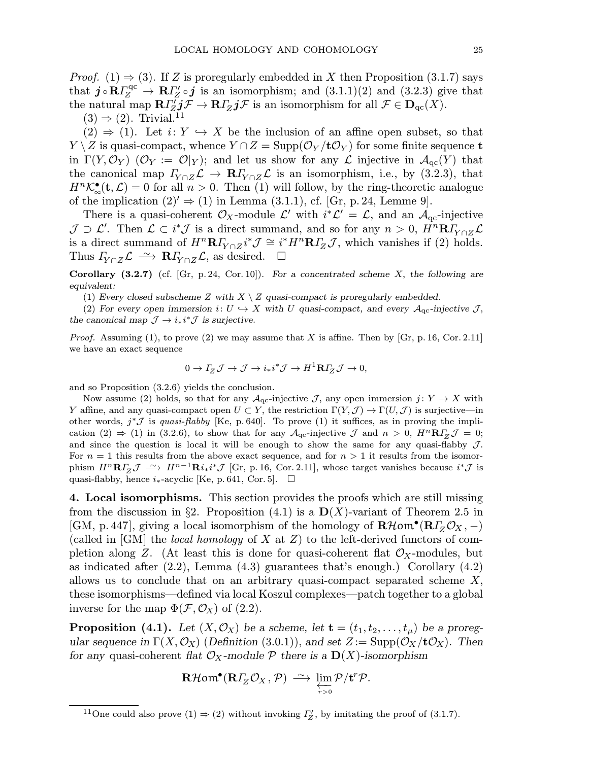*Proof.* (1) ⇒ (3). If $Z$ is proregularly embedded in $X$ then Proposition (3.1.7) says that $\boldsymbol{j}\circ\mathbf{R}\varGamma_Z^{\mathrm{qc}}\to\mathbf{R}\varGamma'_Z\circ\boldsymbol{j}$ is an isomorphism; and (3.1.1)(2) and (3.2.3) give that the natural map $\mathbf{R}\varGamma'_Z\boldsymbol{j}\mathcal{F}\to\mathbf{R}\varGamma_Z\boldsymbol{j}\mathcal{F}$ is an isomorphism for all $\mathcal{F}\in\mathbf{D}_{\mathrm{qc}}(X)$.

(3) ⇒ (2). Trivial.[11]

(2) ⇒ (1). Let $i\colon Y\hookrightarrow X$ be the inclusion of an affine open subset, so that $Y\setminus Z$ is quasi-compact, whence $Y\cap Z=\mathrm{Supp}(\mathcal{O}_Y/\mathbf{t}\mathcal{O}_Y)$ for some finite sequence $\mathbf{t}$ in $\Gamma(Y,\mathcal{O}_Y)$ ($\mathcal{O}_Y:=\mathcal{O}|_Y$); and let us show for any $\mathcal{L}$ injective in $\mathcal{A}_{\mathrm{qc}}(Y)$ that the canonical map $\varGamma_{Y\cap Z}\mathcal{L}\to\mathbf{R}\varGamma_{Y\cap Z}\mathcal{L}$ is an isomorphism, i.e., by (3.2.3), that $H^n\mathcal{K}^\bullet_\infty(\mathbf{t},\mathcal{L})=0$ for all $n>0$. Then (1) will follow, by the ring-theoretic analogue of the implication $(2)'\Rightarrow(1)$ in Lemma (3.1.1), cf. [Gr, p. 24, Lemme 9].

There is a quasi-coherent $\mathcal{O}_X$-module $\mathcal{L}'$ with $i^*\mathcal{L}'=\mathcal{L}$, and an $\mathcal{A}_{\mathrm{qc}}$-injective $\mathcal{J}\supset\mathcal{L}'$. Then $\mathcal{L}\subset i^*\mathcal{J}$ is a direct summand, and so for any $n>0$, $H^n\mathbf{R}\varGamma_{Y\cap Z}\mathcal{L}$ is a direct summand of $H^n\mathbf{R}\varGamma_{Y\cap Z}i^*\mathcal{J}\cong i^*H^n\mathbf{R}\varGamma_Z\mathcal{J}$, which vanishes if (2) holds. Thus $\varGamma_{Y\cap Z}\mathcal{L}\xrightarrow{\sim}\mathbf{R}\varGamma_{Y\cap Z}\mathcal{L}$, as desired. □

**Corollary (3.2.7)** (cf. [Gr, p. 24, Cor. 10]). *For a concentrated scheme $X$, the following are equivalent:*

(1) *Every closed subscheme $Z$ with $X\setminus Z$ quasi-compact is proregularly embedded.*

(2) *For every open immersion $i\colon U\hookrightarrow X$ with $U$ quasi-compact, and every $\mathcal{A}_{\mathrm{qc}}$-injective $\mathcal{J}$, the canonical map $\mathcal{J}\to i_*i^*\mathcal{J}$ is surjective.*

*Proof.* Assuming (1), to prove (2) we may assume that $X$ is affine. Then by [Gr, p. 16, Cor. 2.11] we have an exact sequence

$$0\to\varGamma_Z\mathcal{J}\to\mathcal{J}\to i_*i^*\mathcal{J}\to H^1\mathbf{R}\varGamma_Z\mathcal{J}\to 0,$$

and so Proposition (3.2.6) yields the conclusion.

Now assume (2) holds, so that for any $\mathcal{A}_{\mathrm{qc}}$-injective $\mathcal{J}$, any open immersion $j\colon Y\to X$ with $Y$ affine, and any quasi-compact open $U\subset Y$, the restriction $\Gamma(Y,\mathcal{J})\to\Gamma(U,\mathcal{J})$ is surjective—in other words, $j^*\mathcal{J}$ is *quasi-flabby* [Ke, p. 640]. To prove (1) it suffices, as in proving the implication (2) ⇒ (1) in (3.2.6), to show that for any $\mathcal{A}_{\mathrm{qc}}$-injective $\mathcal{J}$ and $n>0$, $H^n\mathbf{R}\varGamma_Z\mathcal{J}=0$; and since the question is local it will be enough to show the same for any quasi-flabby $\mathcal{J}$. For $n=1$ this results from the above exact sequence, and for $n>1$ it results from the isomorphism $H^n\mathbf{R}\varGamma_Z\mathcal{J}\xrightarrow{\sim}H^{n-1}\mathbf{R}i_*i^*\mathcal{J}$ [Gr, p. 16, Cor. 2.11], whose target vanishes because $i^*\mathcal{J}$ is quasi-flabby, hence $i_*$-acyclic [Ke, p. 641, Cor. 5]. □

## 4. Local isomorphisms.

This section provides the proofs which are still missing from the discussion in §2. Proposition (4.1) is a $\mathbf{D}(X)$-variant of Theorem 2.5 in [GM, p. 447], giving a local isomorphism of the homology of $\mathbf{R}\mathcal{H}om^\bullet(\mathbf{R}\varGamma_Z\mathcal{O}_X,-)$ (called in [GM] the *local homology* of $X$ at $Z$) to the left-derived functors of completion along $Z$. (At least this is done for quasi-coherent flat $\mathcal{O}_X$-modules, but as indicated after (2.2), Lemma (4.3) guarantees that's enough.) Corollary (4.2) allows us to conclude that on an arbitrary quasi-compact separated scheme $X$, these isomorphisms—defined via local Koszul complexes—patch together to a global inverse for the map $\Phi(\mathcal{F},\mathcal{O}_X)$ of (2.2).

**Proposition (4.1).** *Let $(X,\mathcal{O}_X)$ be a scheme, let $\mathbf{t}=(t_1,t_2,\dots,t_\mu)$ be a proregular sequence in $\Gamma(X,\mathcal{O}_X)$ (Definition (3.0.1)), and set $Z:=\mathrm{Supp}(\mathcal{O}_X/\mathbf{t}\mathcal{O}_X)$. Then for any* quasi-coherent flat *$\mathcal{O}_X$-module $\mathcal{P}$ there is a $\mathbf{D}(X)$-isomorphism*

$$\mathbf{R}\mathcal{H}om^\bullet(\mathbf{R}\varGamma_Z\mathcal{O}_X,\mathcal{P})\xrightarrow{\sim}\varprojlim_{r>0}\mathcal{P}/\mathbf{t}^r\mathcal{P}.$$

[11] One could also prove (1) ⇒ (2) without invoking $\varGamma'_Z$, by imitating the proof of (3.1.7).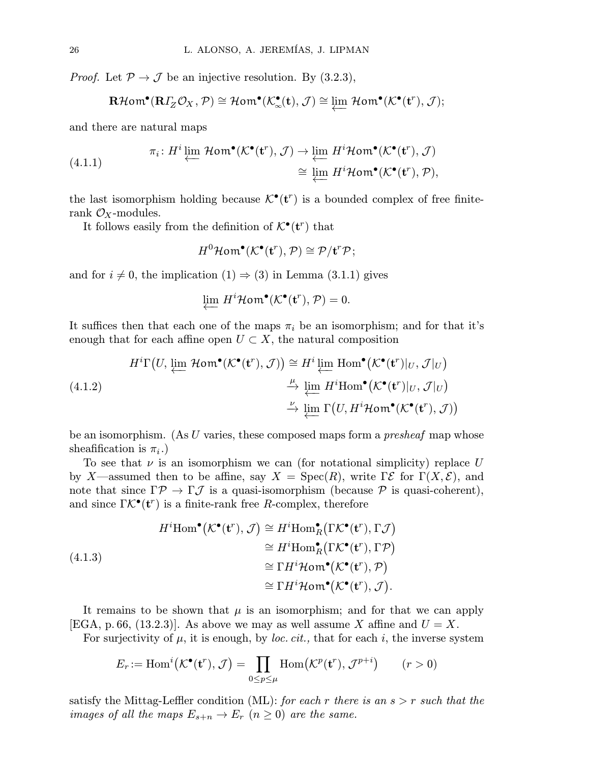*Proof.* Let $\mathcal{P} \to \mathcal{J}$ be an injective resolution. By (3.2.3),

$$\mathbf{R}\mathcal{H}om^\bullet(\mathbf{R}\varGamma_Z\mathcal{O}_X, \mathcal{P}) \cong \mathcal{H}om^\bullet(\mathcal{K}^\bullet_\infty(\mathbf{t}), \mathcal{J}) \cong \varprojlim \mathcal{H}om^\bullet(\mathcal{K}^\bullet(\mathbf{t}^r), \mathcal{J});$$

and there are natural maps

$$\tag{4.1.1} \begin{aligned} \pi_i \colon H^i \varprojlim \mathcal{H}om^\bullet(\mathcal{K}^\bullet(\mathbf{t}^r), \mathcal{J}) &\to \varprojlim H^i\mathcal{H}om^\bullet(\mathcal{K}^\bullet(\mathbf{t}^r), \mathcal{J}) \\ &\cong \varprojlim H^i\mathcal{H}om^\bullet(\mathcal{K}^\bullet(\mathbf{t}^r), \mathcal{P}), \end{aligned}$$

the last isomorphism holding because $\mathcal{K}^\bullet(\mathbf{t}^r)$ is a bounded complex of free finite-rank $\mathcal{O}_X$-modules.

It follows easily from the definition of $\mathcal{K}^\bullet(\mathbf{t}^r)$ that

$$H^0\mathcal{H}om^\bullet(\mathcal{K}^\bullet(\mathbf{t}^r), \mathcal{P}) \cong \mathcal{P}/\mathbf{t}^r\mathcal{P};$$

and for $i \neq 0$, the implication (1) $\Rightarrow$ (3) in Lemma (3.1.1) gives

$$\varprojlim H^i\mathcal{H}om^\bullet(\mathcal{K}^\bullet(\mathbf{t}^r), \mathcal{P}) = 0.$$

It suffices then that each one of the maps $\pi_i$ be an isomorphism; and for that it's enough that for each affine open $U \subset X$, the natural composition

$$\tag{4.1.2} \begin{aligned} H^i\Gamma\big(U, \varprojlim \mathcal{H}om^\bullet(\mathcal{K}^\bullet(\mathbf{t}^r), \mathcal{J})\big) &\cong H^i \varprojlim \operatorname{Hom}^\bullet\big(\mathcal{K}^\bullet(\mathbf{t}^r)|_U, \mathcal{J}|_U\big) \\ &\xrightarrow{\mu} \varprojlim H^i\operatorname{Hom}^\bullet\big(\mathcal{K}^\bullet(\mathbf{t}^r)|_U, \mathcal{J}|_U\big) \\ &\xrightarrow{\nu} \varprojlim \Gamma\big(U, H^i\mathcal{H}om^\bullet(\mathcal{K}^\bullet(\mathbf{t}^r), \mathcal{J})\big) \end{aligned}$$

be an isomorphism. (As $U$ varies, these composed maps form a *presheaf* map whose sheafification is $\pi_i$.)

To see that $\nu$ is an isomorphism we can (for notational simplicity) replace $U$ by $X$—assumed then to be affine, say $X = \operatorname{Spec}(R)$, write $\Gamma\mathcal{E}$ for $\Gamma(X, \mathcal{E})$, and note that since $\Gamma\mathcal{P} \to \Gamma\mathcal{J}$ is a quasi-isomorphism (because $\mathcal{P}$ is quasi-coherent), and since $\Gamma\mathcal{K}^\bullet(\mathbf{t}^r)$ is a finite-rank free $R$-complex, therefore

$$\tag{4.1.3} \begin{aligned} H^i\operatorname{Hom}^\bullet\big(\mathcal{K}^\bullet(\mathbf{t}^r), \mathcal{J}\big) &\cong H^i\operatorname{Hom}^\bullet_R\big(\Gamma\mathcal{K}^\bullet(\mathbf{t}^r), \Gamma\mathcal{J}\big) \\ &\cong H^i\operatorname{Hom}^\bullet_R\big(\Gamma\mathcal{K}^\bullet(\mathbf{t}^r), \Gamma\mathcal{P}\big) \\ &\cong \Gamma H^i\mathcal{H}om^\bullet\big(\mathcal{K}^\bullet(\mathbf{t}^r), \mathcal{P}\big) \\ &\cong \Gamma H^i\mathcal{H}om^\bullet\big(\mathcal{K}^\bullet(\mathbf{t}^r), \mathcal{J}\big). \end{aligned}$$

It remains to be shown that $\mu$ is an isomorphism; and for that we can apply [EGA, p. 66, (13.2.3)]. As above we may as well assume $X$ affine and $U = X$.

For surjectivity of $\mu$, it is enough, by *loc. cit.,* that for each $i$, the inverse system

$$E_r := \operatorname{Hom}^i\big(\mathcal{K}^\bullet(\mathbf{t}^r), \mathcal{J}\big) = \prod_{0 \le p \le \mu} \operatorname{Hom}\big(\mathcal{K}^p(\mathbf{t}^r), \mathcal{J}^{p+i}\big) \qquad (r > 0)$$

satisfy the Mittag-Leffler condition (ML): *for each $r$ there is an $s > r$ such that the images of all the maps $E_{s+n} \to E_r$ $(n \ge 0)$ are the same.*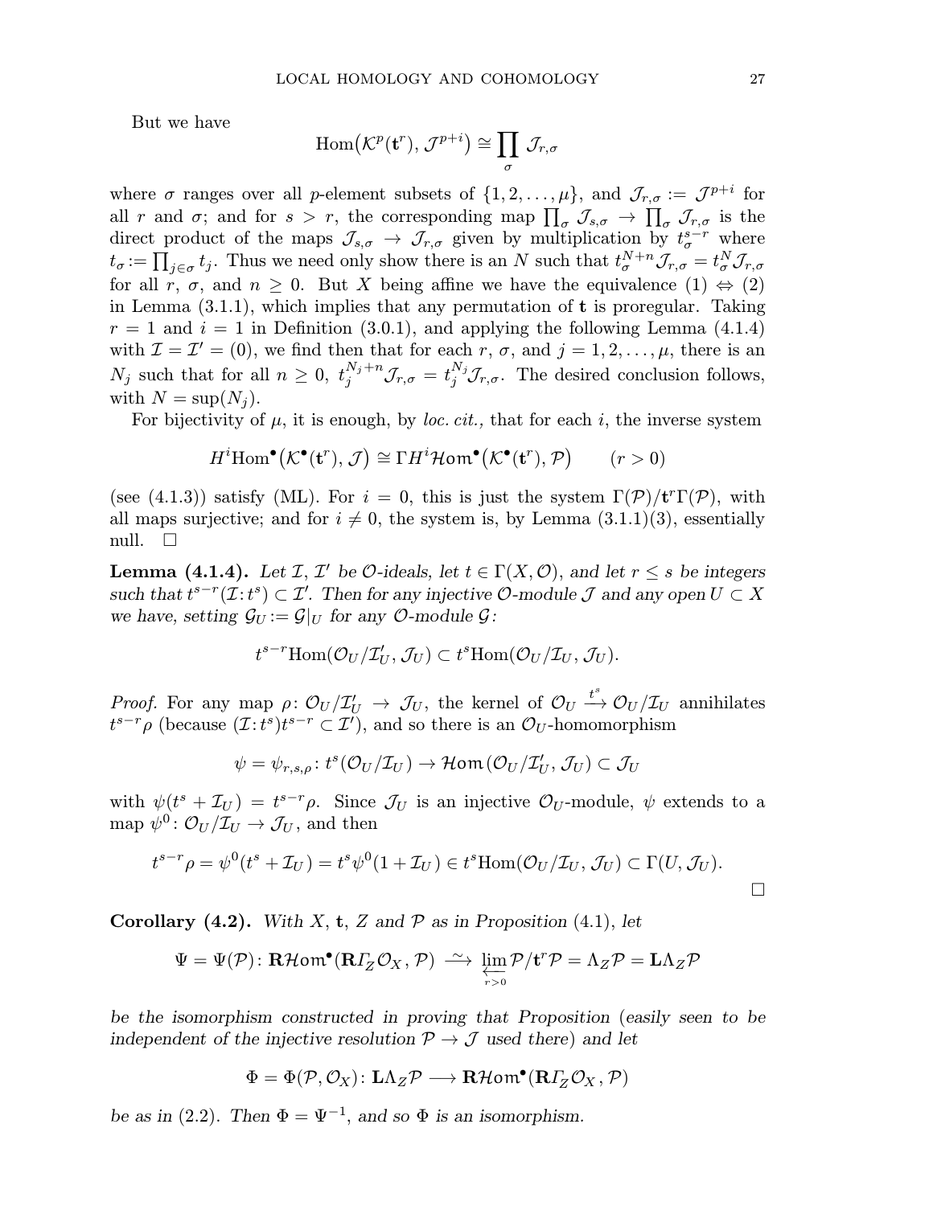But we have

$$\operatorname{Hom}\big(\mathcal{K}^p(\mathbf{t}^r),\, \mathcal{J}^{p+i}\big) \cong \prod_{\sigma} \mathcal{J}_{r,\sigma}$$

where $\sigma$ ranges over all $p$-element subsets of $\{1,2,\dots,\mu\}$, and $\mathcal{J}_{r,\sigma} := \mathcal{J}^{p+i}$ for all $r$ and $\sigma$; and for $s > r$, the corresponding map $\prod_\sigma \mathcal{J}_{s,\sigma} \to \prod_\sigma \mathcal{J}_{r,\sigma}$ is the direct product of the maps $\mathcal{J}_{s,\sigma} \to \mathcal{J}_{r,\sigma}$ given by multiplication by $t_\sigma^{s-r}$ where $t_\sigma := \prod_{j\in\sigma} t_j$. Thus we need only show there is an $N$ such that $t_\sigma^{N+n}\mathcal{J}_{r,\sigma} = t_\sigma^{N}\mathcal{J}_{r,\sigma}$ for all $r$, $\sigma$, and $n \ge 0$. But $X$ being affine we have the equivalence (1) $\Leftrightarrow$ (2) in Lemma (3.1.1), which implies that any permutation of $\mathbf{t}$ is proregular. Taking $r = 1$ and $i = 1$ in Definition (3.0.1), and applying the following Lemma (4.1.4) with $\mathcal{I} = \mathcal{I}' = (0)$, we find then that for each $r$, $\sigma$, and $j = 1,2,\dots,\mu$, there is an $N_j$ such that for all $n \ge 0$, $t_j^{N_j+n}\mathcal{J}_{r,\sigma} = t_j^{N_j}\mathcal{J}_{r,\sigma}$. The desired conclusion follows, with $N = \sup(N_j)$.

For bijectivity of $\mu$, it is enough, by *loc. cit.,* that for each $i$, the inverse system

$$H^i\operatorname{Hom}^\bullet\big(\mathcal{K}^\bullet(\mathbf{t}^r),\, \mathcal{J}\big) \cong \Gamma H^i\mathcal{H}om^\bullet\big(\mathcal{K}^\bullet(\mathbf{t}^r),\, \mathcal{P}\big) \qquad (r>0)$$

(see (4.1.3)) satisfy (ML). For $i = 0$, this is just the system $\Gamma(\mathcal{P})/\mathbf{t}^r\Gamma(\mathcal{P})$, with all maps surjective; and for $i \ne 0$, the system is, by Lemma (3.1.1)(3), essentially null. $\square$

**Lemma (4.1.4).** *Let $\mathcal{I}$, $\mathcal{I}'$ be $\mathcal{O}$-ideals, let $t \in \Gamma(X,\mathcal{O})$, and let $r \le s$ be integers such that $t^{s-r}(\mathcal{I}\colon t^s) \subset \mathcal{I}'$. Then for any injective $\mathcal{O}$-module $\mathcal{J}$ and any open $U \subset X$ we have, setting $\mathcal{G}_U := \mathcal{G}|_U$ for any $\mathcal{O}$-module $\mathcal{G}$:*

$$t^{s-r}\operatorname{Hom}(\mathcal{O}_U/\mathcal{I}'_U,\, \mathcal{J}_U) \subset t^s\operatorname{Hom}(\mathcal{O}_U/\mathcal{I}_U,\, \mathcal{J}_U).$$

*Proof.* For any map $\rho\colon \mathcal{O}_U/\mathcal{I}'_U \to \mathcal{J}_U$, the kernel of $\mathcal{O}_U \xrightarrow{t^s} \mathcal{O}_U/\mathcal{I}_U$ annihilates $t^{s-r}\rho$ (because $(\mathcal{I}\colon t^s)t^{s-r} \subset \mathcal{I}'$), and so there is an $\mathcal{O}_U$-homomorphism

$$\psi = \psi_{r,s,\rho}\colon t^s(\mathcal{O}_U/\mathcal{I}_U) \to \mathcal{H}om\,(\mathcal{O}_U/\mathcal{I}'_U,\, \mathcal{J}_U) \subset \mathcal{J}_U$$

with $\psi(t^s + \mathcal{I}_U) = t^{s-r}\rho$. Since $\mathcal{J}_U$ is an injective $\mathcal{O}_U$-module, $\psi$ extends to a map $\psi^0\colon \mathcal{O}_U/\mathcal{I}_U \to \mathcal{J}_U$, and then

$$t^{s-r}\rho = \psi^0(t^s + \mathcal{I}_U) = t^s\psi^0(1 + \mathcal{I}_U) \in t^s\operatorname{Hom}(\mathcal{O}_U/\mathcal{I}_U,\, \mathcal{J}_U) \subset \Gamma(U,\mathcal{J}_U).$$

$\square$

**Corollary (4.2).** *With $X$, $\mathbf{t}$, $Z$ and $\mathcal{P}$ as in Proposition (4.1), let*

$$\Psi = \Psi(\mathcal{P})\colon \mathbf{R}\mathcal{H}om^\bullet(\mathbf{R}\mathit{\Gamma}_Z\mathcal{O}_X,\, \mathcal{P}) \xrightarrow{\ \sim\ } \varprojlim_{r>0} \mathcal{P}/\mathbf{t}^r\mathcal{P} = \Lambda_Z\mathcal{P} = \mathbf{L}\Lambda_Z\mathcal{P}$$

*be the isomorphism constructed in proving that Proposition (easily seen to be independent of the injective resolution $\mathcal{P} \to \mathcal{J}$ used there) and let*

$$\Phi = \Phi(\mathcal{P},\mathcal{O}_X)\colon \mathbf{L}\Lambda_Z\mathcal{P} \longrightarrow \mathbf{R}\mathcal{H}om^\bullet(\mathbf{R}\mathit{\Gamma}_Z\mathcal{O}_X,\, \mathcal{P})$$

*be as in (2.2). Then $\Phi = \Psi^{-1}$, and so $\Phi$ is an isomorphism.*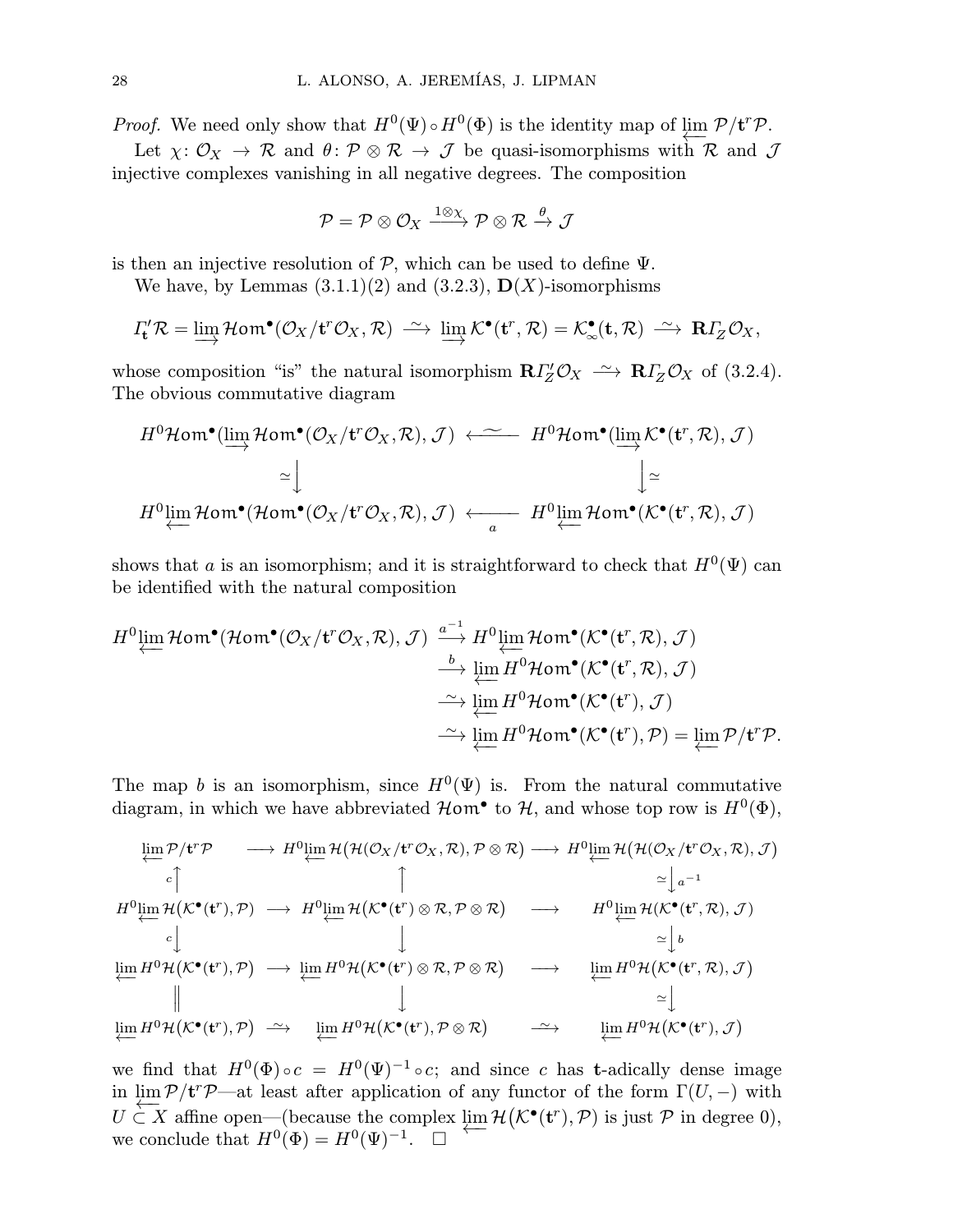*Proof.* We need only show that $H^0(\Psi)\circ H^0(\Phi)$ is the identity map of $\varprojlim \mathcal{P}/\mathbf{t}^r\mathcal{P}$.

Let $\chi\colon \mathcal{O}_X \to \mathcal{R}$ and $\theta\colon \mathcal{P}\otimes\mathcal{R} \to \mathcal{J}$ be quasi-isomorphisms with $\mathcal{R}$ and $\mathcal{J}$ injective complexes vanishing in all negative degrees. The composition

$$\mathcal{P} = \mathcal{P}\otimes\mathcal{O}_X \xrightarrow{1\otimes\chi} \mathcal{P}\otimes\mathcal{R} \xrightarrow{\theta} \mathcal{J}$$

is then an injective resolution of $\mathcal{P}$, which can be used to define $\Psi$.

We have, by Lemmas (3.1.1)(2) and (3.2.3), $\mathbf{D}(X)$-isomorphisms

$$\varGamma'_{\mathbf{t}}\mathcal{R} = \varinjlim \mathcal{H}om^\bullet(\mathcal{O}_X/\mathbf{t}^r\mathcal{O}_X, \mathcal{R}) \xrightarrow{\sim} \varinjlim \mathcal{K}^\bullet(\mathbf{t}^r,\mathcal{R}) = \mathcal{K}^\bullet_\infty(\mathbf{t},\mathcal{R}) \xrightarrow{\sim} \mathbf{R}\varGamma_Z\mathcal{O}_X,$$

whose composition "is" the natural isomorphism $\mathbf{R}\varGamma'_Z\mathcal{O}_X \xrightarrow{\sim} \mathbf{R}\varGamma_Z\mathcal{O}_X$ of (3.2.4). The obvious commutative diagram

$$\begin{array}{ccc}
H^0\mathcal{H}om^\bullet(\varinjlim \mathcal{H}om^\bullet(\mathcal{O}_X/\mathbf{t}^r\mathcal{O}_X,\mathcal{R}),\mathcal{J}) & \xleftarrow{\ \sim\ } & H^0\mathcal{H}om^\bullet(\varinjlim \mathcal{K}^\bullet(\mathbf{t}^r,\mathcal{R}),\mathcal{J}) \\
\simeq\downarrow & & \downarrow\simeq \\
H^0\varprojlim \mathcal{H}om^\bullet(\mathcal{H}om^\bullet(\mathcal{O}_X/\mathbf{t}^r\mathcal{O}_X,\mathcal{R}),\mathcal{J}) & \xleftarrow[a]{} & H^0\varprojlim \mathcal{H}om^\bullet(\mathcal{K}^\bullet(\mathbf{t}^r,\mathcal{R}),\mathcal{J})
\end{array}$$

shows that $a$ is an isomorphism; and it is straightforward to check that $H^0(\Psi)$ can be identified with the natural composition

$$\begin{aligned}
H^0\varprojlim \mathcal{H}om^\bullet(\mathcal{H}om^\bullet(\mathcal{O}_X/\mathbf{t}^r\mathcal{O}_X,\mathcal{R}),\mathcal{J}) &\xrightarrow{a^{-1}} H^0\varprojlim \mathcal{H}om^\bullet(\mathcal{K}^\bullet(\mathbf{t}^r,\mathcal{R}),\mathcal{J}) \\
&\xrightarrow{b} \varprojlim H^0\mathcal{H}om^\bullet(\mathcal{K}^\bullet(\mathbf{t}^r,\mathcal{R}),\mathcal{J}) \\
&\xrightarrow{\sim} \varprojlim H^0\mathcal{H}om^\bullet(\mathcal{K}^\bullet(\mathbf{t}^r),\mathcal{J}) \\
&\xrightarrow{\sim} \varprojlim H^0\mathcal{H}om^\bullet(\mathcal{K}^\bullet(\mathbf{t}^r),\mathcal{P}) = \varprojlim \mathcal{P}/\mathbf{t}^r\mathcal{P}.
\end{aligned}$$

The map $b$ is an isomorphism, since $H^0(\Psi)$ is. From the natural commutative diagram, in which we have abbreviated $\mathcal{H}om^\bullet$ to $\mathcal{H}$, and whose top row is $H^0(\Phi)$,

$$\begin{array}{ccccc}
\varprojlim \mathcal{P}/\mathbf{t}^r\mathcal{P} & \longrightarrow & H^0\varprojlim \mathcal{H}\big(\mathcal{H}(\mathcal{O}_X/\mathbf{t}^r\mathcal{O}_X,\mathcal{R}),\mathcal{P}\otimes\mathcal{R}\big) & \longrightarrow & H^0\varprojlim \mathcal{H}\big(\mathcal{H}(\mathcal{O}_X/\mathbf{t}^r\mathcal{O}_X,\mathcal{R}),\mathcal{J}\big) \\
{\scriptstyle c}\uparrow & & \uparrow & & \simeq\downarrow{\scriptstyle a^{-1}} \\
H^0\varprojlim \mathcal{H}\big(\mathcal{K}^\bullet(\mathbf{t}^r),\mathcal{P}\big) & \longrightarrow & H^0\varprojlim \mathcal{H}\big(\mathcal{K}^\bullet(\mathbf{t}^r)\otimes\mathcal{R},\mathcal{P}\otimes\mathcal{R}\big) & \longrightarrow & H^0\varprojlim \mathcal{H}\big(\mathcal{K}^\bullet(\mathbf{t}^r,\mathcal{R}),\mathcal{J}\big) \\
{\scriptstyle c}\downarrow & & \downarrow & & \simeq\downarrow{\scriptstyle b} \\
\varprojlim H^0\mathcal{H}\big(\mathcal{K}^\bullet(\mathbf{t}^r),\mathcal{P}\big) & \longrightarrow & \varprojlim H^0\mathcal{H}\big(\mathcal{K}^\bullet(\mathbf{t}^r)\otimes\mathcal{R},\mathcal{P}\otimes\mathcal{R}\big) & \longrightarrow & \varprojlim H^0\mathcal{H}\big(\mathcal{K}^\bullet(\mathbf{t}^r,\mathcal{R}),\mathcal{J}\big) \\
\Vert & & \downarrow & & \simeq\downarrow \\
\varprojlim H^0\mathcal{H}\big(\mathcal{K}^\bullet(\mathbf{t}^r),\mathcal{P}\big) & \xrightarrow{\sim} & \varprojlim H^0\mathcal{H}\big(\mathcal{K}^\bullet(\mathbf{t}^r),\mathcal{P}\otimes\mathcal{R}\big) & \xrightarrow{\sim} & \varprojlim H^0\mathcal{H}\big(\mathcal{K}^\bullet(\mathbf{t}^r),\mathcal{J}\big)
\end{array}$$

we find that $H^0(\Phi)\circ c = H^0(\Psi)^{-1}\circ c$; and since $c$ has $\mathbf{t}$-adically dense image in $\varprojlim \mathcal{P}/\mathbf{t}^r\mathcal{P}$—at least after application of any functor of the form $\Gamma(U,-)$ with $U\subset X$ affine open—(because the complex $\varprojlim \mathcal{H}\big(\mathcal{K}^\bullet(\mathbf{t}^r),\mathcal{P}\big)$ is just $\mathcal{P}$ in degree 0), we conclude that $H^0(\Phi) = H^0(\Psi)^{-1}$. $\square$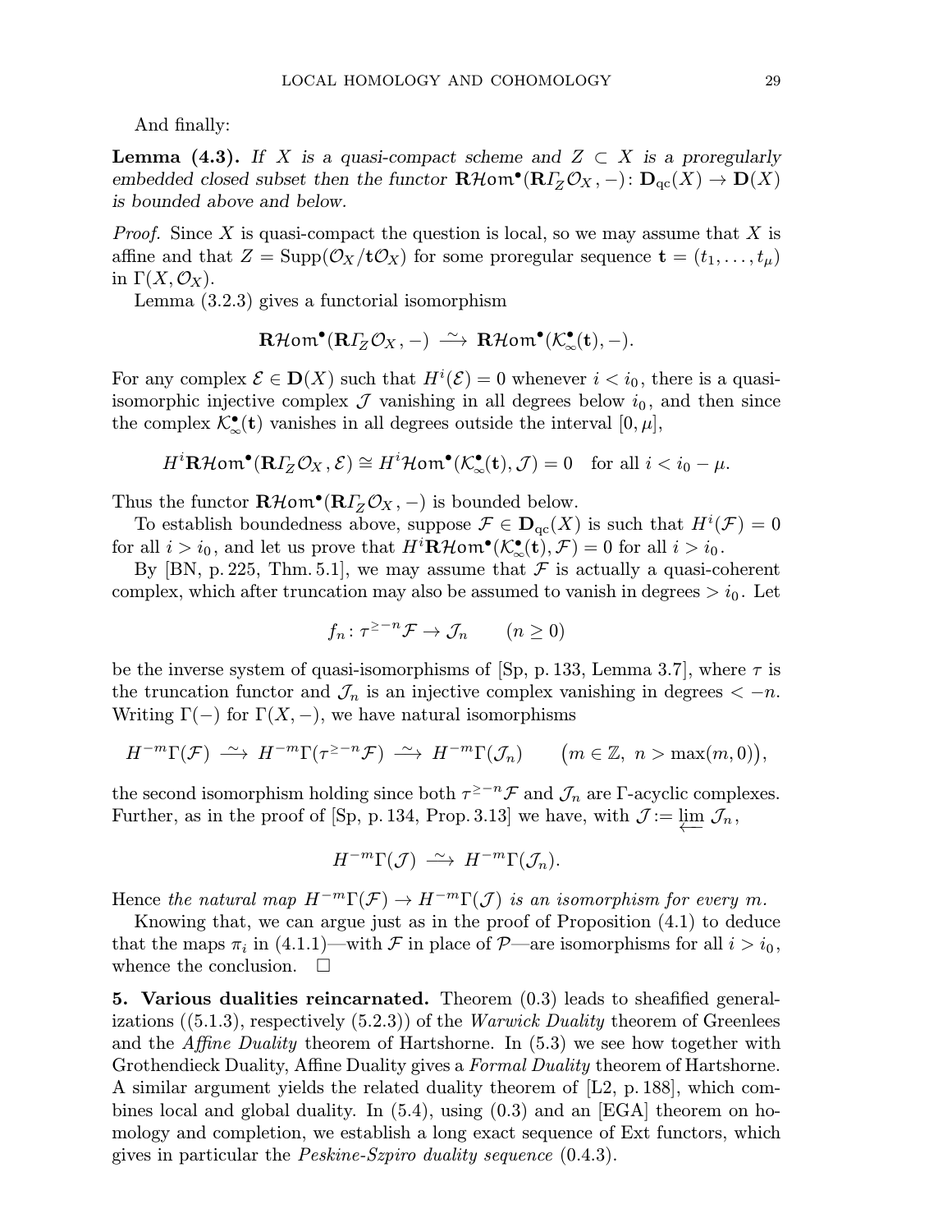And finally:

**Lemma (4.3).** *If $X$ is a quasi-compact scheme and $Z \subset X$ is a proregularly embedded closed subset then the functor $\mathbf{R}\mathcal{H}om^\bullet(\mathbf{R}\varGamma_Z\mathcal{O}_X, -)\colon \mathbf{D}_{\mathrm{qc}}(X) \to \mathbf{D}(X)$ is bounded above and below.*

*Proof.* Since $X$ is quasi-compact the question is local, so we may assume that $X$ is affine and that $Z = \mathrm{Supp}(\mathcal{O}_X/\mathbf{t}\mathcal{O}_X)$ for some proregular sequence $\mathbf{t} = (t_1, \dots, t_\mu)$ in $\Gamma(X, \mathcal{O}_X)$.

Lemma (3.2.3) gives a functorial isomorphism

$$\mathbf{R}\mathcal{H}om^\bullet(\mathbf{R}\varGamma_Z\mathcal{O}_X, -) \xrightarrow{\ \sim\ } \mathbf{R}\mathcal{H}om^\bullet(\mathcal{K}^\bullet_\infty(\mathbf{t}), -).$$

For any complex $\mathcal{E} \in \mathbf{D}(X)$ such that $H^i(\mathcal{E}) = 0$ whenever $i < i_0$, there is a quasi-isomorphic injective complex $\mathcal{J}$ vanishing in all degrees below $i_0$, and then since the complex $\mathcal{K}^\bullet_\infty(\mathbf{t})$ vanishes in all degrees outside the interval $[0, \mu]$,

$$H^i\mathbf{R}\mathcal{H}om^\bullet(\mathbf{R}\varGamma_Z\mathcal{O}_X, \mathcal{E}) \cong H^i\mathcal{H}om^\bullet(\mathcal{K}^\bullet_\infty(\mathbf{t}), \mathcal{J}) = 0 \quad \text{for all } i < i_0 - \mu.$$

Thus the functor $\mathbf{R}\mathcal{H}om^\bullet(\mathbf{R}\varGamma_Z\mathcal{O}_X, -)$ is bounded below.

To establish boundedness above, suppose $\mathcal{F} \in \mathbf{D}_{\mathrm{qc}}(X)$ is such that $H^i(\mathcal{F}) = 0$ for all $i > i_0$, and let us prove that $H^i\mathbf{R}\mathcal{H}om^\bullet(\mathcal{K}^\bullet_\infty(\mathbf{t}), \mathcal{F}) = 0$ for all $i > i_0$.

By [BN, p. 225, Thm. 5.1], we may assume that $\mathcal{F}$ is actually a quasi-coherent complex, which after truncation may also be assumed to vanish in degrees $> i_0$. Let

$$f_n\colon \tau^{\geq -n}\mathcal{F} \to \mathcal{J}_n \qquad (n \geq 0)$$

be the inverse system of quasi-isomorphisms of [Sp, p. 133, Lemma 3.7], where $\tau$ is the truncation functor and $\mathcal{J}_n$ is an injective complex vanishing in degrees $< -n$. Writing $\Gamma(-)$ for $\Gamma(X, -)$, we have natural isomorphisms

$$H^{-m}\Gamma(\mathcal{F}) \xrightarrow{\ \sim\ } H^{-m}\Gamma(\tau^{\geq -n}\mathcal{F}) \xrightarrow{\ \sim\ } H^{-m}\Gamma(\mathcal{J}_n) \qquad \big(m \in \mathbb{Z},\ n > \max(m, 0)\big),$$

the second isomorphism holding since both $\tau^{\geq -n}\mathcal{F}$ and $\mathcal{J}_n$ are $\Gamma$-acyclic complexes. Further, as in the proof of [Sp, p. 134, Prop. 3.13] we have, with $\mathcal{J} := \varprojlim \mathcal{J}_n$,

$$H^{-m}\Gamma(\mathcal{J}) \xrightarrow{\ \sim\ } H^{-m}\Gamma(\mathcal{J}_n).$$

Hence *the natural map $H^{-m}\Gamma(\mathcal{F}) \to H^{-m}\Gamma(\mathcal{J})$ is an isomorphism for every $m$.*

Knowing that, we can argue just as in the proof of Proposition (4.1) to deduce that the maps $\pi_i$ in (4.1.1)—with $\mathcal{F}$ in place of $\mathcal{P}$—are isomorphisms for all $i > i_0$, whence the conclusion. $\square$

**5. Various dualities reincarnated.** Theorem (0.3) leads to sheafified generalizations ((5.1.3), respectively (5.2.3)) of the *Warwick Duality* theorem of Greenlees and the *Affine Duality* theorem of Hartshorne. In (5.3) we see how together with Grothendieck Duality, Affine Duality gives a *Formal Duality* theorem of Hartshorne. A similar argument yields the related duality theorem of [L2, p. 188], which combines local and global duality. In (5.4), using (0.3) and an [EGA] theorem on homology and completion, we establish a long exact sequence of Ext functors, which gives in particular the *Peskine-Szpiro duality sequence* (0.4.3).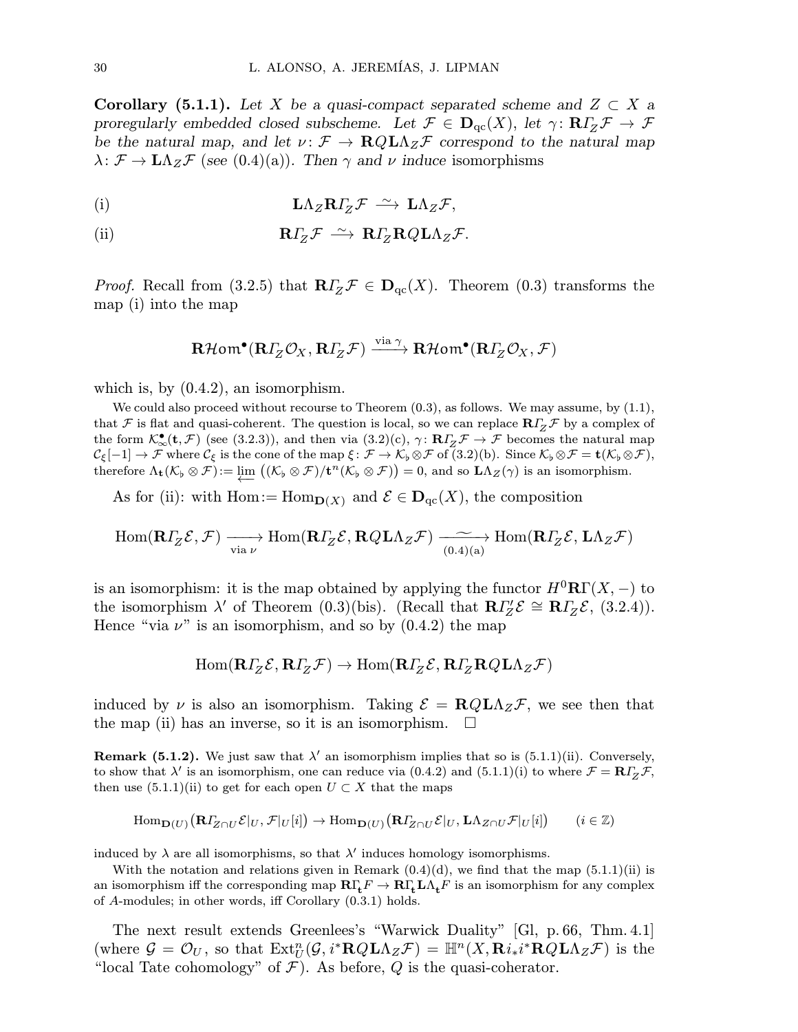**Corollary (5.1.1).** *Let $X$ be a quasi-compact separated scheme and $Z \subset X$ a proregularly embedded closed subscheme. Let $\mathcal{F} \in \mathbf{D}_{\mathrm{qc}}(X)$, let $\gamma\colon \mathbf{R}\mathit{\Gamma}_Z\mathcal{F} \to \mathcal{F}$ be the natural map, and let $\nu\colon \mathcal{F} \to \mathbf{R}Q\mathbf{L}\Lambda_Z\mathcal{F}$ correspond to the natural map $\lambda\colon \mathcal{F} \to \mathbf{L}\Lambda_Z\mathcal{F}$ (see (0.4)(a)). Then $\gamma$ and $\nu$ induce* isomorphisms

$$\text{(i)} \qquad \mathbf{L}\Lambda_Z\mathbf{R}\mathit{\Gamma}_Z\mathcal{F} \xrightarrow{\ \sim\ } \mathbf{L}\Lambda_Z\mathcal{F},$$

$$\text{(ii)} \qquad \mathbf{R}\mathit{\Gamma}_Z\mathcal{F} \xrightarrow{\ \sim\ } \mathbf{R}\mathit{\Gamma}_Z\mathbf{R}Q\mathbf{L}\Lambda_Z\mathcal{F}.$$

*Proof.* Recall from (3.2.5) that $\mathbf{R}\mathit{\Gamma}_Z\mathcal{F} \in \mathbf{D}_{\mathrm{qc}}(X)$. Theorem (0.3) transforms the map (i) into the map

$$\mathbf{R}\mathcal{H}om^\bullet(\mathbf{R}\mathit{\Gamma}_Z\mathcal{O}_X, \mathbf{R}\mathit{\Gamma}_Z\mathcal{F}) \xrightarrow{\text{via } \gamma} \mathbf{R}\mathcal{H}om^\bullet(\mathbf{R}\mathit{\Gamma}_Z\mathcal{O}_X, \mathcal{F})$$

which is, by (0.4.2), an isomorphism.

We could also proceed without recourse to Theorem (0.3), as follows. We may assume, by (1.1), that $\mathcal{F}$ is flat and quasi-coherent. The question is local, so we can replace $\mathbf{R}\mathit{\Gamma}_Z\mathcal{F}$ by a complex of the form $\mathcal{K}^\bullet_\infty(\mathbf{t}, \mathcal{F})$ (see (3.2.3)), and then via (3.2)(c), $\gamma\colon \mathbf{R}\mathit{\Gamma}_Z\mathcal{F} \to \mathcal{F}$ becomes the natural map $\mathcal{C}_\xi[-1] \to \mathcal{F}$ where $\mathcal{C}_\xi$ is the cone of the map $\xi\colon \mathcal{F} \to \mathcal{K}_\flat \otimes \mathcal{F}$ of (3.2)(b). Since $\mathcal{K}_\flat \otimes \mathcal{F} = \mathbf{t}(\mathcal{K}_\flat \otimes \mathcal{F})$, therefore $\Lambda_{\mathbf{t}}(\mathcal{K}_\flat \otimes \mathcal{F}) := \varprojlim \big((\mathcal{K}_\flat \otimes \mathcal{F})/\mathbf{t}^n(\mathcal{K}_\flat \otimes \mathcal{F})\big) = 0$, and so $\mathbf{L}\Lambda_Z(\gamma)$ is an isomorphism.

As for (ii): with $\mathrm{Hom} := \mathrm{Hom}_{\mathbf{D}(X)}$ and $\mathcal{E} \in \mathbf{D}_{\mathrm{qc}}(X)$, the composition

$$\mathrm{Hom}(\mathbf{R}\mathit{\Gamma}_Z\mathcal{E}, \mathcal{F}) \underset{\text{via } \nu}{\longrightarrow} \mathrm{Hom}(\mathbf{R}\mathit{\Gamma}_Z\mathcal{E}, \mathbf{R}Q\mathbf{L}\Lambda_Z\mathcal{F}) \underset{(0.4)(\mathrm{a})}{\xrightarrow{\ \sim\ }} \mathrm{Hom}(\mathbf{R}\mathit{\Gamma}_Z\mathcal{E}, \mathbf{L}\Lambda_Z\mathcal{F})$$

is an isomorphism: it is the map obtained by applying the functor $H^0\mathbf{R}\Gamma(X, -)$ to the isomorphism $\lambda'$ of Theorem (0.3)(bis). (Recall that $\mathbf{R}\mathit{\Gamma}'_Z\mathcal{E} \cong \mathbf{R}\mathit{\Gamma}_Z\mathcal{E}$, (3.2.4)). Hence "via $\nu$" is an isomorphism, and so by (0.4.2) the map

$$\mathrm{Hom}(\mathbf{R}\mathit{\Gamma}_Z\mathcal{E}, \mathbf{R}\mathit{\Gamma}_Z\mathcal{F}) \to \mathrm{Hom}(\mathbf{R}\mathit{\Gamma}_Z\mathcal{E}, \mathbf{R}\mathit{\Gamma}_Z\mathbf{R}Q\mathbf{L}\Lambda_Z\mathcal{F})$$

induced by $\nu$ is also an isomorphism. Taking $\mathcal{E} = \mathbf{R}Q\mathbf{L}\Lambda_Z\mathcal{F}$, we see then that the map (ii) has an inverse, so it is an isomorphism. $\square$

**Remark (5.1.2).** We just saw that $\lambda'$ an isomorphism implies that so is (5.1.1)(ii). Conversely, to show that $\lambda'$ is an isomorphism, one can reduce via (0.4.2) and (5.1.1)(i) to where $\mathcal{F} = \mathbf{R}\mathit{\Gamma}_Z\mathcal{F}$, then use (5.1.1)(ii) to get for each open $U \subset X$ that the maps

$$\mathrm{Hom}_{\mathbf{D}(U)}\big(\mathbf{R}\mathit{\Gamma}_{Z\cap U}\mathcal{E}|_U, \mathcal{F}|_U[i]\big) \to \mathrm{Hom}_{\mathbf{D}(U)}\big(\mathbf{R}\mathit{\Gamma}_{Z\cap U}\mathcal{E}|_U, \mathbf{L}\Lambda_{Z\cap U}\mathcal{F}|_U[i]\big) \qquad (i \in \mathbb{Z})$$

induced by $\lambda$ are all isomorphisms, so that $\lambda'$ induces homology isomorphisms.

With the notation and relations given in Remark (0.4)(d), we find that the map (5.1.1)(ii) is an isomorphism iff the corresponding map $\mathbf{R}\Gamma_{\mathbf{t}}F \to \mathbf{R}\Gamma_{\mathbf{t}}\mathbf{L}\Lambda_{\mathbf{t}}F$ is an isomorphism for any complex of $A$-modules; in other words, iff Corollary (0.3.1) holds.

The next result extends Greenlees's "Warwick Duality" [Gl, p. 66, Thm. 4.1] (where $\mathcal{G} = \mathcal{O}_U$, so that $\mathrm{Ext}^n_U(\mathcal{G}, i^*\mathbf{R}Q\mathbf{L}\Lambda_Z\mathcal{F}) = \mathbb{H}^n(X, \mathbf{R}i_*i^*\mathbf{R}Q\mathbf{L}\Lambda_Z\mathcal{F})$ is the "local Tate cohomology" of $\mathcal{F}$). As before, $Q$ is the quasi-coherator.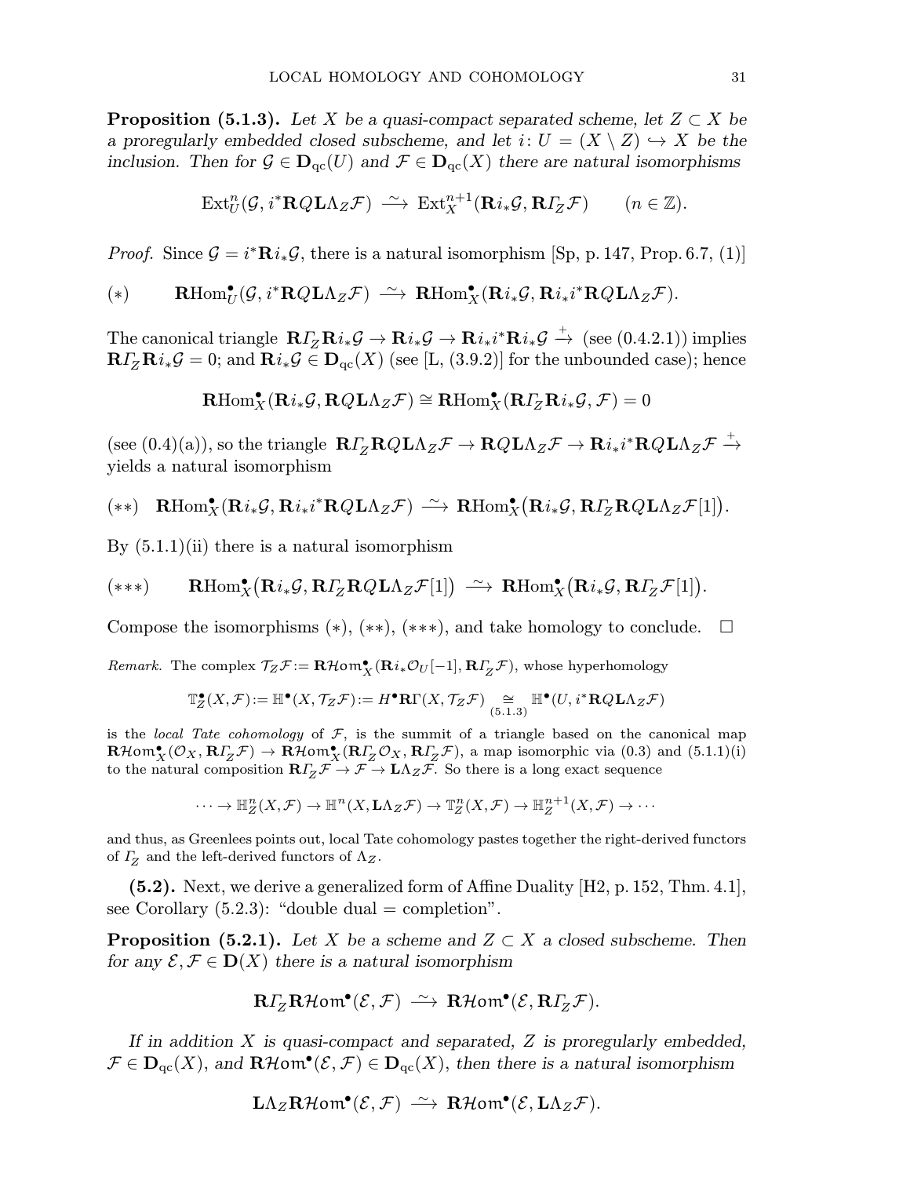**Proposition (5.1.3).** *Let $X$ be a quasi-compact separated scheme, let $Z \subset X$ be a proregularly embedded closed subscheme, and let $i\colon U = (X \setminus Z) \hookrightarrow X$ be the inclusion. Then for $\mathcal{G} \in \mathbf{D}_{\mathrm{qc}}(U)$ and $\mathcal{F} \in \mathbf{D}_{\mathrm{qc}}(X)$ there are natural isomorphisms*

$$\operatorname{Ext}^n_U(\mathcal{G}, i^*\mathbf{R}Q\mathbf{L}\Lambda_Z\mathcal{F}) \xrightarrow{\;\sim\;} \operatorname{Ext}^{n+1}_X(\mathbf{R}i_*\mathcal{G}, \mathbf{R}\varGamma_Z\mathcal{F}) \qquad (n \in \mathbb{Z}).$$

*Proof.* Since $\mathcal{G} = i^*\mathbf{R}i_*\mathcal{G}$, there is a natural isomorphism [Sp, p. 147, Prop. 6.7, (1)]

$$(*) \qquad \mathbf{R}\mathrm{Hom}^\bullet_U(\mathcal{G}, i^*\mathbf{R}Q\mathbf{L}\Lambda_Z\mathcal{F}) \xrightarrow{\;\sim\;} \mathbf{R}\mathrm{Hom}^\bullet_X(\mathbf{R}i_*\mathcal{G}, \mathbf{R}i_*i^*\mathbf{R}Q\mathbf{L}\Lambda_Z\mathcal{F}).$$

The canonical triangle $\mathbf{R}\varGamma_Z\mathbf{R}i_*\mathcal{G} \to \mathbf{R}i_*\mathcal{G} \to \mathbf{R}i_*i^*\mathbf{R}i_*\mathcal{G} \xrightarrow{+}$ (see (0.4.2.1)) implies $\mathbf{R}\varGamma_Z\mathbf{R}i_*\mathcal{G} = 0$; and $\mathbf{R}i_*\mathcal{G} \in \mathbf{D}_{\mathrm{qc}}(X)$ (see [L, (3.9.2)] for the unbounded case); hence

$$\mathbf{R}\mathrm{Hom}^\bullet_X(\mathbf{R}i_*\mathcal{G}, \mathbf{R}Q\mathbf{L}\Lambda_Z\mathcal{F}) \cong \mathbf{R}\mathrm{Hom}^\bullet_X(\mathbf{R}\varGamma_Z\mathbf{R}i_*\mathcal{G}, \mathcal{F}) = 0$$

(see (0.4)(a)), so the triangle $\mathbf{R}\varGamma_Z\mathbf{R}Q\mathbf{L}\Lambda_Z\mathcal{F} \to \mathbf{R}Q\mathbf{L}\Lambda_Z\mathcal{F} \to \mathbf{R}i_*i^*\mathbf{R}Q\mathbf{L}\Lambda_Z\mathcal{F} \xrightarrow{+}$ yields a natural isomorphism

$$(**) \quad \mathbf{R}\mathrm{Hom}^\bullet_X(\mathbf{R}i_*\mathcal{G}, \mathbf{R}i_*i^*\mathbf{R}Q\mathbf{L}\Lambda_Z\mathcal{F}) \xrightarrow{\;\sim\;} \mathbf{R}\mathrm{Hom}^\bullet_X\big(\mathbf{R}i_*\mathcal{G}, \mathbf{R}\varGamma_Z\mathbf{R}Q\mathbf{L}\Lambda_Z\mathcal{F}[1]\big).$$

By (5.1.1)(ii) there is a natural isomorphism

$$(***) \qquad \mathbf{R}\mathrm{Hom}^\bullet_X\big(\mathbf{R}i_*\mathcal{G}, \mathbf{R}\varGamma_Z\mathbf{R}Q\mathbf{L}\Lambda_Z\mathcal{F}[1]\big) \xrightarrow{\;\sim\;} \mathbf{R}\mathrm{Hom}^\bullet_X\big(\mathbf{R}i_*\mathcal{G}, \mathbf{R}\varGamma_Z\mathcal{F}[1]\big).$$

Compose the isomorphisms $(*)$, $(**)$, $(***)$, and take homology to conclude. $\square$

*Remark.* The complex $\mathcal{T}_Z\mathcal{F} := \mathbf{R}\mathcal{H}om^\bullet_X(\mathbf{R}i_*\mathcal{O}_U[-1], \mathbf{R}\varGamma_Z\mathcal{F})$, whose hyperhomology

$$\mathbb{T}^\bullet_Z(X, \mathcal{F}) := \mathbb{H}^\bullet(X, \mathcal{T}_Z\mathcal{F}) := H^\bullet\mathbf{R}\Gamma(X, \mathcal{T}_Z\mathcal{F}) \underset{(5.1.3)}{\cong} \mathbb{H}^\bullet(U, i^*\mathbf{R}Q\mathbf{L}\Lambda_Z\mathcal{F})$$

is the *local Tate cohomology* of $\mathcal{F}$, is the summit of a triangle based on the canonical map $\mathbf{R}\mathcal{H}om^\bullet_X(\mathcal{O}_X, \mathbf{R}\varGamma_Z\mathcal{F}) \to \mathbf{R}\mathcal{H}om^\bullet_X(\mathbf{R}\varGamma_Z\mathcal{O}_X, \mathbf{R}\varGamma_Z\mathcal{F})$, a map isomorphic via (0.3) and (5.1.1)(i) to the natural composition $\mathbf{R}\varGamma_Z\mathcal{F} \to \mathcal{F} \to \mathbf{L}\Lambda_Z\mathcal{F}$. So there is a long exact sequence

$$\cdots \to \mathbb{H}^n_Z(X, \mathcal{F}) \to \mathbb{H}^n(X, \mathbf{L}\Lambda_Z\mathcal{F}) \to \mathbb{T}^n_Z(X, \mathcal{F}) \to \mathbb{H}^{n+1}_Z(X, \mathcal{F}) \to \cdots$$

and thus, as Greenlees points out, local Tate cohomology pastes together the right-derived functors of $\varGamma_Z$ and the left-derived functors of $\Lambda_Z$.

**(5.2).** Next, we derive a generalized form of Affine Duality [H2, p. 152, Thm. 4.1], see Corollary (5.2.3): "double dual = completion".

**Proposition (5.2.1).** *Let $X$ be a scheme and $Z \subset X$ a closed subscheme. Then for any $\mathcal{E}, \mathcal{F} \in \mathbf{D}(X)$ there is a natural isomorphism*

$$\mathbf{R}\varGamma_Z\mathbf{R}\mathcal{H}om^\bullet(\mathcal{E}, \mathcal{F}) \xrightarrow{\;\sim\;} \mathbf{R}\mathcal{H}om^\bullet(\mathcal{E}, \mathbf{R}\varGamma_Z\mathcal{F}).$$

*If in addition $X$ is quasi-compact and separated, $Z$ is proregularly embedded, $\mathcal{F} \in \mathbf{D}_{\mathrm{qc}}(X)$, and $\mathbf{R}\mathcal{H}om^\bullet(\mathcal{E}, \mathcal{F}) \in \mathbf{D}_{\mathrm{qc}}(X)$, then there is a natural isomorphism*

$$\mathbf{L}\Lambda_Z\mathbf{R}\mathcal{H}om^\bullet(\mathcal{E}, \mathcal{F}) \xrightarrow{\;\sim\;} \mathbf{R}\mathcal{H}om^\bullet(\mathcal{E}, \mathbf{L}\Lambda_Z\mathcal{F}).$$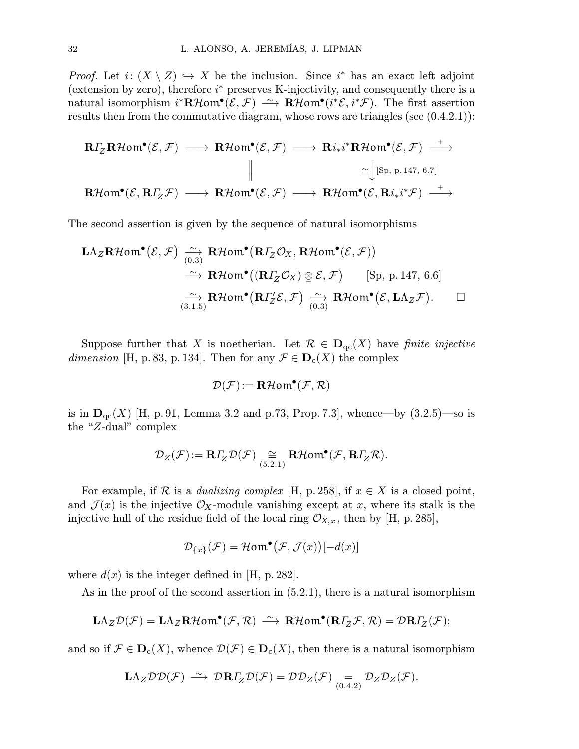*Proof.* Let $i\colon (X\setminus Z)\hookrightarrow X$ be the inclusion. Since $i^*$ has an exact left adjoint (extension by zero), therefore $i^*$ preserves K-injectivity, and consequently there is a natural isomorphism $i^*\mathbf{R}\mathcal{H}om^\bullet(\mathcal{E},\mathcal{F}) \xrightarrow{\ \sim\ } \mathbf{R}\mathcal{H}om^\bullet(i^*\mathcal{E}, i^*\mathcal{F})$. The first assertion results then from the commutative diagram, whose rows are triangles (see (0.4.2.1)):

$$
\begin{array}{ccccccc}
\mathbf{R}\varGamma_{Z}\mathbf{R}\mathcal{H}om^\bullet(\mathcal{E},\mathcal{F}) & \longrightarrow & \mathbf{R}\mathcal{H}om^\bullet(\mathcal{E},\mathcal{F}) & \longrightarrow & \mathbf{R}i_*i^*\mathbf{R}\mathcal{H}om^\bullet(\mathcal{E},\mathcal{F}) & \xrightarrow{+} \\
 & & \Big\| & & \simeq\Big\downarrow \text{[Sp, p. 147, 6.7]} & \\
\mathbf{R}\mathcal{H}om^\bullet(\mathcal{E},\mathbf{R}\varGamma_{Z}\mathcal{F}) & \longrightarrow & \mathbf{R}\mathcal{H}om^\bullet(\mathcal{E},\mathcal{F}) & \longrightarrow & \mathbf{R}\mathcal{H}om^\bullet(\mathcal{E},\mathbf{R}i_*i^*\mathcal{F}) & \xrightarrow{+}
\end{array}
$$

The second assertion is given by the sequence of natural isomorphisms

$$
\begin{aligned}
\mathbf{L}\Lambda_Z\mathbf{R}\mathcal{H}om^\bullet\big(\mathcal{E},\mathcal{F}\big) &\underset{(0.3)}{\xrightarrow{\ \sim\ }} \mathbf{R}\mathcal{H}om^\bullet\big(\mathbf{R}\varGamma_{Z}\mathcal{O}_X, \mathbf{R}\mathcal{H}om^\bullet(\mathcal{E},\mathcal{F})\big)\\
&\xrightarrow{\ \sim\ } \mathbf{R}\mathcal{H}om^\bullet\big((\mathbf{R}\varGamma_{Z}\mathcal{O}_X)\underset{=}{\otimes}\mathcal{E},\mathcal{F}\big) \qquad \text{[Sp, p. 147, 6.6]}\\
&\underset{(3.1.5)}{\xrightarrow{\ \sim\ }} \mathbf{R}\mathcal{H}om^\bullet\big(\mathbf{R}\varGamma'_{Z}\mathcal{E},\mathcal{F}\big) \underset{(0.3)}{\xrightarrow{\ \sim\ }} \mathbf{R}\mathcal{H}om^\bullet\big(\mathcal{E},\mathbf{L}\Lambda_Z\mathcal{F}\big). \qquad \square
\end{aligned}
$$

Suppose further that $X$ is noetherian. Let $\mathcal{R}\in\mathbf{D}_{\mathrm{qc}}(X)$ have *finite injective dimension* [H, p. 83, p. 134]. Then for any $\mathcal{F}\in\mathbf{D}_{\mathrm{c}}(X)$ the complex

$$
\mathcal{D}(\mathcal{F}) := \mathbf{R}\mathcal{H}om^\bullet(\mathcal{F},\mathcal{R})
$$

is in $\mathbf{D}_{\mathrm{qc}}(X)$ [H, p. 91, Lemma 3.2 and p.73, Prop. 7.3], whence—by (3.2.5)—so is the "$Z$-dual" complex

$$
\mathcal{D}_Z(\mathcal{F}) := \mathbf{R}\varGamma_{Z}\mathcal{D}(\mathcal{F}) \underset{(5.2.1)}{\cong} \mathbf{R}\mathcal{H}om^\bullet(\mathcal{F},\mathbf{R}\varGamma_{Z}\mathcal{R}).
$$

For example, if $\mathcal{R}$ is a *dualizing complex* [H, p. 258], if $x\in X$ is a closed point, and $\mathcal{J}(x)$ is the injective $\mathcal{O}_X$-module vanishing except at $x$, where its stalk is the injective hull of the residue field of the local ring $\mathcal{O}_{X,x}$, then by [H, p. 285],

$$
\mathcal{D}_{\{x\}}(\mathcal{F}) = \mathcal{H}om^\bullet\big(\mathcal{F},\mathcal{J}(x)\big)[-d(x)]
$$

where $d(x)$ is the integer defined in [H, p. 282].

As in the proof of the second assertion in (5.2.1), there is a natural isomorphism

$$
\mathbf{L}\Lambda_Z\mathcal{D}(\mathcal{F}) = \mathbf{L}\Lambda_Z\mathbf{R}\mathcal{H}om^\bullet(\mathcal{F},\mathcal{R}) \xrightarrow{\ \sim\ } \mathbf{R}\mathcal{H}om^\bullet(\mathbf{R}\varGamma_{Z}\mathcal{F},\mathcal{R}) = \mathcal{D}\mathbf{R}\varGamma_{Z}(\mathcal{F});
$$

and so if $\mathcal{F}\in\mathbf{D}_{\mathrm{c}}(X)$, whence $\mathcal{D}(\mathcal{F})\in\mathbf{D}_{\mathrm{c}}(X)$, then there is a natural isomorphism

$$
\mathbf{L}\Lambda_Z\mathcal{D}\mathcal{D}(\mathcal{F}) \xrightarrow{\ \sim\ } \mathcal{D}\mathbf{R}\varGamma_{Z}\mathcal{D}(\mathcal{F}) = \mathcal{D}\mathcal{D}_Z(\mathcal{F}) \underset{(0.4.2)}{=} \mathcal{D}_Z\mathcal{D}_Z(\mathcal{F}).
$$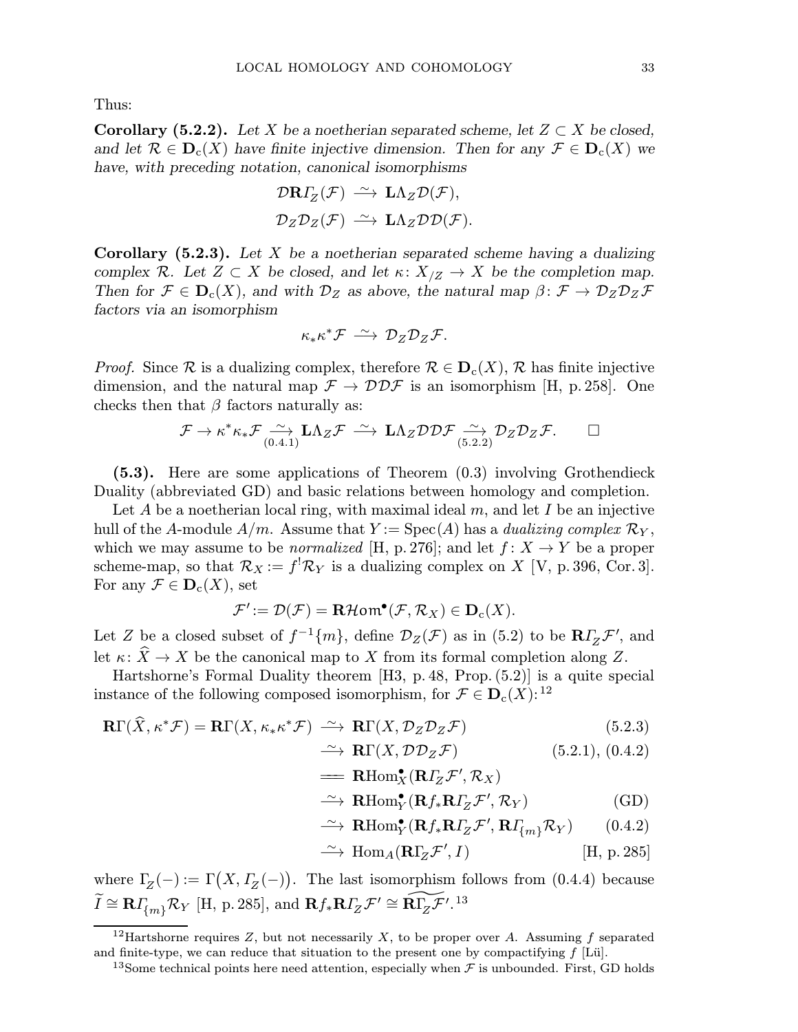Thus:

**Corollary (5.2.2).** *Let $X$ be a noetherian separated scheme, let $Z \subset X$ be closed, and let $\mathcal{R} \in \mathbf{D}_{\mathrm{c}}(X)$ have finite injective dimension. Then for any $\mathcal{F} \in \mathbf{D}_{\mathrm{c}}(X)$ we have, with preceding notation, canonical isomorphisms*

$$\mathcal{D}\mathbf{R}\varGamma_Z(\mathcal{F}) \xrightarrow{\;\sim\;} \mathbf{L}\Lambda_Z\mathcal{D}(\mathcal{F}),$$

$$\mathcal{D}_Z\mathcal{D}_Z(\mathcal{F}) \xrightarrow{\;\sim\;} \mathbf{L}\Lambda_Z\mathcal{D}\mathcal{D}(\mathcal{F}).$$

**Corollary (5.2.3).** *Let $X$ be a noetherian separated scheme having a dualizing complex $\mathcal{R}$. Let $Z \subset X$ be closed, and let $\kappa\colon X_{/Z} \to X$ be the completion map. Then for $\mathcal{F} \in \mathbf{D}_{\mathrm{c}}(X)$, and with $\mathcal{D}_Z$ as above, the natural map $\beta\colon \mathcal{F} \to \mathcal{D}_Z\mathcal{D}_Z\mathcal{F}$ factors via an isomorphism*

$$\kappa_*\kappa^*\mathcal{F} \xrightarrow{\;\sim\;} \mathcal{D}_Z\mathcal{D}_Z\mathcal{F}.$$

*Proof.* Since $\mathcal{R}$ is a dualizing complex, therefore $\mathcal{R} \in \mathbf{D}_{\mathrm{c}}(X)$, $\mathcal{R}$ has finite injective dimension, and the natural map $\mathcal{F} \to \mathcal{D}\mathcal{D}\mathcal{F}$ is an isomorphism [H, p. 258]. One checks then that $\beta$ factors naturally as:

$$\mathcal{F} \to \kappa^*\kappa_*\mathcal{F} \underset{(0.4.1)}{\xrightarrow{\;\sim\;}} \mathbf{L}\Lambda_Z\mathcal{F} \xrightarrow{\;\sim\;} \mathbf{L}\Lambda_Z\mathcal{D}\mathcal{D}\mathcal{F} \underset{(5.2.2)}{\xrightarrow{\;\sim\;}} \mathcal{D}_Z\mathcal{D}_Z\mathcal{F}. \qquad \square$$

**(5.3).** Here are some applications of Theorem (0.3) involving Grothendieck Duality (abbreviated GD) and basic relations between homology and completion.

Let $A$ be a noetherian local ring, with maximal ideal $m$, and let $I$ be an injective hull of the $A$-module $A/m$. Assume that $Y := \operatorname{Spec}(A)$ has a *dualizing complex* $\mathcal{R}_Y$, which we may assume to be *normalized* [H, p. 276]; and let $f\colon X \to Y$ be a proper scheme-map, so that $\mathcal{R}_X := f^!\mathcal{R}_Y$ is a dualizing complex on $X$ [V, p. 396, Cor. 3]. For any $\mathcal{F} \in \mathbf{D}_{\mathrm{c}}(X)$, set

$$\mathcal{F}' := \mathcal{D}(\mathcal{F}) = \mathbf{R}\mathcal{H}om^\bullet(\mathcal{F}, \mathcal{R}_X) \in \mathbf{D}_{\mathrm{c}}(X).$$

Let $Z$ be a closed subset of $f^{-1}\{m\}$, define $\mathcal{D}_Z(\mathcal{F})$ as in (5.2) to be $\mathbf{R}\varGamma_Z\mathcal{F}'$, and let $\kappa\colon \widehat{X} \to X$ be the canonical map to $X$ from its formal completion along $Z$.

Hartshorne's Formal Duality theorem [H3, p. 48, Prop. (5.2)] is a quite special instance of the following composed isomorphism, for $\mathcal{F} \in \mathbf{D}_{\mathrm{c}}(X)$:[12]

$$\begin{aligned}
\mathbf{R}\Gamma(\widehat{X}, \kappa^*\mathcal{F}) = \mathbf{R}\Gamma(X, \kappa_*\kappa^*\mathcal{F}) &\xrightarrow{\;\sim\;} \mathbf{R}\Gamma(X, \mathcal{D}_Z\mathcal{D}_Z\mathcal{F}) && (5.2.3)\\
&\xrightarrow{\;\sim\;} \mathbf{R}\Gamma(X, \mathcal{D}\mathcal{D}_Z\mathcal{F}) && (5.2.1),\ (0.4.2)\\
&=\!=\; \mathbf{R}\mathrm{Hom}^\bullet_X(\mathbf{R}\varGamma_Z\mathcal{F}', \mathcal{R}_X) &&\\
&\xrightarrow{\;\sim\;} \mathbf{R}\mathrm{Hom}^\bullet_Y(\mathbf{R}f_*\mathbf{R}\varGamma_Z\mathcal{F}', \mathcal{R}_Y) && \text{(GD)}\\
&\xrightarrow{\;\sim\;} \mathbf{R}\mathrm{Hom}^\bullet_Y(\mathbf{R}f_*\mathbf{R}\varGamma_Z\mathcal{F}', \mathbf{R}\varGamma_{\{m\}}\mathcal{R}_Y) && (0.4.2)\\
&\xrightarrow{\;\sim\;} \mathrm{Hom}_A(\mathbf{R}\Gamma_Z\mathcal{F}', I) && \text{[H, p. 285]}
\end{aligned}$$

where $\Gamma_Z(-) := \Gamma\big(X, \varGamma_Z(-)\big)$. The last isomorphism follows from (0.4.4) because $\widetilde{I} \cong \mathbf{R}\varGamma_{\{m\}}\mathcal{R}_Y$ [H, p. 285], and $\mathbf{R}f_*\mathbf{R}\varGamma_Z\mathcal{F}' \cong \widetilde{\mathbf{R}\Gamma_Z\mathcal{F}'}$.[13]

---

[12] Hartshorne requires $Z$, but not necessarily $X$, to be proper over $A$. Assuming $f$ separated and finite-type, we can reduce that situation to the present one by compactifying $f$ [Lü].

[13] Some technical points here need attention, especially when $\mathcal{F}$ is unbounded. First, GD holds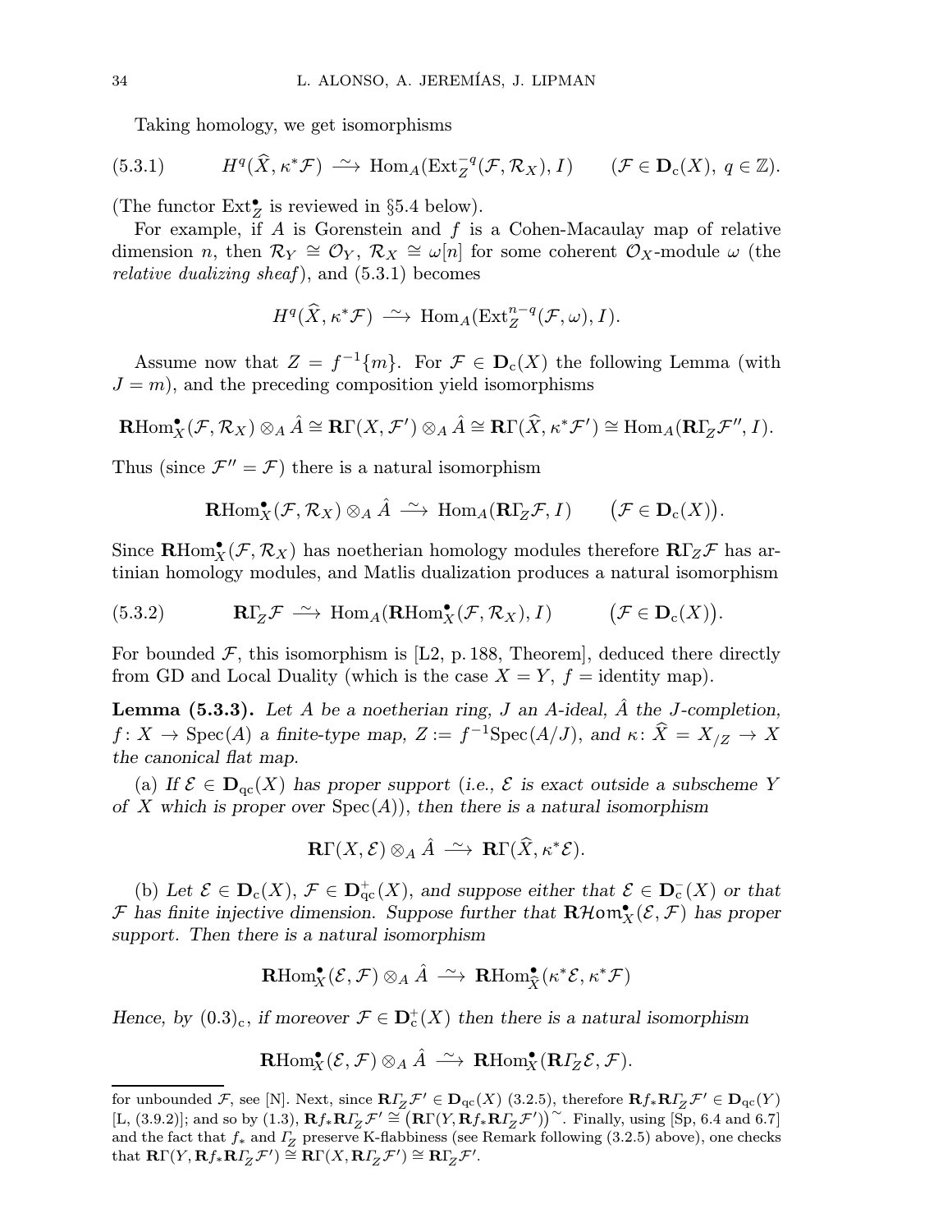Taking homology, we get isomorphisms

$$H^q(\widehat{X}, \kappa^*\mathcal{F}) \xrightarrow{\ \sim\ } \operatorname{Hom}_A(\operatorname{Ext}^{-q}_Z(\mathcal{F}, \mathcal{R}_X), I) \qquad (\mathcal{F} \in \mathbf{D}_{\mathrm{c}}(X),\ q \in \mathbb{Z}). \tag{5.3.1}$$

(The functor $\operatorname{Ext}^{\bullet}_Z$ is reviewed in §5.4 below).

For example, if $A$ is Gorenstein and $f$ is a Cohen-Macaulay map of relative dimension $n$, then $\mathcal{R}_Y \cong \mathcal{O}_Y$, $\mathcal{R}_X \cong \omega[n]$ for some coherent $\mathcal{O}_X$-module $\omega$ (the *relative dualizing sheaf*), and (5.3.1) becomes

$$H^q(\widehat{X}, \kappa^*\mathcal{F}) \xrightarrow{\ \sim\ } \operatorname{Hom}_A(\operatorname{Ext}^{n-q}_Z(\mathcal{F}, \omega), I).$$

Assume now that $Z = f^{-1}\{m\}$. For $\mathcal{F} \in \mathbf{D}_{\mathrm{c}}(X)$ the following Lemma (with $J = m$), and the preceding composition yield isomorphisms

$$\mathbf{R}\operatorname{Hom}^{\bullet}_X(\mathcal{F}, \mathcal{R}_X) \otimes_A \hat{A} \cong \mathbf{R}\Gamma(X, \mathcal{F}') \otimes_A \hat{A} \cong \mathbf{R}\Gamma(\widehat{X}, \kappa^*\mathcal{F}') \cong \operatorname{Hom}_A(\mathbf{R}\varGamma_Z\mathcal{F}'', I).$$

Thus (since $\mathcal{F}'' = \mathcal{F}$) there is a natural isomorphism

$$\mathbf{R}\operatorname{Hom}^{\bullet}_X(\mathcal{F}, \mathcal{R}_X) \otimes_A \hat{A} \xrightarrow{\ \sim\ } \operatorname{Hom}_A(\mathbf{R}\varGamma_Z\mathcal{F}, I) \qquad \big(\mathcal{F} \in \mathbf{D}_{\mathrm{c}}(X)\big).$$

Since $\mathbf{R}\operatorname{Hom}^{\bullet}_X(\mathcal{F}, \mathcal{R}_X)$ has noetherian homology modules therefore $\mathbf{R}\varGamma_Z\mathcal{F}$ has artinian homology modules, and Matlis dualization produces a natural isomorphism

$$\mathbf{R}\varGamma_Z\mathcal{F} \xrightarrow{\ \sim\ } \operatorname{Hom}_A(\mathbf{R}\operatorname{Hom}^{\bullet}_X(\mathcal{F}, \mathcal{R}_X), I) \qquad \big(\mathcal{F} \in \mathbf{D}_{\mathrm{c}}(X)\big). \tag{5.3.2}$$

For bounded $\mathcal{F}$, this isomorphism is [L2, p. 188, Theorem], deduced there directly from GD and Local Duality (which is the case $X = Y$, $f =$ identity map).

**Lemma (5.3.3).** *Let $A$ be a noetherian ring, $J$ an $A$-ideal, $\hat{A}$ the $J$-completion, $f\colon X \to \operatorname{Spec}(A)$ a finite-type map, $Z := f^{-1}\operatorname{Spec}(A/J)$, and $\kappa\colon \widehat{X} = X_{/Z} \to X$ the canonical flat map.*

(a) *If $\mathcal{E} \in \mathbf{D}_{\mathrm{qc}}(X)$ has proper support (i.e., $\mathcal{E}$ is exact outside a subscheme $Y$ of $X$ which is proper over $\operatorname{Spec}(A)$), then there is a natural isomorphism*

$$\mathbf{R}\Gamma(X, \mathcal{E}) \otimes_A \hat{A} \xrightarrow{\ \sim\ } \mathbf{R}\Gamma(\widehat{X}, \kappa^*\mathcal{E}).$$

(b) *Let $\mathcal{E} \in \mathbf{D}_{\mathrm{c}}(X)$, $\mathcal{F} \in \mathbf{D}^{+}_{\mathrm{qc}}(X)$, and suppose either that $\mathcal{E} \in \mathbf{D}^{-}_{\mathrm{c}}(X)$ or that $\mathcal{F}$ has finite injective dimension. Suppose further that $\mathbf{R}\mathcal{H}om^{\bullet}_X(\mathcal{E}, \mathcal{F})$ has proper support. Then there is a natural isomorphism*

$$\mathbf{R}\operatorname{Hom}^{\bullet}_X(\mathcal{E}, \mathcal{F}) \otimes_A \hat{A} \xrightarrow{\ \sim\ } \mathbf{R}\operatorname{Hom}^{\bullet}_{\widehat{X}}(\kappa^*\mathcal{E}, \kappa^*\mathcal{F})$$

*Hence, by $(0.3)_{\mathrm{c}}$, if moreover $\mathcal{F} \in \mathbf{D}^{+}_{\mathrm{c}}(X)$ then there is a natural isomorphism*

$$\mathbf{R}\operatorname{Hom}^{\bullet}_X(\mathcal{E}, \mathcal{F}) \otimes_A \hat{A} \xrightarrow{\ \sim\ } \mathbf{R}\operatorname{Hom}^{\bullet}_X(\mathbf{R}\varGamma_Z\mathcal{E}, \mathcal{F}).$$

---

for unbounded $\mathcal{F}$, see [N]. Next, since $\mathbf{R}\varGamma_Z\mathcal{F}' \in \mathbf{D}_{\mathrm{qc}}(X)$ (3.2.5), therefore $\mathbf{R}f_*\mathbf{R}\varGamma_Z\mathcal{F}' \in \mathbf{D}_{\mathrm{qc}}(Y)$ [L, (3.9.2)]; and so by (1.3), $\mathbf{R}f_*\mathbf{R}\varGamma_Z\mathcal{F}' \cong \big(\mathbf{R}\Gamma(Y, \mathbf{R}f_*\mathbf{R}\varGamma_Z\mathcal{F}')\big)^{\sim}$. Finally, using [Sp, 6.4 and 6.7] and the fact that $f_*$ and $\varGamma_Z$ preserve K-flabbiness (see Remark following (3.2.5) above), one checks that $\mathbf{R}\Gamma(Y, \mathbf{R}f_*\mathbf{R}\varGamma_Z\mathcal{F}') \cong \mathbf{R}\Gamma(X, \mathbf{R}\varGamma_Z\mathcal{F}') \cong \mathbf{R}\varGamma_Z\mathcal{F}'$.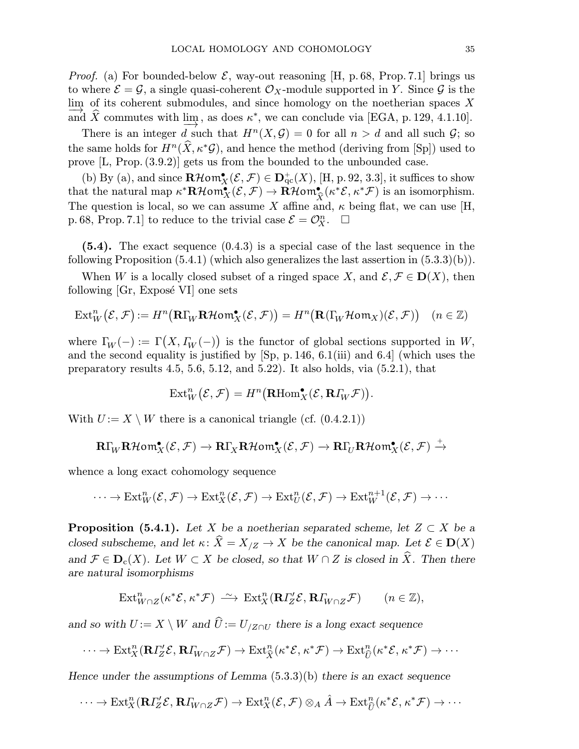*Proof.* (a) For bounded-below $\mathcal{E}$, way-out reasoning [H, p. 68, Prop. 7.1] brings us to where $\mathcal{E} = \mathcal{G}$, a single quasi-coherent $\mathcal{O}_X$-module supported in $Y$. Since $\mathcal{G}$ is the $\varinjlim$ of its coherent submodules, and since homology on the noetherian spaces $X$ and $\widehat{X}$ commutes with $\varinjlim$, as does $\kappa^*$, we can conclude via [EGA, p. 129, 4.1.10].

There is an integer $d$ such that $H^n(X, \mathcal{G}) = 0$ for all $n > d$ and all such $\mathcal{G}$; so the same holds for $H^n(\widehat{X}, \kappa^*\mathcal{G})$, and hence the method (deriving from [Sp]) used to prove [L, Prop. (3.9.2)] gets us from the bounded to the unbounded case.

(b) By (a), and since $\mathbf{R}\mathcal{H}om^\bullet_X(\mathcal{E}, \mathcal{F}) \in \mathbf{D}^+_{\mathrm{qc}}(X)$, [H, p. 92, 3.3], it suffices to show that the natural map $\kappa^*\mathbf{R}\mathcal{H}om^\bullet_X(\mathcal{E}, \mathcal{F}) \to \mathbf{R}\mathcal{H}om^\bullet_{\widehat{X}}(\kappa^*\mathcal{E}, \kappa^*\mathcal{F})$ is an isomorphism. The question is local, so we can assume $X$ affine and, $\kappa$ being flat, we can use [H, p. 68, Prop. 7.1] to reduce to the trivial case $\mathcal{E} = \mathcal{O}^n_X$. $\square$

**(5.4).** The exact sequence (0.4.3) is a special case of the last sequence in the following Proposition (5.4.1) (which also generalizes the last assertion in (5.3.3)(b)).

When $W$ is a locally closed subset of a ringed space $X$, and $\mathcal{E}, \mathcal{F} \in \mathbf{D}(X)$, then following [Gr, Exposé VI] one sets

$$\mathrm{Ext}^n_W(\mathcal{E}, \mathcal{F}) := H^n\big(\mathbf{R}\Gamma_W \mathbf{R}\mathcal{H}om^\bullet_X(\mathcal{E}, \mathcal{F})\big) = H^n\big(\mathbf{R}(\Gamma_W \mathcal{H}om_X)(\mathcal{E}, \mathcal{F})\big) \quad (n \in \mathbb{Z})$$

where $\Gamma_W(-) := \Gamma\big(X, \varGamma_W(-)\big)$ is the functor of global sections supported in $W$, and the second equality is justified by [Sp, p. 146, 6.1(iii) and 6.4] (which uses the preparatory results 4.5, 5.6, 5.12, and 5.22). It also holds, via (5.2.1), that

$$\mathrm{Ext}^n_W(\mathcal{E}, \mathcal{F}) = H^n\big(\mathbf{R}\mathrm{Hom}^\bullet_X(\mathcal{E}, \mathbf{R}\varGamma_W \mathcal{F})\big).$$

With $U := X \setminus W$ there is a canonical triangle (cf. (0.4.2.1))

$$\mathbf{R}\Gamma_W \mathbf{R}\mathcal{H}om^\bullet_X(\mathcal{E}, \mathcal{F}) \to \mathbf{R}\Gamma_X \mathbf{R}\mathcal{H}om^\bullet_X(\mathcal{E}, \mathcal{F}) \to \mathbf{R}\Gamma_U \mathbf{R}\mathcal{H}om^\bullet_X(\mathcal{E}, \mathcal{F}) \xrightarrow{+}$$

whence a long exact cohomology sequence

$$\cdots \to \mathrm{Ext}^n_W(\mathcal{E}, \mathcal{F}) \to \mathrm{Ext}^n_X(\mathcal{E}, \mathcal{F}) \to \mathrm{Ext}^n_U(\mathcal{E}, \mathcal{F}) \to \mathrm{Ext}^{n+1}_W(\mathcal{E}, \mathcal{F}) \to \cdots$$

**Proposition (5.4.1).** *Let $X$ be a noetherian separated scheme, let $Z \subset X$ be a closed subscheme, and let $\kappa\colon \widehat{X} = X_{/Z} \to X$ be the canonical map. Let $\mathcal{E} \in \mathbf{D}(X)$ and $\mathcal{F} \in \mathbf{D}_{\mathrm{c}}(X)$. Let $W \subset X$ be closed, so that $W \cap Z$ is closed in $\widehat{X}$. Then there are natural isomorphisms*

$$\mathrm{Ext}^n_{W \cap Z}(\kappa^*\mathcal{E}, \kappa^*\mathcal{F}) \xrightarrow{\ \sim\ } \mathrm{Ext}^n_X(\mathbf{R}\varGamma'_Z \mathcal{E}, \mathbf{R}\varGamma_{W \cap Z} \mathcal{F}) \qquad (n \in \mathbb{Z}),$$

*and so with $U := X \setminus W$ and $\widehat{U} := U_{/Z \cap U}$ there is a long exact sequence*

$$\cdots \to \mathrm{Ext}^n_X(\mathbf{R}\varGamma'_Z \mathcal{E}, \mathbf{R}\varGamma_{W \cap Z} \mathcal{F}) \to \mathrm{Ext}^n_{\widehat{X}}(\kappa^*\mathcal{E}, \kappa^*\mathcal{F}) \to \mathrm{Ext}^n_{\widehat{U}}(\kappa^*\mathcal{E}, \kappa^*\mathcal{F}) \to \cdots$$

*Hence under the assumptions of Lemma* (5.3.3)(b) *there is an exact sequence*

$$\cdots \to \mathrm{Ext}^n_X(\mathbf{R}\varGamma'_Z \mathcal{E}, \mathbf{R}\varGamma_{W \cap Z} \mathcal{F}) \to \mathrm{Ext}^n_X(\mathcal{E}, \mathcal{F}) \otimes_A \hat{A} \to \mathrm{Ext}^n_{\widehat{U}}(\kappa^*\mathcal{E}, \kappa^*\mathcal{F}) \to \cdots$$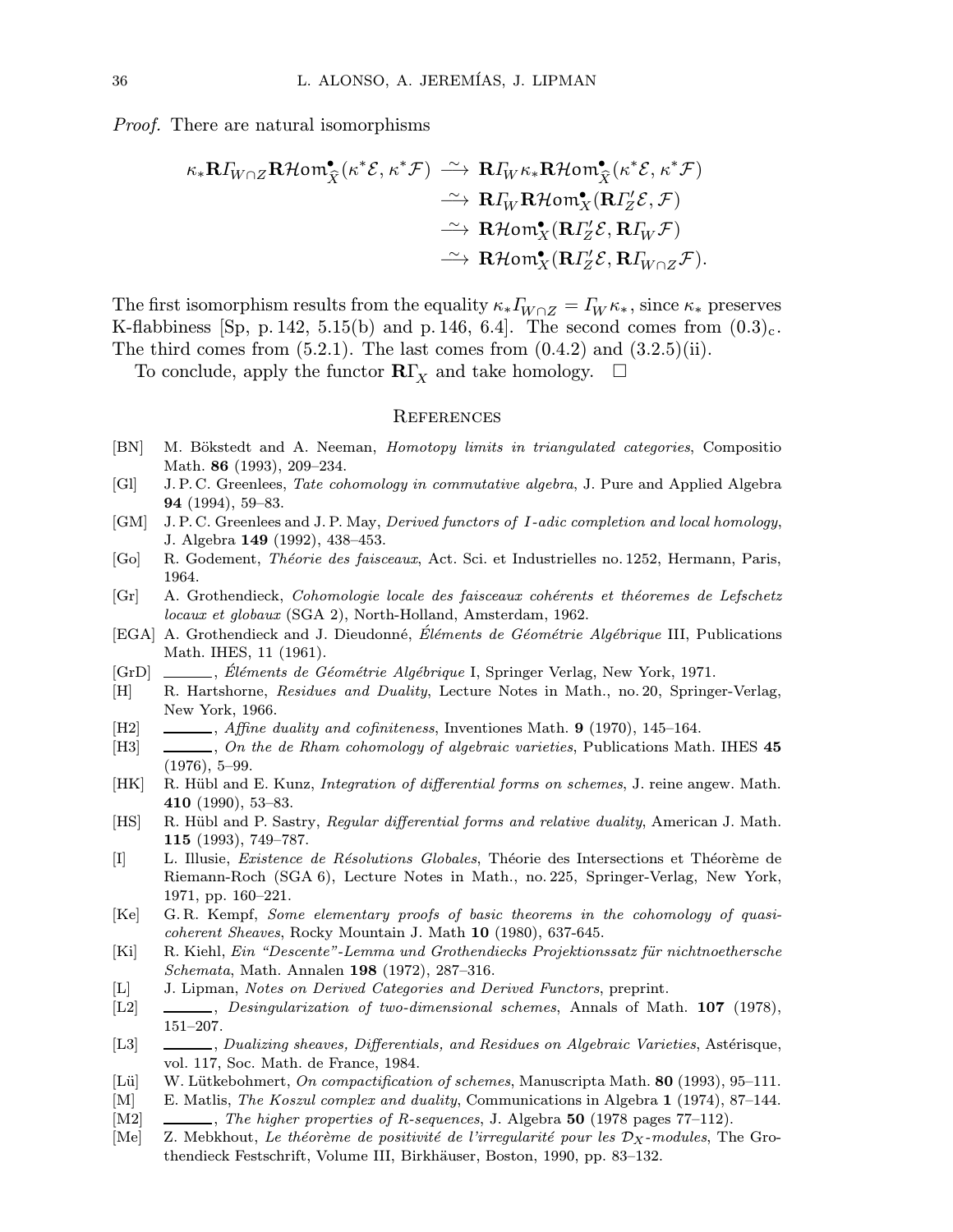*Proof.* There are natural isomorphisms

$$
\begin{aligned}
\kappa_*\mathbf{R}\varGamma_{W\cap Z}\mathbf{R}\mathcal{H}om^{\bullet}_{\widehat{X}}(\kappa^*\mathcal{E},\kappa^*\mathcal{F}) &\xrightarrow{\ \sim\ } \mathbf{R}\varGamma_W\kappa_*\mathbf{R}\mathcal{H}om^{\bullet}_{\widehat{X}}(\kappa^*\mathcal{E},\kappa^*\mathcal{F})\\
&\xrightarrow{\ \sim\ } \mathbf{R}\varGamma_W\mathbf{R}\mathcal{H}om^{\bullet}_{X}(\mathbf{R}\varGamma'_Z\mathcal{E},\mathcal{F})\\
&\xrightarrow{\ \sim\ } \mathbf{R}\mathcal{H}om^{\bullet}_{X}(\mathbf{R}\varGamma'_Z\mathcal{E},\mathbf{R}\varGamma_W\mathcal{F})\\
&\xrightarrow{\ \sim\ } \mathbf{R}\mathcal{H}om^{\bullet}_{X}(\mathbf{R}\varGamma'_Z\mathcal{E},\mathbf{R}\varGamma_{W\cap Z}\mathcal{F}).
\end{aligned}
$$

The first isomorphism results from the equality $\kappa_*\varGamma_{W\cap Z} = \varGamma_W\kappa_*$, since $\kappa_*$ preserves K-flabbiness [Sp, p. 142, 5.15(b) and p. 146, 6.4]. The second comes from $(0.3)_{\mathrm{c}}$. The third comes from (5.2.1). The last comes from (0.4.2) and (3.2.5)(ii).

To conclude, apply the functor $\mathbf{R}\varGamma_X$ and take homology. □

## References

[BN] M. Bökstedt and A. Neeman, *Homotopy limits in triangulated categories*, Compositio Math. **86** (1993), 209–234.

[Gl] J. P. C. Greenlees, *Tate cohomology in commutative algebra*, J. Pure and Applied Algebra **94** (1994), 59–83.

[GM] J. P. C. Greenlees and J. P. May, *Derived functors of I-adic completion and local homology*, J. Algebra **149** (1992), 438–453.

[Go] R. Godement, *Théorie des faisceaux*, Act. Sci. et Industrielles no. 1252, Hermann, Paris, 1964.

[Gr] A. Grothendieck, *Cohomologie locale des faisceaux cohérents et théoremes de Lefschetz locaux et globaux* (SGA 2), North-Holland, Amsterdam, 1962.

[EGA] A. Grothendieck and J. Dieudonné, *Éléments de Géométrie Algébrique* III, Publications Math. IHES, 11 (1961).

[GrD] ______, *Éléments de Géométrie Algébrique* I, Springer Verlag, New York, 1971.

[H] R. Hartshorne, *Residues and Duality*, Lecture Notes in Math., no. 20, Springer-Verlag, New York, 1966.

[H2] ______, *Affine duality and cofiniteness*, Inventiones Math. **9** (1970), 145–164.

[H3] ______, *On the de Rham cohomology of algebraic varieties*, Publications Math. IHES **45** (1976), 5–99.

[HK] R. Hübl and E. Kunz, *Integration of differential forms on schemes*, J. reine angew. Math. **410** (1990), 53–83.

[HS] R. Hübl and P. Sastry, *Regular differential forms and relative duality*, American J. Math. **115** (1993), 749–787.

[I] L. Illusie, *Existence de Résolutions Globales*, Théorie des Intersections et Théorème de Riemann-Roch (SGA 6), Lecture Notes in Math., no. 225, Springer-Verlag, New York, 1971, pp. 160–221.

[Ke] G. R. Kempf, *Some elementary proofs of basic theorems in the cohomology of quasi-coherent Sheaves*, Rocky Mountain J. Math **10** (1980), 637-645.

[Ki] R. Kiehl, *Ein "Descente"-Lemma und Grothendiecks Projektionssatz für nichtnoethersche Schemata*, Math. Annalen **198** (1972), 287–316.

[L] J. Lipman, *Notes on Derived Categories and Derived Functors*, preprint.

[L2] ______, *Desingularization of two-dimensional schemes*, Annals of Math. **107** (1978), 151–207.

[L3] ______, *Dualizing sheaves, Differentials, and Residues on Algebraic Varieties*, Astérisque, vol. 117, Soc. Math. de France, 1984.

[Lü] W. Lütkebohmert, *On compactification of schemes*, Manuscripta Math. **80** (1993), 95–111.

[M] E. Matlis, *The Koszul complex and duality*, Communications in Algebra **1** (1974), 87–144.

[M2] ______, *The higher properties of R-sequences*, J. Algebra **50** (1978 pages 77–112).

[Me] Z. Mebkhout, *Le théorème de positivité de l'irregularité pour les $\mathcal{D}_X$-modules*, The Grothendieck Festschrift, Volume III, Birkhäuser, Boston, 1990, pp. 83–132.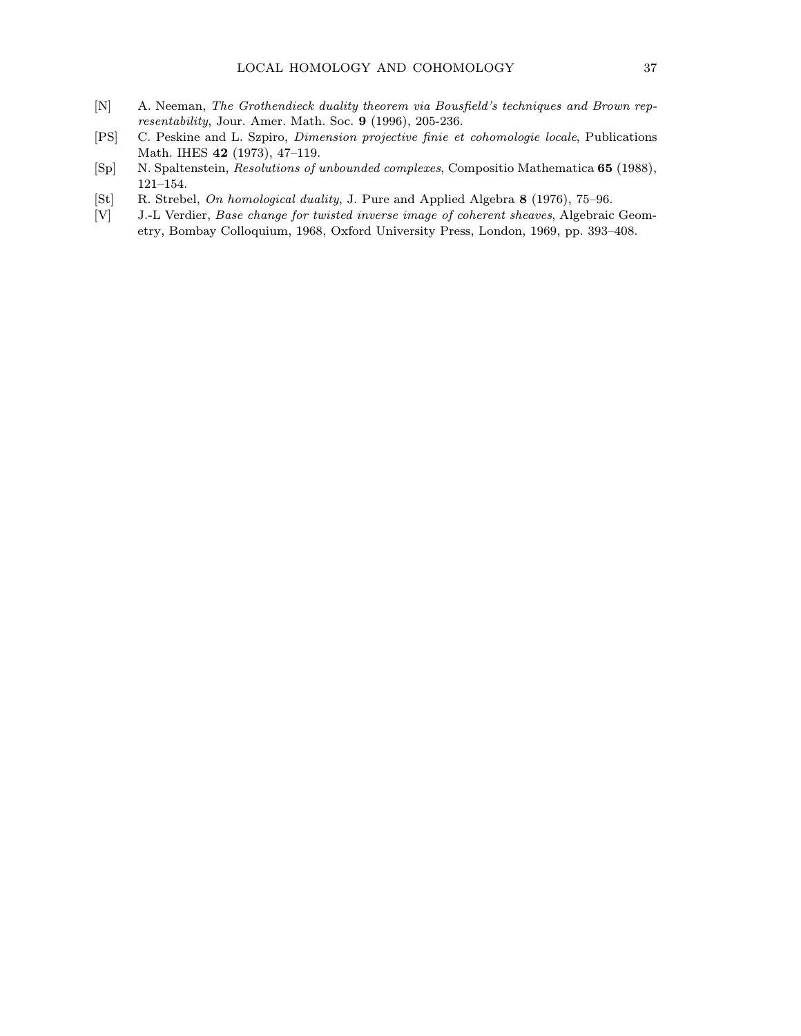[N] A. Neeman, *The Grothendieck duality theorem via Bousfield's techniques and Brown representability*, Jour. Amer. Math. Soc. **9** (1996), 205-236.

[PS] C. Peskine and L. Szpiro, *Dimension projective finie et cohomologie locale*, Publications Math. IHES **42** (1973), 47–119.

[Sp] N. Spaltenstein, *Resolutions of unbounded complexes*, Compositio Mathematica **65** (1988), 121–154.

[St] R. Strebel, *On homological duality*, J. Pure and Applied Algebra **8** (1976), 75–96.

[V] J.-L Verdier, *Base change for twisted inverse image of coherent sheaves*, Algebraic Geometry, Bombay Colloquium, 1968, Oxford University Press, London, 1969, pp. 393–408.